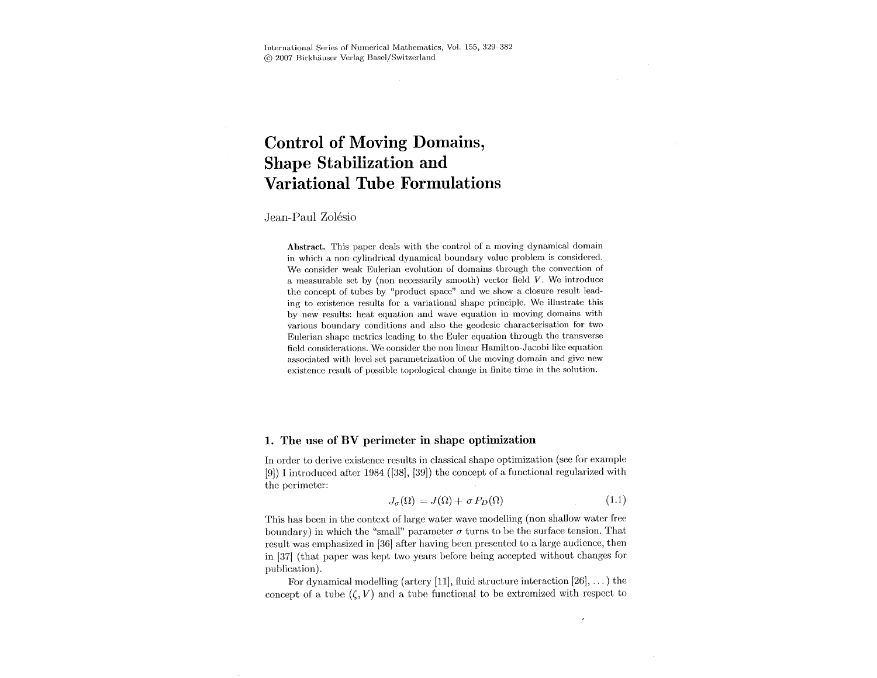# Control of Moving Domains, Shape Stabilization and Variational Tube Formulations

Jean-Paul Zolésio

**Abstract.** This paper deals with the control of a moving dynamical domain in which a non cylindrical dynamical boundary value problem is considered. We consider weak Eulerian evolution of domains through the convection of a measurable set by (non necessarily smooth) vector field $V$. We introduce the concept of tubes by "product space" and we show a closure result leading to existence results for a variational shape principle. We illustrate this by new results: heat equation and wave equation in moving domains with various boundary conditions and also the geodesic characterisation for two Eulerian shape metrics leading to the Euler equation through the transverse field considerations. We consider the non linear Hamilton-Jacobi like equation associated with level set parametrization of the moving domain and give new existence result of possible topological change in finite time in the solution.

## 1. The use of BV perimeter in shape optimization

In order to derive existence results in classical shape optimization (see for example [9]) I introduced after 1984 ([38], [39]) the concept of a functional regularized with the perimeter:

$$J_\sigma(\Omega) = J(\Omega) + \sigma\, P_D(\Omega) \tag{1.1}$$

This has been in the context of large water wave modelling (non shallow water free boundary) in which the "small" parameter $\sigma$ turns to be the surface tension. That result was emphasized in [36] after having been presented to a large audience, then in [37] (that paper was kept two years before being accepted without changes for publication).

For dynamical modelling (artery [11], fluid structure interaction [26], ...) the concept of a tube $(\zeta, V)$ and a tube functional to be extremized with respect to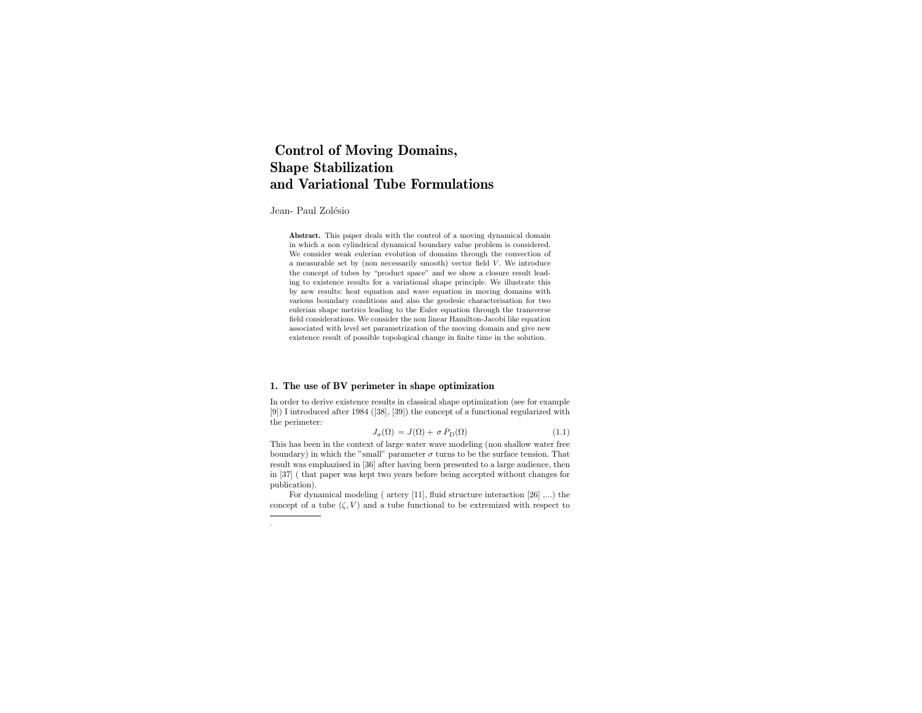# Control of Moving Domains, Shape Stabilization and Variational Tube Formulations

Jean- Paul Zolésio

**Abstract.** This paper deals with the control of a moving dynamical domain in which a non cylindrical dynamical boundary value problem is considered. We consider weak eulerian evolution of domains through the convection of a measurable set by (non necessarily smooth) vector field $V$. We introduce the concept of tubes by "product space" and we show a closure result leading to existence results for a variational shape principle. We illustrate this by new results: heat equation and wave equation in moving domains with various boundary conditions and also the geodesic characterisation for two eulerian shape metrics leading to the Euler equation through the transverse field considerations. We consider the non linear Hamilton-Jacobi like equation associated with level set parametrization of the moving domain and give new existence result of possible topological change in finite time in the solution.

## 1. The use of BV perimeter in shape optimization

In order to derive existence results in classical shape optimization (see for example [9]) I introduced after 1984 ([38], [39]) the concept of a functional regularized with the perimeter:

$$J_\sigma(\Omega) = J(\Omega) + \sigma\, P_D(\Omega) \tag{1.1}$$

This has been in the context of large water wave modeling (non shallow water free boundary) in which the "small" parameter $\sigma$ turns to be the surface tension. That result was emphazised in [36] after having been presented to a large audience, then in [37] ( that paper was kept two years before being accepted without changes for publication).

For dynamical modeling ( artery [11], fluid structure interaction [26] ,...) the concept of a tube $(\zeta, V)$ and a tube functional to be extremized with respect to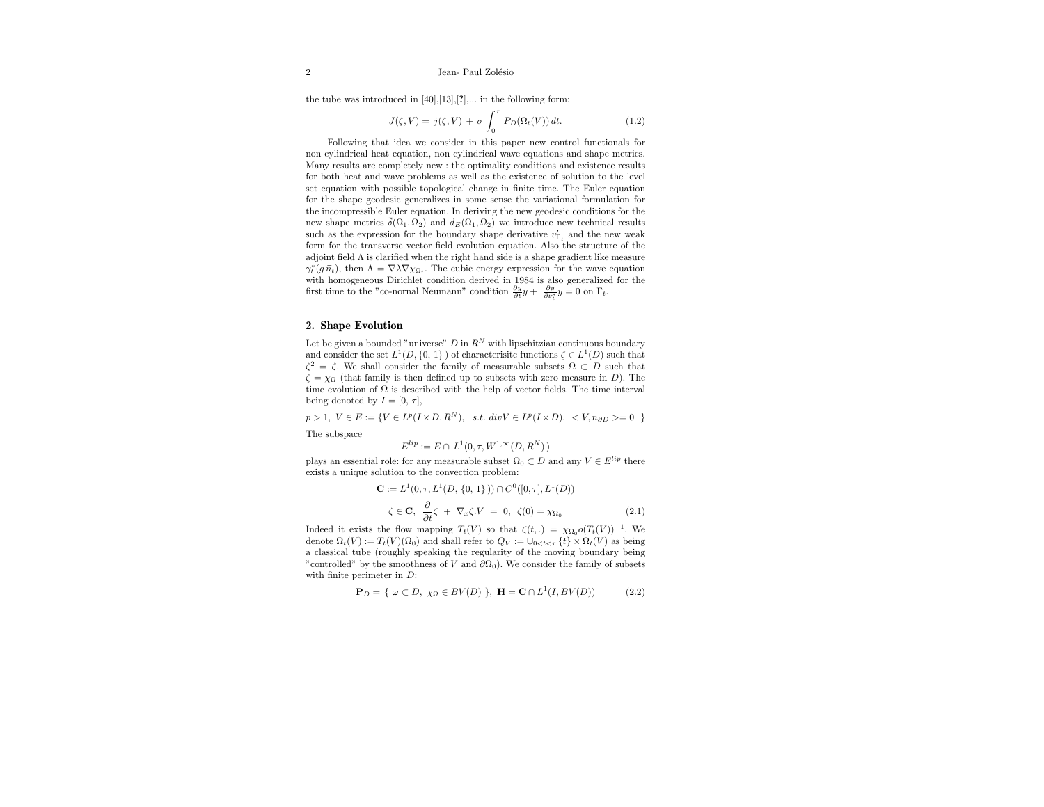the tube was introduced in [40],[13],[?],... in the following form:

$$J(\zeta, V) = j(\zeta, V) + \sigma \int_0^\tau P_D(\Omega_t(V))\, dt. \tag{1.2}$$

Following that idea we consider in this paper new control functionals for non cylindrical heat equation, non cylindrical wave equations and shape metrics. Many results are completely new : the optimality conditions and existence results for both heat and wave problems as well as the existence of solution to the level set equation with possible topological change in finite time. The Euler equation for the shape geodesic generalizes in some sense the variational formulation for the incompressible Euler equation. In deriving the new geodesic conditions for the new shape metrics $\delta(\Omega_1, \Omega_2)$ and $d_E(\Omega_1, \Omega_2)$ we introduce new technical results such as the expression for the boundary shape derivative $v'_{\Gamma_t}$ and the new weak form for the transverse vector field evolution equation. Also the structure of the adjoint field $\Lambda$ is clarified when the right hand side is a shape gradient like measure $\gamma_t^*(g\,\vec{n}_t)$, then $\Lambda = \nabla\lambda\nabla\chi_{\Omega_t}$. The cubic energy expression for the wave equation with homogeneous Dirichlet condition derived in 1984 is also generalized for the first time to the "co-nornal Neumann" condition $\frac{\partial y}{\partial t}y + \frac{\partial y}{\partial \nu_t^*}y = 0$ on $\Gamma_t$.

## 2. Shape Evolution

Let be given a bounded "universe" $D$ in $R^N$ with lipschitzian continuous boundary and consider the set $L^1(D, \{0,1\})$ of characterisitc functions $\zeta \in L^1(D)$ such that $\zeta^2 = \zeta$. We shall consider the family of measurable subsets $\Omega \subset D$ such that $\zeta = \chi_\Omega$ (that family is then defined up to subsets with zero measure in $D$). The time evolution of $\Omega$ is described with the help of vector fields. The time interval being denoted by $I = [0, \tau]$,

$$p > 1,\ V \in E := \{V \in L^p(I \times D, R^N),\ \ s.t.\ div V \in L^p(I \times D),\ < V, n_{\partial D} >= 0\ \}$$

The subspace

$$E^{lip} := E \cap L^1(0, \tau, W^{1,\infty}(D, R^N))$$

plays an essential role: for any measurable subset $\Omega_0 \subset D$ and any $V \in E^{lip}$ there exists a unique solution to the convection problem:

$$\mathbf{C} := L^1(0, \tau, L^1(D, \{0,1\})) \cap C^0([0,\tau], L^1(D))$$

$$\zeta \in \mathbf{C},\ \frac{\partial}{\partial t}\zeta + \nabla_x\zeta.V = 0,\ \zeta(0) = \chi_{\Omega_0} \tag{2.1}$$

Indeed it exists the flow mapping $T_t(V)$ so that $\zeta(t,.) = \chi_{\Omega_0} o (T_t(V))^{-1}$. We denote $\Omega_t(V) := T_t(V)(\Omega_0)$ and shall refer to $Q_V := \cup_{0<t<\tau}\{t\} \times \Omega_t(V)$ as being a classical tube (roughly speaking the regularity of the moving boundary being "controlled" by the smoothness of $V$ and $\partial\Omega_0$). We consider the family of subsets with finite perimeter in $D$:

$$\mathbf{P}_D = \{\ \omega \subset D,\ \chi_\Omega \in BV(D)\ \},\ \mathbf{H} = \mathbf{C} \cap L^1(I, BV(D)) \tag{2.2}$$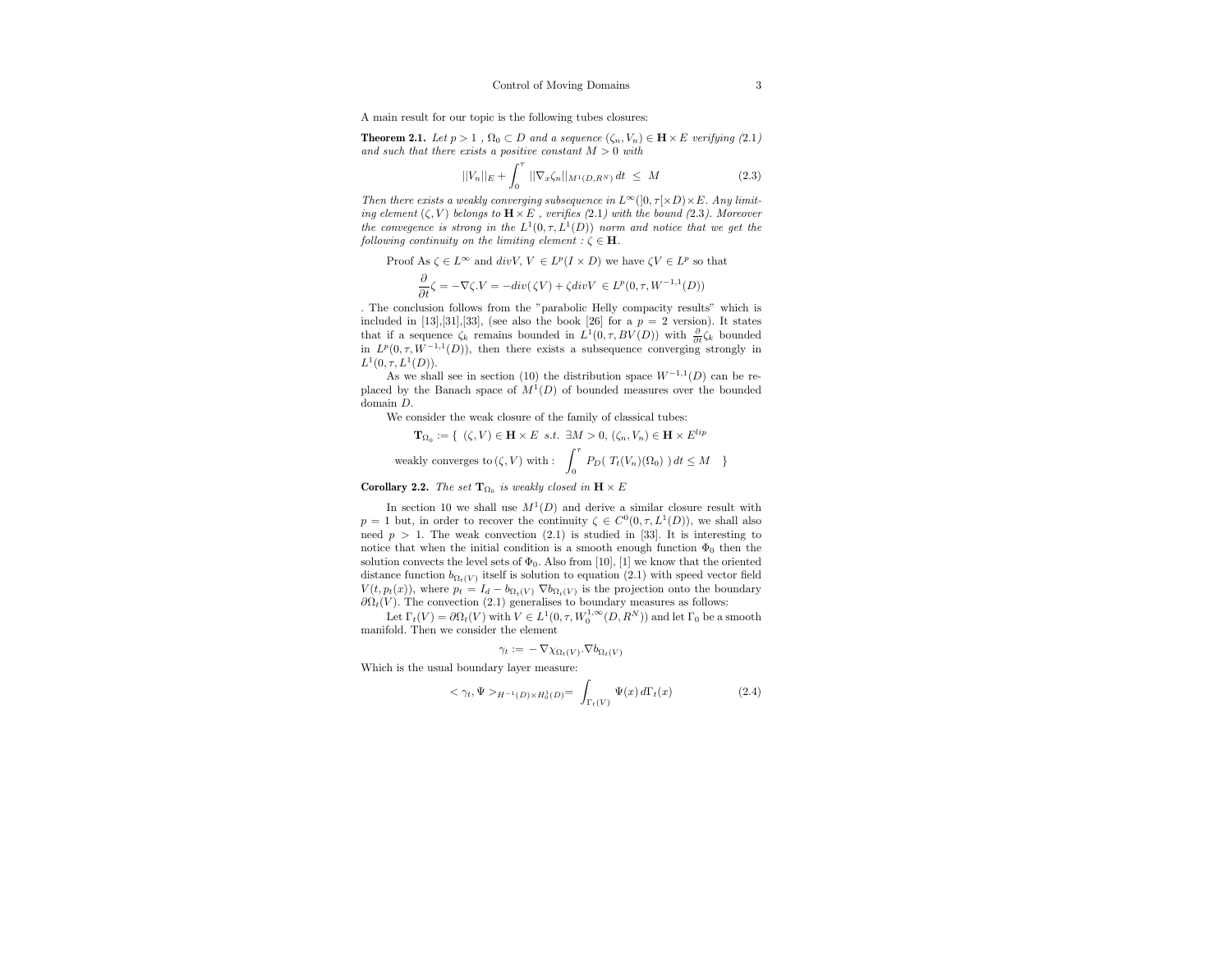A main result for our topic is the following tubes closures:

**Theorem 2.1.** *Let $p > 1$ , $\Omega_0 \subset D$ and a sequence $(\zeta_n, V_n) \in \mathbf{H} \times E$ verifying (2.1) and such that there exists a positive constant $M > 0$ with*

$$||V_n||_E + \int_0^\tau ||\nabla_x \zeta_n||_{M^1(D,R^N)}\, dt \;\leq\; M \tag{2.3}$$

*Then there exists a weakly converging subsequence in $L^\infty(]0,\tau[\times D) \times E$. Any limiting element $(\zeta, V)$ belongs to $\mathbf{H} \times E$ , verifies (2.1) with the bound (2.3). Moreover the convegence is strong in the $L^1(0,\tau, L^1(D))$ norm and notice that we get the following continuity on the limiting element : $\zeta \in \mathbf{H}$.*

Proof As $\zeta \in L^\infty$ and $divV,\, V \in L^p(I \times D)$ we have $\zeta V \in L^p$ so that

$$\frac{\partial}{\partial t}\zeta = -\nabla\zeta.V = -div(\,\zeta V) + \zeta div V \;\in L^p(0,\tau, W^{-1,1}(D))$$

. The conclusion follows from the "parabolic Helly compacity results" which is included in [13],[31],[33], (see also the book [26] for a $p = 2$ version). It states that if a sequence $\zeta_k$ remains bounded in $L^1(0,\tau, BV(D))$ with $\frac{\partial}{\partial t}\zeta_k$ bounded in $L^p(0,\tau, W^{-1,1}(D))$, then there exists a subsequence converging strongly in $L^1(0,\tau, L^1(D))$.

As we shall see in section (10) the distribution space $W^{-1,1}(D)$ can be replaced by the Banach space of $M^1(D)$ of bounded measures over the bounded domain $D$.

We consider the weak closure of the family of classical tubes:

$$\mathbf{T}_{\Omega_0} := \{ \;(\zeta, V) \in \mathbf{H} \times E \;\; s.t.\;\; \exists M > 0,\, (\zeta_n, V_n) \in \mathbf{H} \times E^{lip}$$

$$\text{weakly converges to}\,(\zeta, V)\text{ with :}\quad \int_0^\tau P_D(\; T_t(V_n)(\Omega_0)\;)\, dt \leq M \quad \}$$

**Corollary 2.2.** *The set $\mathbf{T}_{\Omega_0}$ is weakly closed in $\mathbf{H} \times E$*

In section 10 we shall use $M^1(D)$ and derive a similar closure result with $p = 1$ but, in order to recover the continuity $\zeta \in C^0(0,\tau, L^1(D))$, we shall also need $p > 1$. The weak convection (2.1) is studied in [33]. It is interesting to notice that when the initial condition is a smooth enough function $\Phi_0$ then the solution convects the level sets of $\Phi_0$. Also from [10], [1] we know that the oriented distance function $b_{\Omega_t(V)}$ itself is solution to equation (2.1) with speed vector field $V(t, p_t(x))$, where $p_t = I_d - b_{\Omega_t(V)}\, \nabla b_{\Omega_t(V)}$ is the projection onto the boundary $\partial\Omega_t(V)$. The convection (2.1) generalises to boundary measures as follows:

Let $\Gamma_t(V) = \partial\Omega_t(V)$ with $V \in L^1(0,\tau, W_0^{1,\infty}(D, R^N))$ and let $\Gamma_0$ be a smooth manifold. Then we consider the element

$$\gamma_t := \,-\nabla\chi_{\Omega_t(V)}.\nabla b_{\Omega_t(V)}$$

Which is the usual boundary layer measure:

$$<\gamma_t, \Psi>_{H^{-1}(D)\times H_0^1(D)} = \int_{\Gamma_t(V)} \Psi(x)\, d\Gamma_t(x) \tag{2.4}$$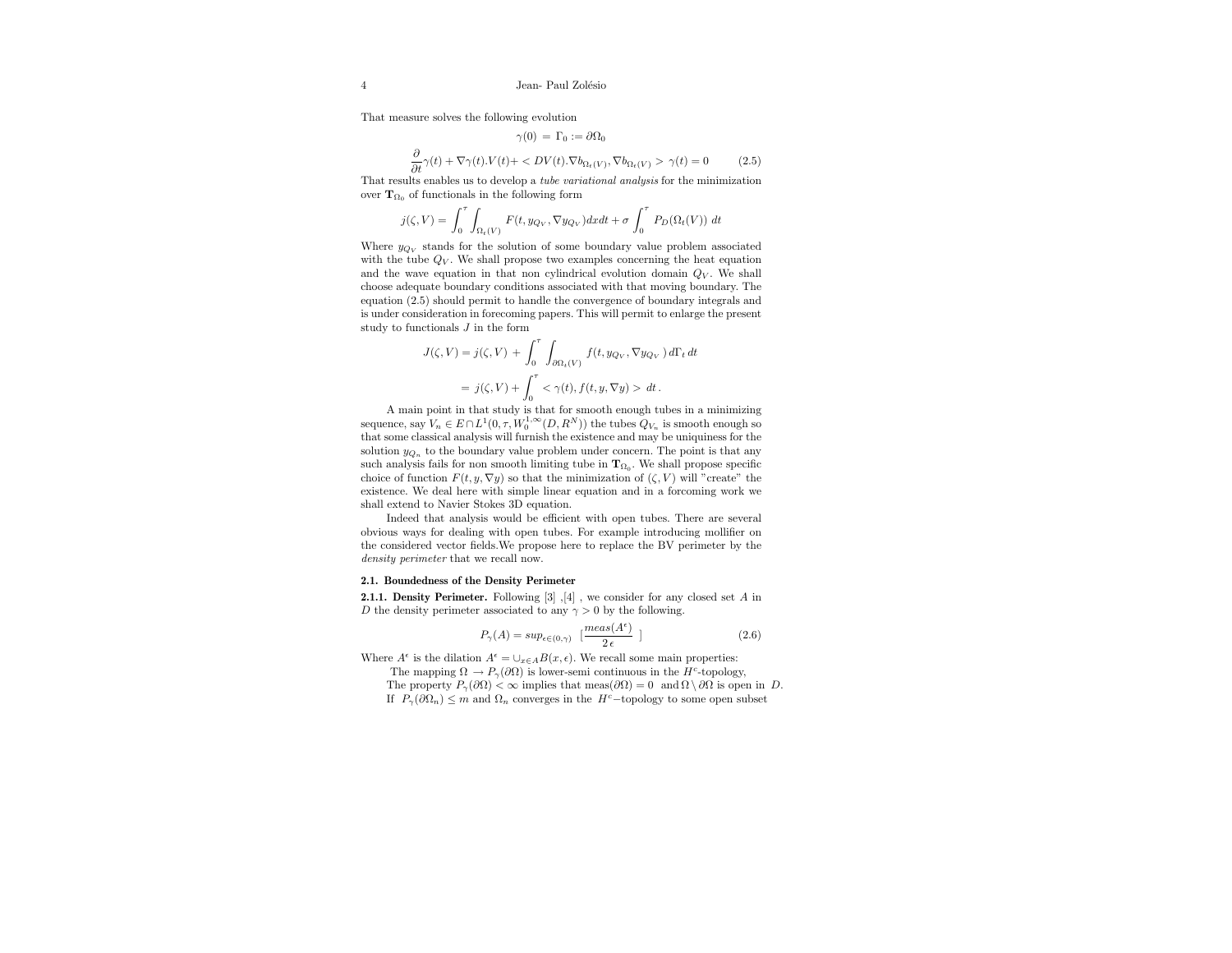That measure solves the following evolution

$$\gamma(0) \,=\, \Gamma_0 := \partial\Omega_0$$

$$\frac{\partial}{\partial t}\gamma(t) + \nabla\gamma(t).V(t) + < DV(t).\nabla b_{\Omega_t(V)}, \nabla b_{\Omega_t(V)} > \gamma(t) = 0 \qquad (2.5)$$

That results enables us to develop a *tube variational analysis* for the minimization over $\mathbf{T}_{\Omega_0}$ of functionals in the following form

$$j(\zeta, V) = \int_0^\tau \int_{\Omega_t(V)} F(t, y_{Q_V}, \nabla y_{Q_V}) dx dt + \sigma \int_0^\tau P_D(\Omega_t(V)) \; dt$$

Where $y_{Q_V}$ stands for the solution of some boundary value problem associated with the tube $Q_V$. We shall propose two examples concerning the heat equation and the wave equation in that non cylindrical evolution domain $Q_V$. We shall choose adequate boundary conditions associated with that moving boundary. The equation (2.5) should permit to handle the convergence of boundary integrals and is under consideration in forecoming papers. This will permit to enlarge the present study to functionals $J$ in the form

$$J(\zeta, V) = j(\zeta, V) \,+\, \int_0^\tau \int_{\partial\Omega_t(V)} f(t, y_{Q_V}, \nabla y_{Q_V}\,) \, d\Gamma_t \, dt$$

$$= \, j(\zeta, V) + \int_0^\tau < \gamma(t), f(t, y, \nabla y) > \; dt \,.$$

A main point in that study is that for smooth enough tubes in a minimizing sequence, say $V_n \in E \cap L^1(0, \tau, W_0^{1,\infty}(D, R^N))$ the tubes $Q_{V_n}$ is smooth enough so that some classical analysis will furnish the existence and may be uniquiness for the solution $y_{Q_n}$ to the boundary value problem under concern. The point is that any such analysis fails for non smooth limiting tube in $\mathbf{T}_{\Omega_0}$. We shall propose specific choice of function $F(t, y, \nabla y)$ so that the minimization of $(\zeta, V)$ will "create" the existence. We deal here with simple linear equation and in a forcoming work we shall extend to Navier Stokes 3D equation.

Indeed that analysis would be efficient with open tubes. There are several obvious ways for dealing with open tubes. For example introducing mollifier on the considered vector fields.We propose here to replace the BV perimeter by the *density perimeter* that we recall now.

### 2.1. Boundedness of the Density Perimeter

**2.1.1. Density Perimeter.** Following [3] ,[4] , we consider for any closed set $A$ in $D$ the density perimeter associated to any $\gamma > 0$ by the following.

$$P_\gamma(A) = sup_{\epsilon \in (0,\gamma)} \;\; [\frac{meas(A^\epsilon)}{2\,\epsilon} \;\;] \qquad (2.6)$$

Where $A^\epsilon$ is the dilation $A^\epsilon = \cup_{x\in A} B(x, \epsilon)$. We recall some main properties:

The mapping $\Omega \to P_\gamma(\partial\Omega)$ is lower-semi continuous in the $H^c$-topology,

The property $P_\gamma(\partial\Omega) < \infty$ implies that meas$(\partial\Omega) = 0$ and $\Omega \setminus \partial\Omega$ is open in $D$.

If $P_\gamma(\partial\Omega_n) \leq m$ and $\Omega_n$ converges in the $H^c-$topology to some open subset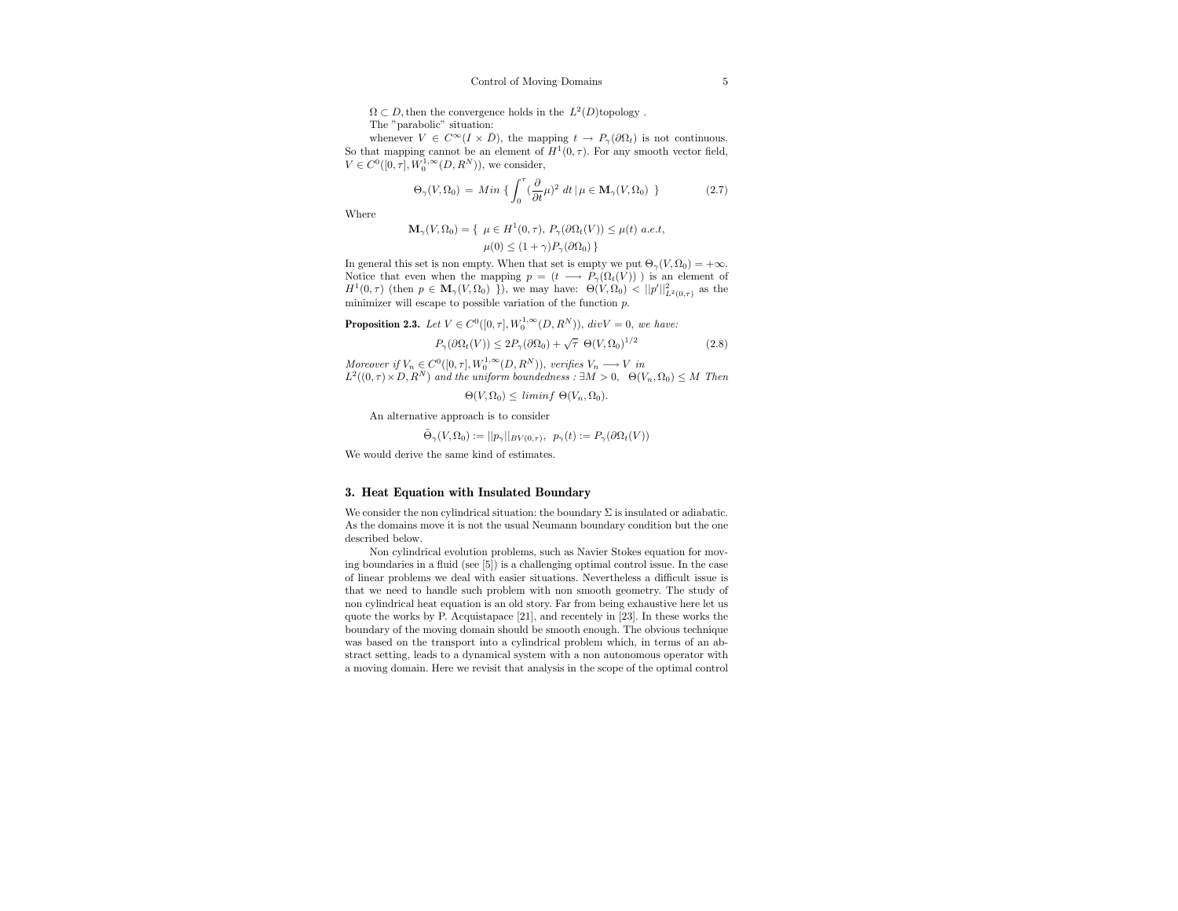$\Omega \subset D$, then the convergence holds in the $L^2(D)$topology .

The "parabolic" situation:

whenever $V \in C^\infty(I \times \bar{D})$, the mapping $t \to P_\gamma(\partial\Omega_t)$ is not continuous. So that mapping cannot be an element of $H^1(0,\tau)$. For any smooth vector field, $V \in C^0([0,\tau], W_0^{1,\infty}(D, R^N))$, we consider,

$$\Theta_\gamma(V,\Omega_0) = Min \left\{ \int_0^\tau (\frac{\partial}{\partial t}\mu)^2 \, dt \,|\, \mu \in \mathbf{M}_\gamma(V,\Omega_0) \right\} \tag{2.7}$$

Where

$$\mathbf{M}_\gamma(V,\Omega_0) = \{ \mu \in H^1(0,\tau),\ P_\gamma(\partial\Omega_t(V)) \le \mu(t) \ a.e.t,$$
$$\mu(0) \le (1+\gamma)P_\gamma(\partial\Omega_0) \}$$

In general this set is non empty. When that set is empty we put $\Theta_\gamma(V,\Omega_0) = +\infty$. Notice that even when the mapping $p = (t \longrightarrow P_\gamma(\Omega_t(V)))$ is an element of $H^1(0,\tau)$ (then $p \in \mathbf{M}_\gamma(V,\Omega_0)$ }), we may have: $\Theta(V,\Omega_0) < ||p'||^2_{L^2(0,\tau)}$ as the minimizer will escape to possible variation of the function $p$.

**Proposition 2.3.** *Let $V \in C^0([0,\tau], W_0^{1,\infty}(D, R^N))$, $divV = 0$, we have:*

$$P_\gamma(\partial\Omega_t(V)) \le 2P_\gamma(\partial\Omega_0) + \sqrt{\tau}\ \Theta(V,\Omega_0)^{1/2} \tag{2.8}$$

*Moreover if $V_n \in C^0([0,\tau], W_0^{1,\infty}(D, R^N))$, verifies $V_n \longrightarrow V$ in $L^2((0,\tau)\times D, R^N)$ and the uniform boundedness : $\exists M > 0,\ \ \Theta(V_n,\Omega_0) \le M$ Then*

$$\Theta(V,\Omega_0) \le liminf\ \Theta(V_n,\Omega_0).$$

An alternative approach is to consider

$$\tilde{\Theta}_\gamma(V,\Omega_0) := ||p_\gamma||_{BV(0,\tau)},\ \ p_\gamma(t) := P_\gamma(\partial\Omega_t(V))$$

We would derive the same kind of estimates.

## 3. Heat Equation with Insulated Boundary

We consider the non cylindrical situation: the boundary $\Sigma$ is insulated or adiabatic. As the domains move it is not the usual Neumann boundary condition but the one described below.

Non cylindrical evolution problems, such as Navier Stokes equation for moving boundaries in a fluid (see [5]) is a challenging optimal control issue. In the case of linear problems we deal with easier situations. Nevertheless a difficult issue is that we need to handle such problem with non smooth geometry. The study of non cylindrical heat equation is an old story. Far from being exhaustive here let us quote the works by P. Acquistapace [21], and recently in [23]. In these works the boundary of the moving domain should be smooth enough. The obvious technique was based on the transport into a cylindrical problem which, in terms of an abstract setting, leads to a dynamical system with a non autonomous operator with a moving domain. Here we revisit that analysis in the scope of the optimal control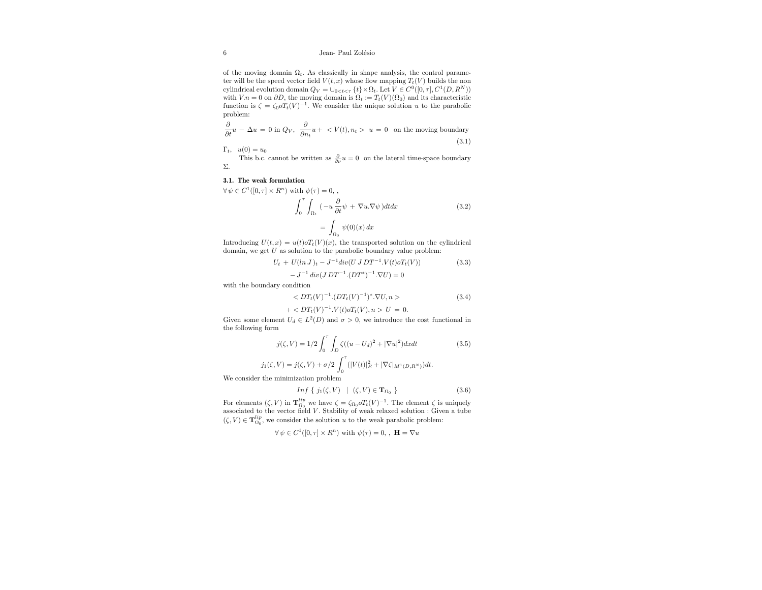of the moving domain $\Omega_t$. As classically in shape analysis, the control parameter will be the speed vector field $V(t,x)$ whose flow mapping $T_t(V)$ builds the non cylindrical evolution domain $Q_V = \cup_{0<t<\tau} \{t\} \times \Omega_t$. Let $V \in C^0([0,\tau], C^1(D, R^N))$ with $V.n = 0$ on $\partial D$, the moving domain is $\Omega_t := T_t(V)(\Omega_0)$ and its characteristic function is $\zeta = \zeta_0 o T_t(V)^{-1}$. We consider the unique solution $u$ to the parabolic problem:

$$\frac{\partial}{\partial t} u - \Delta u = 0 \text{ in } Q_V, \;\; \frac{\partial}{\partial n_t} u + < V(t), n_t > \; u = 0 \;\; \text{on the moving boundary} \tag{3.1}$$

$\Gamma_t$, $\;u(0) = u_0$

This b.c. cannot be written as $\frac{\partial}{\partial \nu} u = 0$ on the lateral time-space boundary $\Sigma$.

### 3.1. The weak formulation

$\forall \psi \in C^1([0,\tau] \times R^n)$ with $\psi(\tau) = 0$, ,

$$\int_0^\tau \int_{\Omega_t} ( -u \frac{\partial}{\partial t} \psi + \nabla u . \nabla \psi ) dt dx \tag{3.2}$$
$$= \int_{\Omega_0} \psi(0)(x) \, dx$$

Introducing $U(t,x) = u(t) o T_t(V)(x)$, the transported solution on the cylindrical domain, we get $U$ as solution to the parabolic boundary value problem:

$$U_t + U(\ln J)_t - J^{-1} div(U \, J \, DT^{-1}.V(t) o T_t(V)) \tag{3.3}$$
$$- J^{-1} \, div(J \, DT^{-1}.(DT^*)^{-1}.\nabla U) = 0$$

with the boundary condition

$$< DT_t(V)^{-1}.(DT_t(V)^{-1})^*.\nabla U, n > \tag{3.4}$$
$$+ < DT_t(V)^{-1}.V(t) o T_t(V), n > U \; = \; 0.$$

Given some element $U_d \in L^2(D)$ and $\sigma > 0$, we introduce the cost functional in the following form

$$j(\zeta, V) = 1/2 \int_0^\tau \int_D \zeta((u - U_d)^2 + |\nabla u|^2) dx dt \tag{3.5}$$

$$j_1(\zeta, V) = j(\zeta, V) + \sigma/2 \int_0^\tau (|V(t)|_E^2 + |\nabla \zeta|_{M^1(D,R^N)}) dt.$$

We consider the minimization problem

$$Inf \; \{ \; j_1(\zeta, V) \;\; | \;\; (\zeta, V) \in \mathbf{T}_{\Omega_0} \; \} \tag{3.6}$$

For elements $(\zeta, V)$ in $\mathbf{T}_{\Omega_0}^{lip}$ we have $\zeta = \zeta_{\Omega_0} o T_t(V)^{-1}$. The element $\zeta$ is uniquely associated to the vector field $V$. Stability of weak relaxed solution : Given a tube $(\zeta, V) \in \mathbf{T}_{\Omega_0}^{lip}$, we consider the solution $u$ to the weak parabolic problem:

$\forall \psi \in C^1([0,\tau] \times R^n)$ with $\psi(\tau) = 0$, , $\mathbf{H} = \nabla u$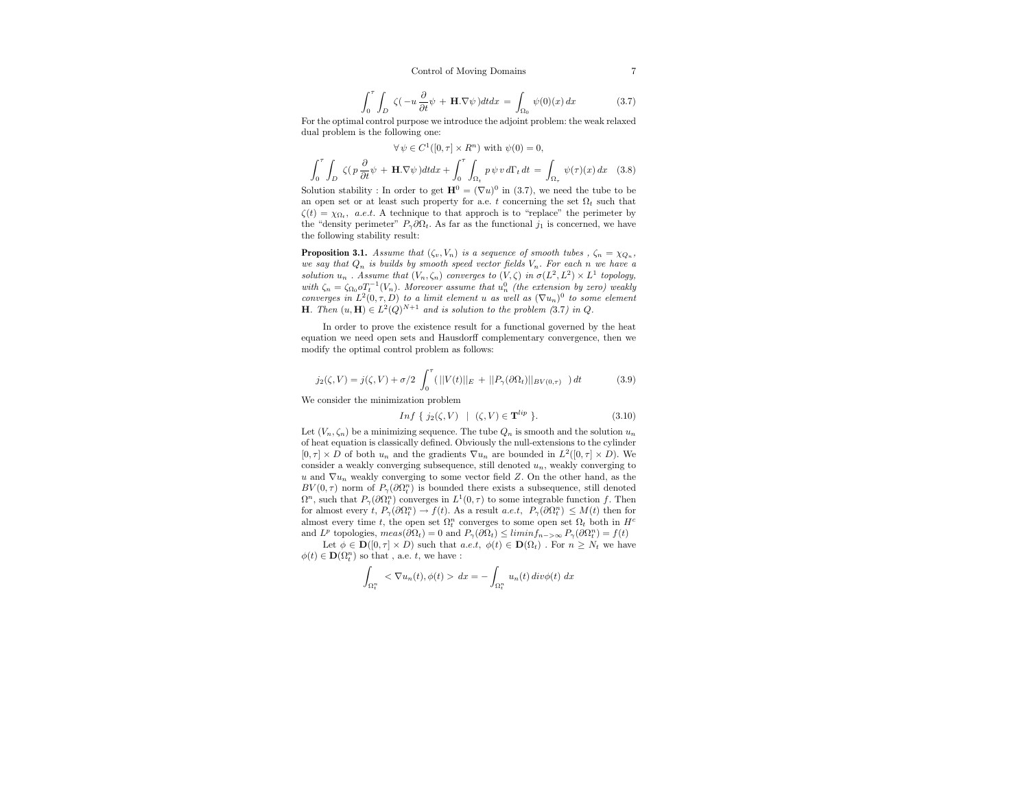$$\int_0^\tau \int_D \zeta( -u \frac{\partial}{\partial t}\psi + \mathbf{H}.\nabla\psi )dtdx = \int_{\Omega_0} \psi(0)(x)\, dx \tag{3.7}$$

For the optimal control purpose we introduce the adjoint problem: the weak relaxed dual problem is the following one:

$$\forall\, \psi \in C^1([0,\tau] \times R^n) \text{ with } \psi(0) = 0,$$

$$\int_0^\tau \int_D \zeta( p\, \frac{\partial}{\partial t}\psi + \mathbf{H}.\nabla\psi )dtdx + \int_0^\tau \int_{\Omega_t} p\, \psi\, v\, d\Gamma_t\, dt = \int_{\Omega_\tau} \psi(\tau)(x)\, dx \tag{3.8}$$

Solution stability : In order to get $\mathbf{H}^0 = (\nabla u)^0$ in (3.7), we need the tube to be an open set or at least such property for a.e. $t$ concerning the set $\Omega_t$ such that $\zeta(t) = \chi_{\Omega_t}$, *a.e.t*. A technique to that approch is to "replace" the perimeter by the "density perimeter" $P_\gamma \partial\Omega_t$. As far as the functional $j_1$ is concerned, we have the following stability result:

**Proposition 3.1.** *Assume that $(\zeta_v, V_n)$ is a sequence of smooth tubes , $\zeta_n = \chi_{Q_n}$, we say that $Q_n$ is builds by smooth speed vector fields $V_n$. For each $n$ we have a solution $u_n$ . Assume that $(V_n, \zeta_n)$ converges to $(V, \zeta)$ in $\sigma(L^2, L^2) \times L^1$ topology, with $\zeta_n = \zeta_{\Omega_0} o T_t^{-1}(V_n)$. Moreover assume that $u_n^0$ (the extension by zero) weakly converges in $L^2(0, \tau, D)$ to a limit element $u$ as well as $(\nabla u_n)^0$ to some element $\mathbf{H}$. Then $(u, \mathbf{H}) \in L^2(Q)^{N+1}$ and is solution to the problem (3.7) in $Q$.*

In order to prove the existence result for a functional governed by the heat equation we need open sets and Hausdorff complementary convergence, then we modify the optimal control problem as follows:

$$j_2(\zeta, V) = j(\zeta, V) + \sigma/2 \int_0^\tau ( ||V(t)||_E + ||P_\gamma(\partial\Omega_t)||_{BV(0,\tau)} \;)\, dt \tag{3.9}$$

We consider the minimization problem

$$Inf\ \{\ j_2(\zeta, V) \ \ | \ \ (\zeta, V) \in \mathbf{T}^{lip}\ \}. \tag{3.10}$$

Let $(V_n, \zeta_n)$ be a minimizing sequence. The tube $Q_n$ is smooth and the solution $u_n$ of heat equation is classically defined. Obviously the null-extensions to the cylinder $[0, \tau] \times D$ of both $u_n$ and the gradients $\nabla u_n$ are bounded in $L^2([0, \tau] \times D)$. We consider a weakly converging subsequence, still denoted $u_n$, weakly converging to $u$ and $\nabla u_n$ weakly converging to some vector field $Z$. On the other hand, as the $BV(0, \tau)$ norm of $P_\gamma(\partial\Omega_t^n)$ is bounded there exists a subsequence, still denoted $\Omega^n$, such that $P_\gamma(\partial\Omega_t^n)$ converges in $L^1(0, \tau)$ to some integrable function $f$. Then for almost every $t$, $P_\gamma(\partial\Omega_t^n) \to f(t)$. As a result *a.e.t*, $P_\gamma(\partial\Omega_t^n) \leq M(t)$ then for almost every time $t$, the open set $\Omega_t^n$ converges to some open set $\Omega_t$ both in $H^c$ and $L^p$ topologies, $meas(\partial\Omega_t) = 0$ and $P_\gamma(\partial\Omega_t) \leq liminf_{n->\infty} P_\gamma(\partial\Omega_t^n) = f(t)$

Let $\phi \in \mathbf{D}([0, \tau] \times D)$ such that *a.e.t*, $\phi(t) \in \mathbf{D}(\Omega_t)$ . For $n \geq N_t$ we have $\phi(t) \in \mathbf{D}(\Omega_t^n)$ so that , a.e. $t$, we have :

$$\int_{\Omega_t^n} < \nabla u_n(t), \phi(t) > \, dx = -\int_{\Omega_t^n} u_n(t)\, div\phi(t)\, dx$$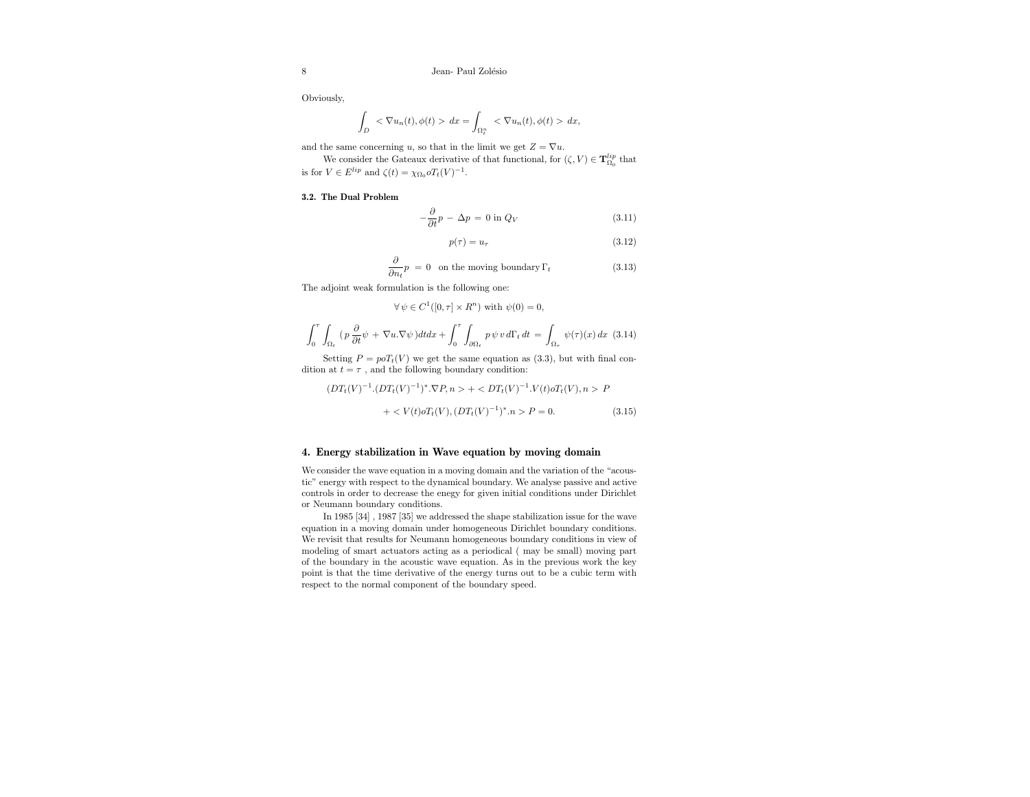Obviously,

$$\int_D < \nabla u_n(t), \phi(t) > \, dx = \int_{\Omega_t^n} < \nabla u_n(t), \phi(t) > \, dx,$$

and the same concerning $u$, so that in the limit we get $Z = \nabla u$.

We consider the Gateaux derivative of that functional, for $(\zeta, V) \in \mathbf{T}^{lip}_{\Omega_0}$ that is for $V \in E^{lip}$ and $\zeta(t) = \chi_{\Omega_0} o T_t(V)^{-1}$.

### 3.2. The Dual Problem

$$-\frac{\partial}{\partial t} p - \Delta p = 0 \text{ in } Q_V \tag{3.11}$$

$$p(\tau) = u_\tau \tag{3.12}$$

$$\frac{\partial}{\partial n_t} p = 0 \quad \text{on the moving boundary } \Gamma_t \tag{3.13}$$

The adjoint weak formulation is the following one:

$$\forall\, \psi \in C^1([0,\tau] \times R^n) \text{ with } \psi(0) = 0,$$

$$\int_0^\tau \int_{\Omega_t} (\, p \, \frac{\partial}{\partial t} \psi + \nabla u . \nabla \psi \,) dt dx + \int_0^\tau \int_{\partial \Omega_t} p \, \psi \, v \, d\Gamma_t \, dt = \int_{\Omega_\tau} \psi(\tau)(x) \, dx \tag{3.14}$$

Setting $P = p o T_t(V)$ we get the same equation as (3.3), but with final condition at $t = \tau$ , and the following boundary condition:

$$(DT_t(V)^{-1} . (DT_t(V)^{-1})^* . \nabla P, n > + < DT_t(V)^{-1} . V(t) o T_t(V), n > P$$

$$+ < V(t) o T_t(V), (DT_t(V)^{-1})^* . n > P = 0. \tag{3.15}$$

## 4. Energy stabilization in Wave equation by moving domain

We consider the wave equation in a moving domain and the variation of the "acoustic" energy with respect to the dynamical boundary. We analyse passive and active controls in order to decrease the enegy for given initial conditions under Dirichlet or Neumann boundary conditions.

In 1985 [34] , 1987 [35] we addressed the shape stabilization issue for the wave equation in a moving domain under homogeneous Dirichlet boundary conditions. We revisit that results for Neumann homogeneous boundary conditions in view of modeling of smart actuators acting as a periodical ( may be small) moving part of the boundary in the acoustic wave equation. As in the previous work the key point is that the time derivative of the energy turns out to be a cubic term with respect to the normal component of the boundary speed.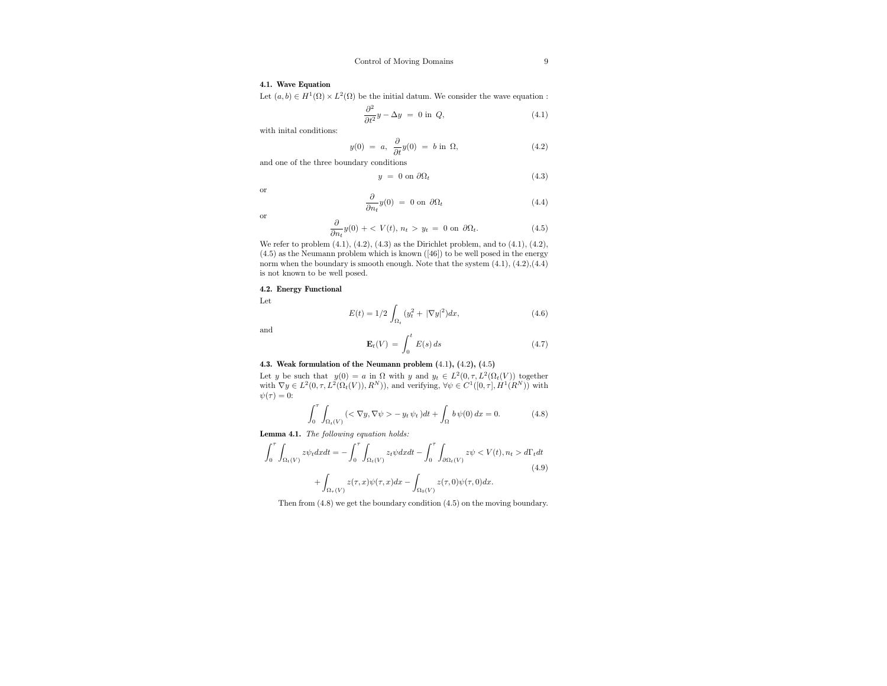### 4.1. Wave Equation

Let $(a, b) \in H^1(\Omega) \times L^2(\Omega)$ be the initial datum. We consider the wave equation :

$$\frac{\partial^2}{\partial t^2} y - \Delta y \;=\; 0 \text{ in } Q, \tag{4.1}$$

with inital conditions:

$$y(0) \;=\; a, \;\; \frac{\partial}{\partial t} y(0) \;=\; b \text{ in } \Omega, \tag{4.2}$$

and one of the three boundary conditions

$$y \;=\; 0 \text{ on } \partial\Omega_t \tag{4.3}$$

or

$$\frac{\partial}{\partial n_t} y(0) \;=\; 0 \text{ on } \partial\Omega_t \tag{4.4}$$

or

$$\frac{\partial}{\partial n_t} y(0) + < V(t), n_t > y_t \;=\; 0 \text{ on } \partial\Omega_t. \tag{4.5}$$

We refer to problem (4.1), (4.2), (4.3) as the Dirichlet problem, and to (4.1), (4.2), (4.5) as the Neumann problem which is known ([46]) to be well posed in the energy norm when the boundary is smooth enough. Note that the system (4.1), (4.2),(4.4) is not known to be well posed.

### 4.2. Energy Functional

Let

$$E(t) = 1/2 \int_{\Omega_t} (y_t^2 + |\nabla y|^2) dx, \tag{4.6}$$

and

$$\mathbf{E}_t(V) \;=\; \int_0^t E(s)\, ds \tag{4.7}$$

### 4.3. Weak formulation of the Neumann problem (4.1), (4.2), (4.5)

Let $y$ be such that $y(0) = a$ in $\Omega$ with $y$ and $y_t \in L^2(0, \tau, L^2(\Omega_t(V))$ together with $\nabla y \in L^2(0, \tau, L^2(\Omega_t(V)), R^N))$, and verifying, $\forall \psi \in C^1([0, \tau], H^1(R^N))$ with $\psi(\tau) = 0$:

$$\int_0^\tau \int_{\Omega_t(V)} (< \nabla y, \nabla \psi > - \, y_t\, \psi_t\,) dt + \int_\Omega b\, \psi(0)\, dx = 0. \tag{4.8}$$

**Lemma 4.1.** *The following equation holds:*

$$\int_0^\tau \int_{\Omega_t(V)} z \psi_t dx dt = - \int_0^\tau \int_{\Omega_t(V)} z_t \psi dx dt - \int_0^\tau \int_{\partial\Omega_t(V)} z\psi < V(t), n_t > d\Gamma_t dt$$
$$+ \int_{\Omega_\tau(V)} z(\tau, x)\psi(\tau, x) dx - \int_{\Omega_0(V)} z(\tau, 0)\psi(\tau, 0) dx. \tag{4.9}$$

Then from (4.8) we get the boundary condition (4.5) on the moving boundary.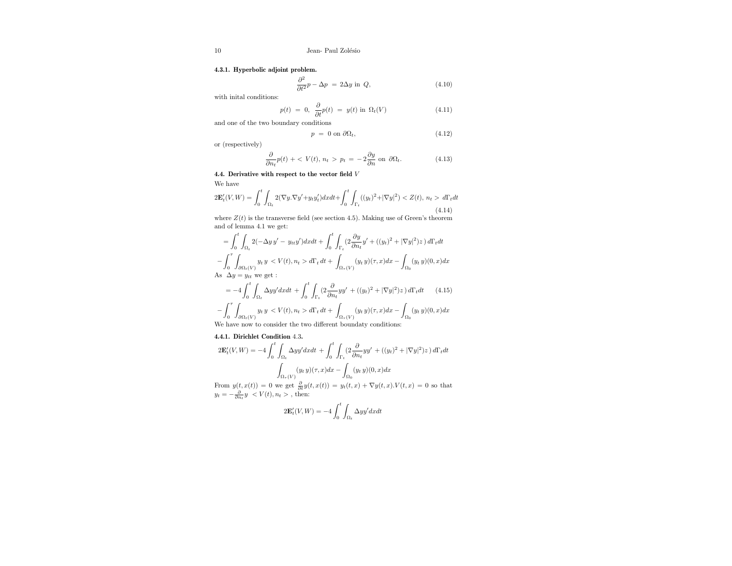**4.3.1. Hyperbolic adjoint problem.**

$$\frac{\partial^2}{\partial t^2} p - \Delta p \ = 2\Delta y \text{ in } Q, \tag{4.10}$$

with inital conditions:

$$p(t) \ = \ 0, \ \ \frac{\partial}{\partial t} p(t) \ = \ y(t) \text{ in } \Omega_t(V) \tag{4.11}$$

and one of the two boundary conditions

$$p \ = \ 0 \text{ on } \partial\Omega_t, \tag{4.12}$$

or (respectively)

$$\frac{\partial}{\partial n_t} p(t) + < V(t), n_t > p_t \ = \ -2\frac{\partial y}{\partial n} \text{ on } \partial\Omega_t. \tag{4.13}$$

**4.4. Derivative with respect to the vector field $V$**

We have

$$2\mathbf{E}_t'(V,W) = \int_0^t \int_{\Omega_t} 2(\nabla y . \nabla y' + y_t y_t') dx dt + \int_0^t \int_{\Gamma_t} ((y_t)^2 + |\nabla y|^2) < Z(t), n_t > d\Gamma_t dt \tag{4.14}$$

where $Z(t)$ is the transverse field (see section 4.5). Making use of Green's theorem and of lemma 4.1 we get:

$$= \int_0^t \int_{\Omega_t} 2(-\Delta y \, y' - \, y_{tt} y') dx dt + \int_0^t \int_{\Gamma_t} (2\frac{\partial y}{\partial n_t} y' + ((y_t)^2 + |\nabla y|^2) z \,) \, d\Gamma_t dt$$

$$- \int_0^\tau \int_{\partial\Omega_t(V)} y_t \, y \, < V(t), n_t > d\Gamma_t \, dt + \int_{\Omega_\tau(V)} (y_t \, y)(\tau, x) dx - \int_{\Omega_0} (y_t \, y)(0,x) dx$$

As $\Delta y = y_{tt}$ we get :

$$= -4 \int_0^t \int_{\Omega_t} \Delta y y' dx dt \, + \int_0^t \int_{\Gamma_t} (2\frac{\partial}{\partial n_t} y y' \, + ((y_t)^2 + |\nabla y|^2) z \,) \, d\Gamma_t dt \tag{4.15}$$

$$- \int_0^\tau \int_{\partial\Omega_t(V)} y_t \, y \, < V(t), n_t > d\Gamma_t \, dt + \int_{\Omega_\tau(V)} (y_t \, y)(\tau, x) dx - \int_{\Omega_0} (y_t \, y)(0,x) dx$$

We have now to consider the two different boundaty conditions:

**4.4.1. Dirichlet Condition** 4.3**.**

$$2\mathbf{E}_t'(V,W) = -4 \int_0^t \int_{\Omega_t} \Delta y y' dx dt \, + \int_0^t \int_{\Gamma_t} (2\frac{\partial}{\partial n_t} y y' \, + ((y_t)^2 + |\nabla y|^2) z \,) \, d\Gamma_t dt$$

$$\int_{\Omega_\tau(V)} (y_t \, y)(\tau, x) dx - \int_{\Omega_0} (y_t \, y)(0,x) dx$$

From $y(t, x(t)) = 0$ we get $\frac{\partial}{\partial t} y(t, x(t)) = y_t(t,x) + \nabla y(t,x).V(t,x) = 0$ so that $y_t = -\frac{\partial}{\partial n_t} y \ < V(t), n_t >$ , then:

$$2\mathbf{E}_t'(V,W) = -4 \int_0^t \int_{\Omega_t} \Delta y y' dx dt$$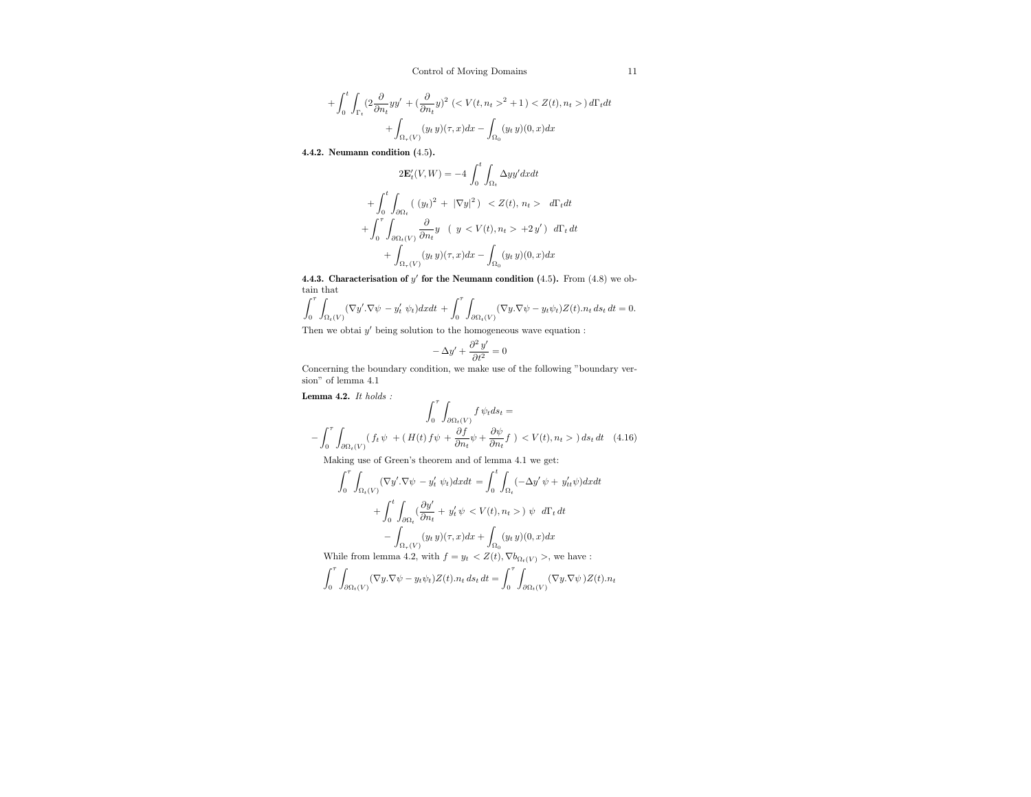$$+\int_0^t \int_{\Gamma_t} (2\frac{\partial}{\partial n_t} y y' + (\frac{\partial}{\partial n_t} y)^2 \,(< V(t,n_t >^2 + 1\,) < Z(t), n_t >)\, d\Gamma_t dt$$

$$+\int_{\Omega_\tau(V)} (y_t\, y)(\tau, x) dx - \int_{\Omega_0} (y_t\, y)(0,x) dx$$

**4.4.2. Neumann condition (4.5).**

$$2\mathbf{E}_t'(V,W) = -4 \int_0^t \int_{\Omega_t} \Delta y y' dx dt$$

$$+\int_0^t \int_{\partial\Omega_t} (\,(y_t)^2 + \,|\nabla y|^2\,) \;\; < Z(t), n_t > \;\; d\Gamma_t dt$$

$$+\int_0^\tau \int_{\partial\Omega_t(V)} \frac{\partial}{\partial n_t} y \;\;\; (\;\; y < V(t), n_t > +2\, y'\,) \;\; d\Gamma_t\, dt$$

$$+\int_{\Omega_\tau(V)} (y_t\, y)(\tau, x) dx - \int_{\Omega_0} (y_t\, y)(0,x) dx$$

**4.4.3. Characterisation of $y'$ for the Neumann condition (4.5).** From (4.8) we obtain that

$$\int_0^\tau \int_{\Omega_t(V)} (\nabla y' . \nabla \psi \; - y_t' \; \psi_t) dx dt + \int_0^\tau \int_{\partial\Omega_t(V)} (\nabla y . \nabla \psi - y_t \psi_t) Z(t) . n_t \, ds_t \, dt = 0.$$

Then we obtai $y'$ being solution to the homogeneous wave equation :

$$-\Delta y' + \frac{\partial^2 y'}{\partial t^2} = 0$$

Concerning the boundary condition, we make use of the following "boundary version" of lemma 4.1

**Lemma 4.2.** *It holds :*

$$\int_0^\tau \int_{\partial\Omega_t(V)} f\, \psi_t ds_t =$$

$$-\int_0^\tau \int_{\partial\Omega_t(V)} (\, f_t\, \psi \; + (\, H(t)\, f \psi + \frac{\partial f}{\partial n_t} \psi + \frac{\partial \psi}{\partial n_t} f \;) \; < V(t), n_t > \,) \, ds_t \, dt \quad (4.16)$$

Making use of Green's theorem and of lemma 4.1 we get:

$$\int_0^\tau \int_{\Omega_t(V)} (\nabla y' . \nabla \psi \; - y_t' \; \psi_t) dx dt \; = \int_0^t \int_{\Omega_t} (-\Delta y' \, \psi + \, y_{tt}' \psi) dx dt$$

$$+\int_0^t \int_{\partial\Omega_t} (\frac{\partial y'}{\partial n_t} + \, y_t' \, \psi \; < V(t), n_t > ) \;\, \psi \;\;\; d\Gamma_t \, dt$$

$$-\int_{\Omega_\tau(V)} (y_t\, y)(\tau, x) dx + \int_{\Omega_0} (y_t\, y)(0,x) dx$$

While from lemma 4.2, with $f = y_t \; < Z(t), \nabla b_{\Omega_t(V)} >$, we have :

$$\int_0^\tau \int_{\partial\Omega_t(V)} (\nabla y . \nabla \psi - y_t \psi_t) Z(t) . n_t \, ds_t \, dt = \int_0^\tau \int_{\partial\Omega_t(V)} (\nabla y . \nabla \psi \,) Z(t) . n_t$$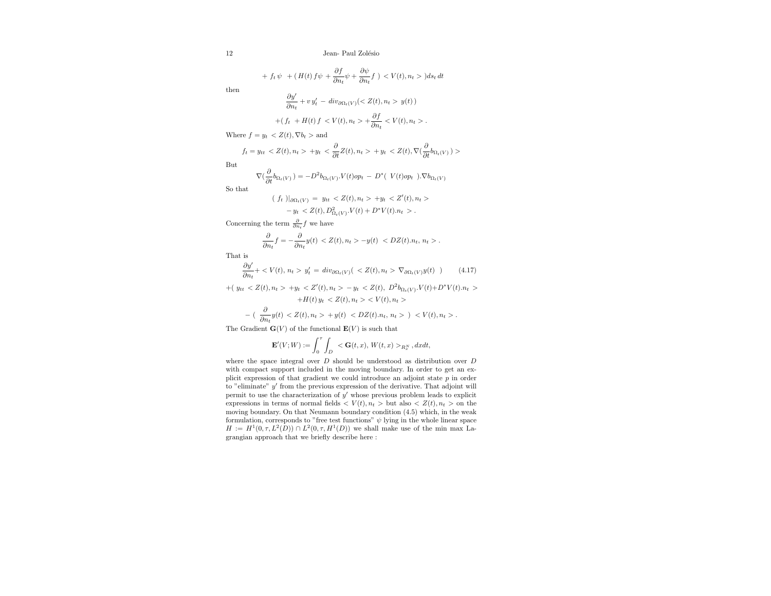$$+ \; f_t\,\psi \;\; + (\,H(t)\,f\psi + \frac{\partial f}{\partial n_t}\psi + \frac{\partial \psi}{\partial n_t} f\;) \;< V(t), n_t > )ds_t\,dt$$

then

$$\frac{\partial y'}{\partial n_t} + v\,y'_t \;-\; div_{\partial\Omega_t(V)}(< Z(t), n_t > \; y(t)\,)$$

$$+(\,f_t \;+ H(t)\,f \;< V(t), n_t > + \frac{\partial f}{\partial n_t} < V(t), n_t > .$$

Where $f = y_t < Z(t), \nabla b_t >$ and

$$f_t = y_{tt} \;< Z(t), n_t > \; + y_t \;< \frac{\partial}{\partial t} Z(t), n_t > \; + y_t \;< Z(t), \nabla(\frac{\partial}{\partial t} b_{\Omega_t(V)}\,) >$$

But

$$\nabla(\frac{\partial}{\partial t} b_{\Omega_t(V)}\,) = -D^2 b_{\Omega_t(V)}.V(t)op_t \;-\; D^*(\;V(t)op_t\;).\nabla b_{\Omega_t(V)}$$

So that

$$(\;f_t\;)|_{\partial\Omega_t(V)} \;=\; y_{tt} \;< Z(t), n_t > +y_t \;< Z'(t), n_t >$$

$$-\, y_t \;< Z(t), D^2_{\Omega_t(V)}.V(t) + D^* V(t).n_t \;> .$$

Concerning the term $\frac{\partial}{\partial n_t} f$ we have

$$\frac{\partial}{\partial n_t} f = -\frac{\partial}{\partial n_t} y(t) \;< Z(t), n_t > -y(t) \;\;< DZ(t).n_t,\, n_t > .$$

That is

$$\frac{\partial y'}{\partial n_t} + < V(t),\, n_t > \; y'_t \;=\; div_{\partial\Omega_t(V)}(\;< Z(t), n_t > \nabla_{\partial\Omega_t(V)} y(t)\;\;) \qquad (4.17)$$

$$+(\;y_{tt} \;< Z(t), n_t > +y_t \;< Z'(t), n_t > -\, y_t \;< Z(t),\; D^2 b_{\Omega_t(V)}.V(t) + D^* V(t).n_t \;>$$

$$+H(t)\,y_t \;< Z(t), n_t >< V(t), n_t >$$

$$-\;(\;\;\frac{\partial}{\partial n_t} y(t) \;< Z(t), n_t > \,+ y(t) \;\;< DZ(t).n_t,\, n_t > \;)\;\;< V(t), n_t > .$$

The Gradient $\mathbf{G}(V)$ of the functional $\mathbf{E}(V)$ is such that

$$\mathbf{E}'(V;W) := \int_0^\tau \int_D \;< \mathbf{G}(t,x),\, W(t,x) >_{R^N_x} ,dxdt,$$

where the space integral over $D$ should be understood as distribution over $D$ with compact support included in the moving boundary. In order to get an explicit expression of that gradient we could introduce an adjoint state $p$ in order to "eliminate" $y'$ from the previous expression of the derivative. That adjoint will permit to use the characterization of $y'$ whose previous problem leads to explicit expressions in terms of normal fields $< V(t), n_t >$ but also $< Z(t), n_t >$ on the moving boundary. On that Neumann boundary condition (4.5) which, in the weak formulation, corresponds to "free test functions" $\psi$ lying in the whole linear space $H := H^1(0,\tau, L^2(D)) \cap L^2(0,\tau, H^1(D))$ we shall make use of the min max Lagrangian approach that we briefly describe here :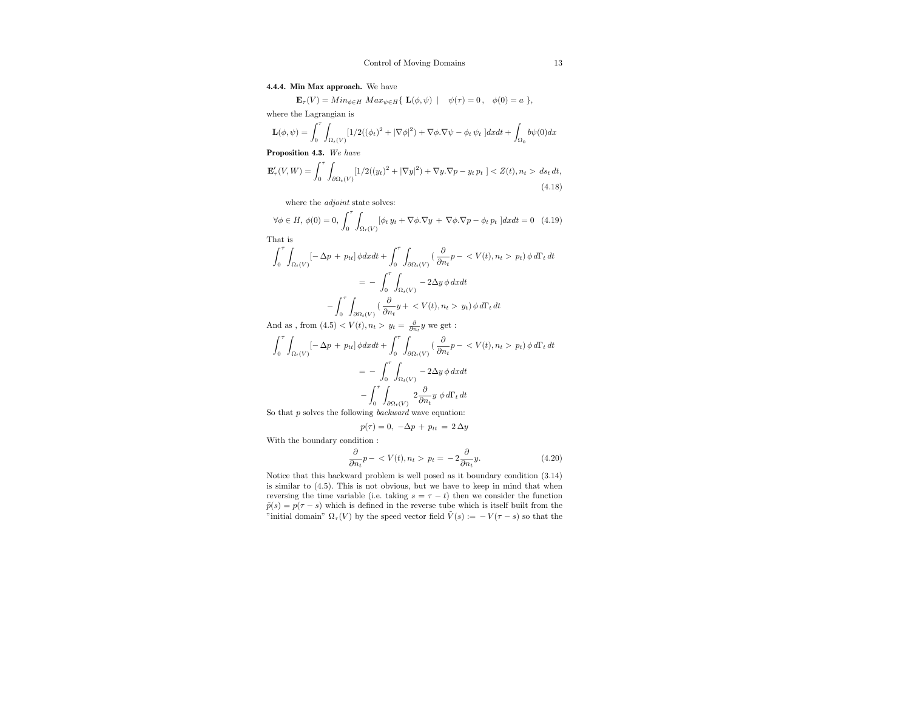**4.4.4. Min Max approach.** We have

$$\mathbf{E}_\tau(V) = Min_{\phi\in H}\ Max_{\psi\in H}\{\ \mathbf{L}(\phi,\psi)\ \mid\ \ \psi(\tau)=0\,,\ \ \phi(0)=a\ \},$$

where the Lagrangian is

$$\mathbf{L}(\phi,\psi) = \int_0^\tau \int_{\Omega_t(V)} [1/2((\phi_t)^2 + |\nabla\phi|^2) + \nabla\phi.\nabla\psi - \phi_t\,\psi_t\ ]dxdt + \int_{\Omega_0} b\psi(0)dx$$

**Proposition 4.3.** *We have*

$$\mathbf{E}'_\tau(V,W) = \int_0^\tau \int_{\partial\Omega_t(V)} [1/2((y_t)^2 + |\nabla y|^2) + \nabla y.\nabla p - y_t\,p_t\ ] < Z(t), n_t > \,ds_t\,dt, \tag{4.18}$$

where the *adjoint* state solves:

$$\forall\phi\in H,\ \phi(0)=0,\ \int_0^\tau \int_{\Omega_t(V)} [\phi_t\,y_t + \nabla\phi.\nabla y\ +\ \nabla\phi.\nabla p - \phi_t\,p_t\ ]dxdt = 0 \tag{4.19}$$

That is

$$\int_0^\tau \int_{\Omega_t(V)} [-\Delta p\ +\ p_{tt}]\,\phi dxdt + \int_0^\tau \int_{\partial\Omega_t(V)} (\frac{\partial}{\partial n_t}p - < V(t), n_t > p_t)\,\phi\,d\Gamma_t\,dt$$

$$= -\int_0^\tau \int_{\Omega_t(V)} -2\Delta y\,\phi\,dxdt$$

$$-\int_0^\tau \int_{\partial\Omega_t(V)} (\frac{\partial}{\partial n_t}y + < V(t), n_t > y_t)\,\phi\,d\Gamma_t\,dt$$

And as , from (4.5) $< V(t), n_t > y_t = \frac{\partial}{\partial n_t}y$ we get :

$$\int_0^\tau \int_{\Omega_t(V)} [-\Delta p\ +\ p_{tt}]\,\phi dxdt + \int_0^\tau \int_{\partial\Omega_t(V)} (\frac{\partial}{\partial n_t}p - < V(t), n_t > p_t)\,\phi\,d\Gamma_t\,dt$$

$$= -\int_0^\tau \int_{\Omega_t(V)} -2\Delta y\,\phi\,dxdt$$

$$-\int_0^\tau \int_{\partial\Omega_t(V)} 2\frac{\partial}{\partial n_t}y\ \phi\,d\Gamma_t\,dt$$

So that $p$ solves the following *backward* wave equation:

$$p(\tau)=0,\ -\Delta p\ +\ p_{tt}\ =\ 2\,\Delta y$$

With the boundary condition :

$$\frac{\partial}{\partial n_t}p - < V(t), n_t > p_t = -2\frac{\partial}{\partial n_t}y. \tag{4.20}$$

Notice that this backward problem is well posed as it boundary condition (3.14) is similar to (4.5). This is not obvious, but we have to keep in mind that when reversing the time variable (i.e. taking $s = \tau - t$) then we consider the function $\tilde{p}(s) = p(\tau - s)$ which is defined in the reverse tube which is itself built from the "initial domain" $\Omega_\tau(V)$ by the speed vector field $\tilde{V}(s) := -V(\tau - s)$ so that the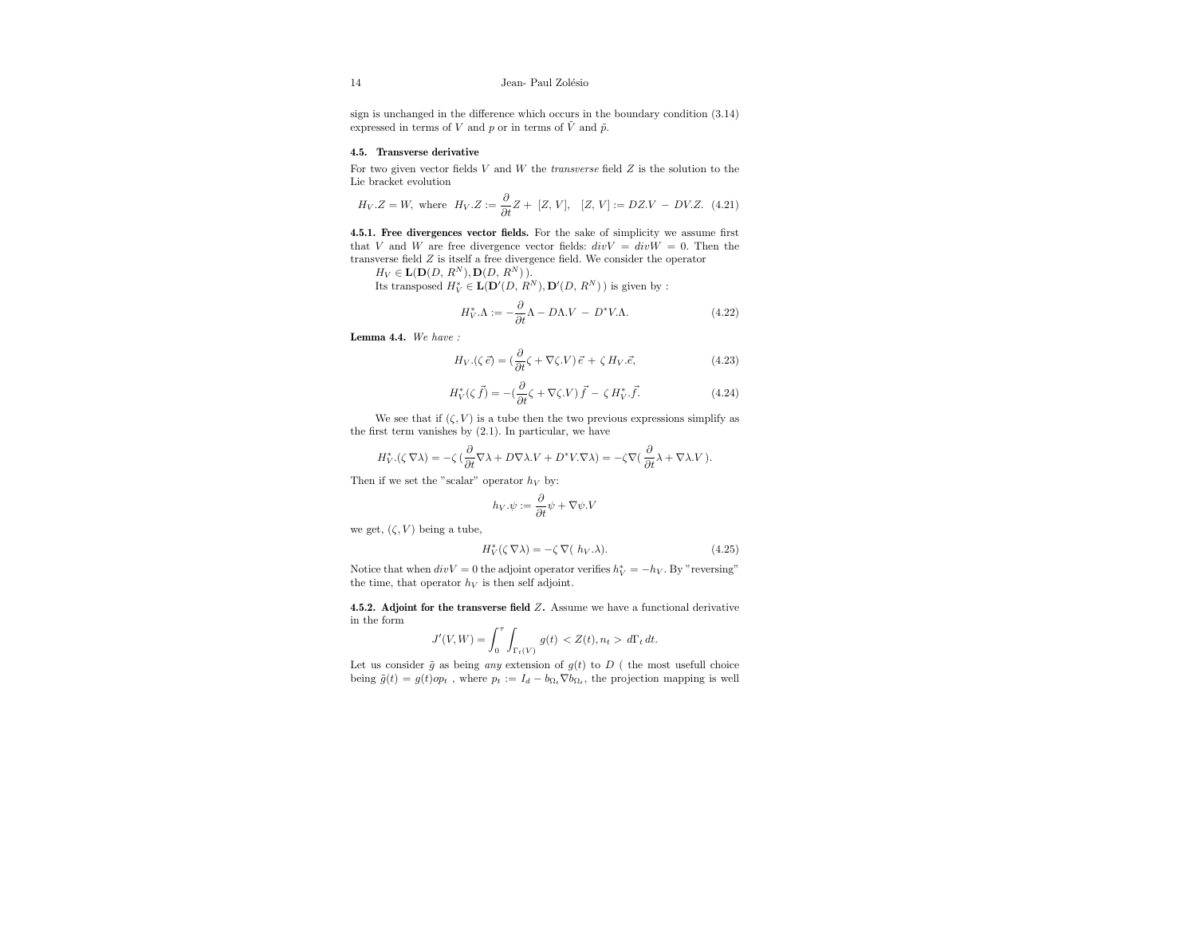sign is unchanged in the difference which occurs in the boundary condition (3.14) expressed in terms of $V$ and $p$ or in terms of $\bar{V}$ and $\bar{p}$.

### 4.5. Transverse derivative

For two given vector fields $V$ and $W$ the *transverse* field $Z$ is the solution to the Lie bracket evolution

$$H_V.Z = W, \text{ where } H_V.Z := \frac{\partial}{\partial t}Z + \; [Z, V], \quad [Z, V] := DZ.V \; - \; DV.Z. \tag{4.21}$$

**4.5.1. Free divergences vector fields.** For the sake of simplicity we assume first that $V$ and $W$ are free divergence vector fields: $divV = divW = 0$. Then the transverse field $Z$ is itself a free divergence field. We consider the operator

$H_V \in \mathbf{L}(\mathbf{D}(D, R^N), \mathbf{D}(D, R^N))$.

Its transposed $H_V^* \in \mathbf{L}(\mathbf{D}'(D, R^N), \mathbf{D}'(D, R^N))$ is given by :

$$H_V^*.\Lambda := -\frac{\partial}{\partial t}\Lambda - D\Lambda.V \; - \; D^*V.\Lambda. \tag{4.22}$$

**Lemma 4.4.** *We have :*

$$H_V.(\zeta \,\vec{e}) = (\frac{\partial}{\partial t}\zeta + \nabla\zeta.V)\,\vec{e} + \zeta\, H_V.\vec{e}, \tag{4.23}$$

$$H_V^*(\zeta \,\vec{f}) = -(\frac{\partial}{\partial t}\zeta + \nabla\zeta.V)\,\vec{f} \; - \; \zeta\, H_V^*.\vec{f}. \tag{4.24}$$

We see that if $(\zeta, V)$ is a tube then the two previous expressions simplify as the first term vanishes by (2.1). In particular, we have

$$H_V^*.(\zeta\,\nabla\lambda) = -\zeta\,(\frac{\partial}{\partial t}\nabla\lambda + D\nabla\lambda.V + D^*V.\nabla\lambda) = -\zeta\nabla(\,\frac{\partial}{\partial t}\lambda + \nabla\lambda.V\,).$$

Then if we set the "scalar" operator $h_V$ by:

$$h_V.\psi := \frac{\partial}{\partial t}\psi + \nabla\psi.V$$

we get, $(\zeta, V)$ being a tube,

$$H_V^*(\zeta\,\nabla\lambda) = -\zeta\,\nabla(\; h_V.\lambda). \tag{4.25}$$

Notice that when $divV = 0$ the adjoint operator verifies $h_V^* = -h_V$. By "reversing" the time, that operator $h_V$ is then self adjoint.

**4.5.2. Adjoint for the transverse field $Z$.** Assume we have a functional derivative in the form

$$J'(V, W) = \int_0^\tau \int_{\Gamma_t(V)} g(t) \; < Z(t), n_t > \; d\Gamma_t \, dt.$$

Let us consider $\tilde{g}$ as being *any* extension of $g(t)$ to $D$ ( the most usefull choice being $\tilde{g}(t) = g(t)op_t$ , where $p_t := I_d - b_{\Omega_t}\nabla b_{\Omega_t}$, the projection mapping is well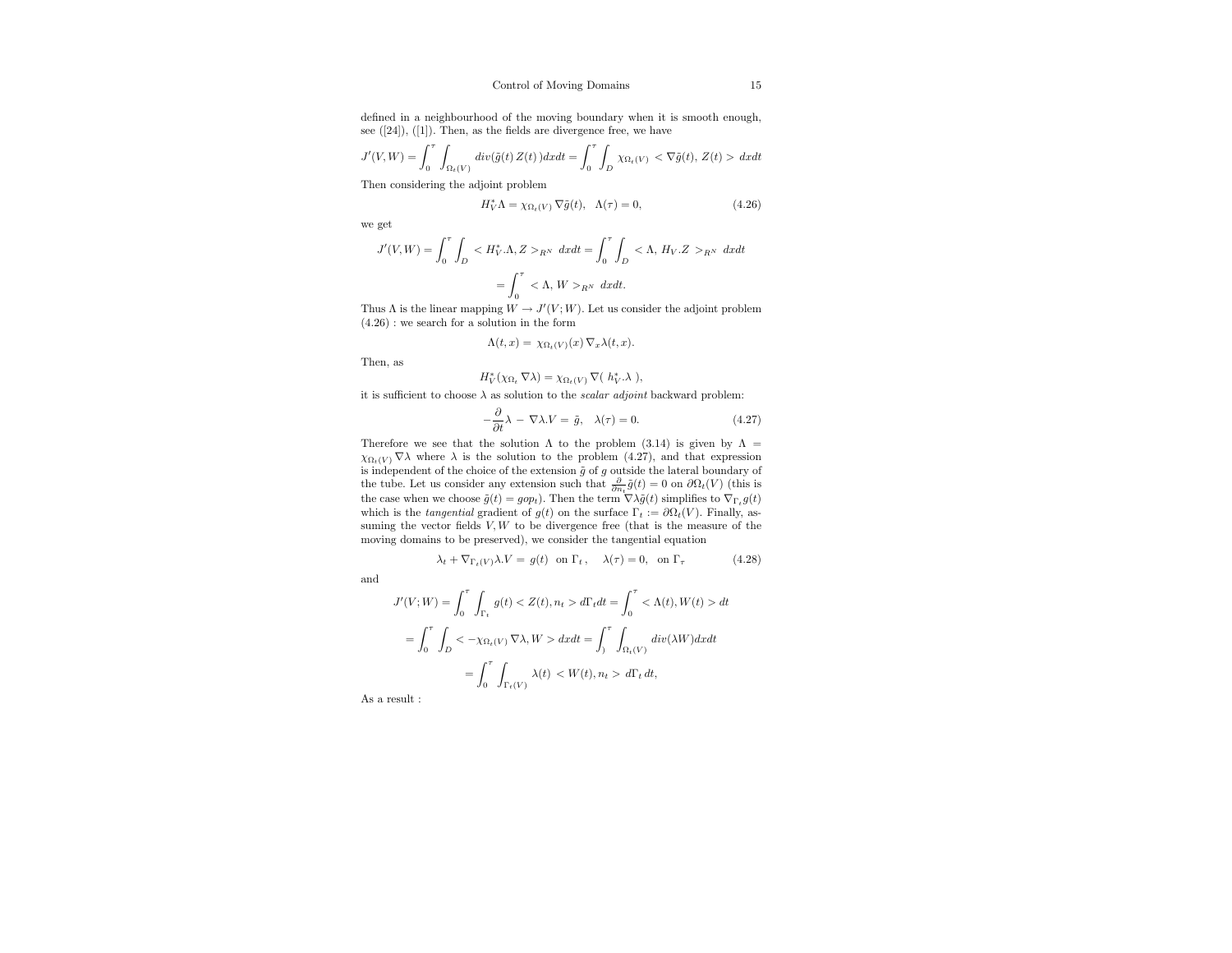defined in a neighbourhood of the moving boundary when it is smooth enough, see ([24]), ([1]). Then, as the fields are divergence free, we have

$$J'(V,W) = \int_0^\tau \int_{\Omega_t(V)} div(\bar{g}(t)\, Z(t)\,)dxdt = \int_0^\tau \int_D \chi_{\Omega_t(V)} < \nabla \bar{g}(t),\, Z(t) > \, dxdt$$

Then considering the adjoint problem

$$H_V^* \Lambda = \chi_{\Omega_t(V)} \nabla \bar{g}(t), \quad \Lambda(\tau) = 0, \tag{4.26}$$

we get

$$J'(V,W) = \int_0^\tau \int_D < H_V^*.\Lambda, Z >_{R^N} \, dxdt = \int_0^\tau \int_D < \Lambda,\, H_V.Z \,>_{R^N} \, dxdt$$

$$= \int_0^\tau < \Lambda,\, W >_{R^N} \, dxdt.$$

Thus $\Lambda$ is the linear mapping $W \to J'(V;W)$. Let us consider the adjoint problem (4.26) : we search for a solution in the form

$$\Lambda(t,x) = \, \chi_{\Omega_t(V)}(x)\, \nabla_x \lambda(t,x).$$

Then, as

$$H_V^*(\chi_{\Omega_t} \nabla \lambda) = \chi_{\Omega_t(V)} \nabla(\, h_V^*.\lambda\,),$$

it is sufficient to choose $\lambda$ as solution to the *scalar adjoint* backward problem:

$$-\frac{\partial}{\partial t}\lambda \,-\, \nabla \lambda.V \,=\, \bar{g}, \quad \lambda(\tau) = 0. \tag{4.27}$$

Therefore we see that the solution $\Lambda$ to the problem (3.14) is given by $\Lambda = \chi_{\Omega_t(V)} \nabla \lambda$ where $\lambda$ is the solution to the problem (4.27), and that expression is independent of the choice of the extension $\bar{g}$ of $g$ outside the lateral boundary of the tube. Let us consider any extension such that $\frac{\partial}{\partial n_t}\bar{g}(t) = 0$ on $\partial\Omega_t(V)$ (this is the case when we choose $\bar{g}(t) = gop_t$). Then the term $\nabla \lambda \bar{g}(t)$ simplifies to $\nabla_{\Gamma_t} g(t)$ which is the *tangential* gradient of $g(t)$ on the surface $\Gamma_t := \partial\Omega_t(V)$. Finally, assuming the vector fields $V, W$ to be divergence free (that is the measure of the moving domains to be preserved), we consider the tangential equation

$$\lambda_t + \nabla_{\Gamma_t(V)}\lambda.V \,=\, g(t) \;\; \text{on } \Gamma_t\,, \quad \lambda(\tau) = 0, \;\; \text{on } \Gamma_\tau \tag{4.28}$$

and

$$J'(V;W) = \int_0^\tau \int_{\Gamma_t} g(t) < Z(t), n_t > d\Gamma_t dt = \int_0^\tau < \Lambda(t), W(t) > dt$$

$$= \int_0^\tau \int_D < -\chi_{\Omega_t(V)} \nabla \lambda, W > dxdt = \int_)^\tau \int_{\Omega_t(V)} div(\lambda W) dxdt$$

$$= \int_0^\tau \int_{\Gamma_t(V)} \lambda(t) \, < W(t), n_t > \, d\Gamma_t \, dt,$$

As a result :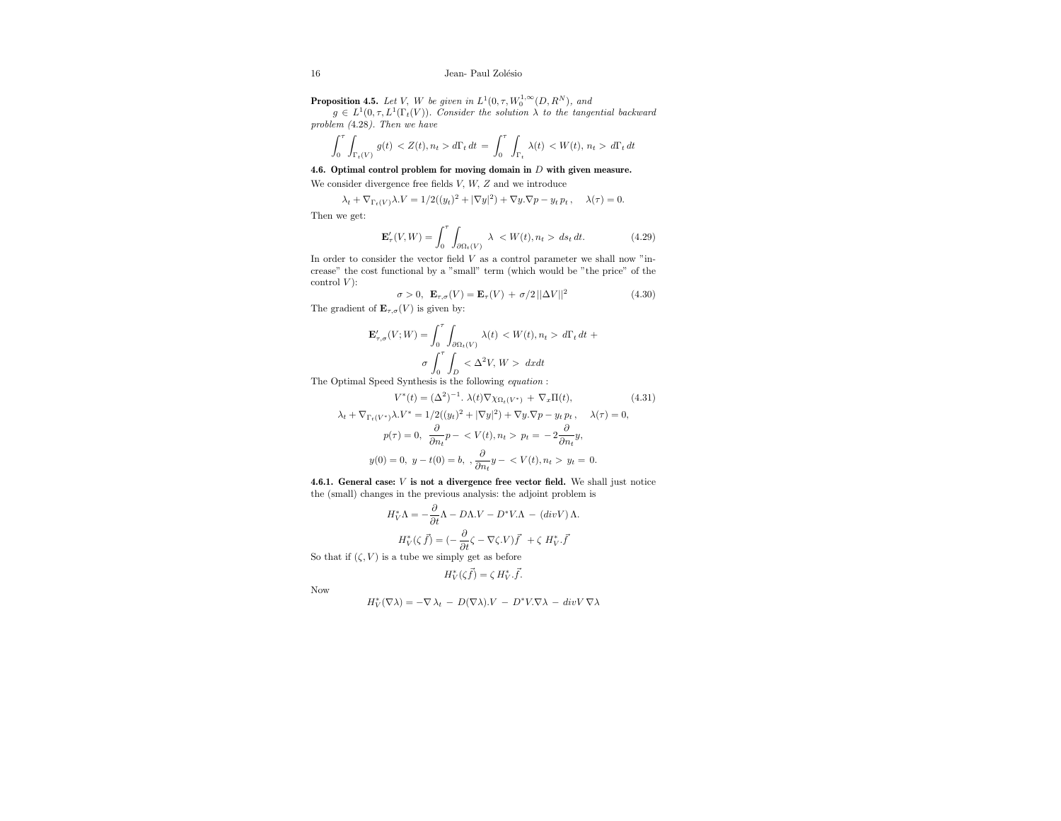**Proposition 4.5.** *Let $V$, $W$ be given in $L^1(0,\tau,W_0^{1,\infty}(D,R^N))$, and $g \in L^1(0,\tau,L^1(\Gamma_t(V))$. Consider the solution $\lambda$ to the tangential backward problem (4.28). Then we have*

$$\int_0^\tau \int_{\Gamma_t(V)} g(t) < Z(t), n_t > d\Gamma_t\, dt \;=\; \int_0^\tau \int_{\Gamma_t} \lambda(t) < W(t), n_t > d\Gamma_t\, dt$$

**4.6. Optimal control problem for moving domain in $D$ with given measure.** We consider divergence free fields $V$, $W$, $Z$ and we introduce

$$\lambda_t + \nabla_{\Gamma_t(V)}\lambda.V = 1/2((y_t)^2 + |\nabla y|^2) + \nabla y.\nabla p - y_t\, p_t\,, \quad \lambda(\tau) = 0.$$

Then we get:

$$\mathbf{E}'_\tau(V,W) = \int_0^\tau \int_{\partial\Omega_t(V)} \lambda \;< W(t), n_t > ds_t\, dt. \tag{4.29}$$

In order to consider the vector field $V$ as a control parameter we shall now "increase" the cost functional by a "small" term (which would be "the price" of the control $V$):

$$\sigma > 0,\;\; \mathbf{E}_{\tau,\sigma}(V) = \mathbf{E}_\tau(V) \,+\, \sigma/2\,||\Delta V||^2 \tag{4.30}$$

The gradient of $\mathbf{E}_{\tau,\sigma}(V)$ is given by:

$$\mathbf{E}'_{\tau,\sigma}(V;W) = \int_0^\tau \int_{\partial\Omega_t(V)} \lambda(t) < W(t), n_t > d\Gamma_t\, dt \; +$$
$$\sigma \int_0^\tau \int_D < \Delta^2 V, W > \; dxdt$$

The Optimal Speed Synthesis is the following *equation* :

$$V^*(t) = (\Delta^2)^{-1}.\; \lambda(t)\nabla\chi_{\Omega_t(V^*)} \,+\, \nabla_x \Pi(t), \tag{4.31}$$
$$\lambda_t + \nabla_{\Gamma_t(V^*)}\lambda.V^* = 1/2((y_t)^2 + |\nabla y|^2) + \nabla y.\nabla p - y_t\, p_t\,, \quad \lambda(\tau) = 0,$$
$$p(\tau) = 0,\;\; \frac{\partial}{\partial n_t} p - < V(t), n_t > p_t = -2\frac{\partial}{\partial n_t} y,$$
$$y(0) = 0,\;\; y - t(0) = b,\;\; , \frac{\partial}{\partial n_t} y - < V(t), n_t > y_t = \,0.$$

**4.6.1. General case: $V$ is not a divergence free vector field.** We shall just notice the (small) changes in the previous analysis: the adjoint problem is

$$H_V^*\Lambda = -\frac{\partial}{\partial t}\Lambda - D\Lambda.V - D^*V.\Lambda \,-\, (divV)\,\Lambda.$$

$$H_V^*(\zeta\,\vec{f}) = (-\frac{\partial}{\partial t}\zeta - \nabla\zeta.V)\vec{f} \;\;+ \zeta\; H_V^*.\vec{f}$$

So that if $(\zeta, V)$ is a tube we simply get as before

$$H_V^*(\zeta\vec{f}) = \zeta\, H_V^*.\vec{f}.$$

Now

$$H_V^*(\nabla\lambda) = -\nabla\,\lambda_t \,-\, D(\nabla\lambda).V \,-\, D^*V.\nabla\lambda \,-\, divV\,\nabla\lambda$$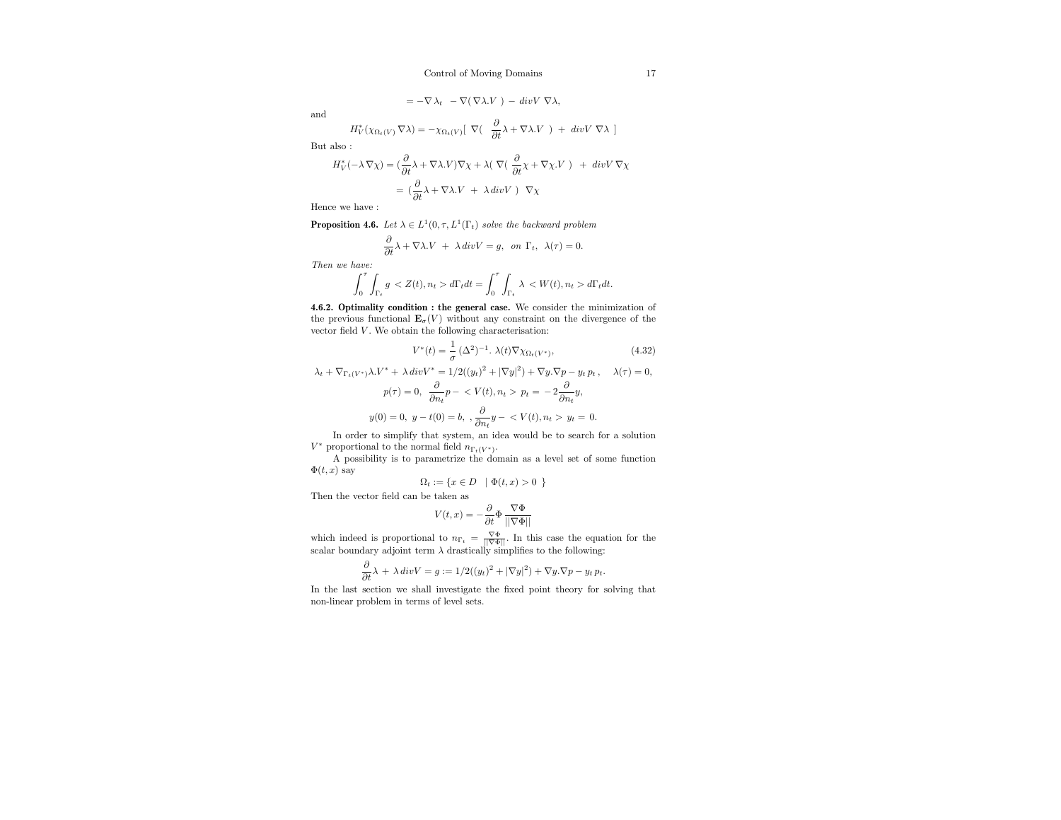$$= -\nabla\,\lambda_t \;\; - \nabla(\,\nabla\lambda.V\,) \,-\, divV\;\nabla\lambda,$$

and

$$H_V^*(\chi_{\Omega_t(V)}\,\nabla\lambda) = -\chi_{\Omega_t(V)}[\;\nabla(\;\;\frac{\partial}{\partial t}\lambda + \nabla\lambda.V\;\;) \;+\; divV\;\nabla\lambda\;\;]$$

But also :

$$H_V^*(-\lambda\,\nabla\chi) = (\frac{\partial}{\partial t}\lambda + \nabla\lambda.V)\nabla\chi + \lambda(\;\nabla(\;\frac{\partial}{\partial t}\chi + \nabla\chi.V\;)\;\;+\;divV\,\nabla\chi$$

$$= (\frac{\partial}{\partial t}\lambda + \nabla\lambda.V \;\;+\;\; \lambda\,divV\;\;)\;\;\nabla\chi$$

Hence we have :

**Proposition 4.6.** *Let $\lambda \in L^1(0,\tau,L^1(\Gamma_t)$ solve the backward problem*

$$\frac{\partial}{\partial t}\lambda + \nabla\lambda.V \;\;+\;\; \lambda\,divV = g,\;\; on\;\Gamma_t,\;\; \lambda(\tau) = 0.$$

*Then we have:*

$$\int_0^\tau\int_{\Gamma_t} g < Z(t), n_t > d\Gamma_t dt = \int_0^\tau\int_{\Gamma_t} \lambda < W(t), n_t > d\Gamma_t dt.$$

**4.6.2. Optimality condition : the general case.** We consider the minimization of the previous functional $\mathbf{E}_\sigma(V)$ without any constraint on the divergence of the vector field $V$. We obtain the following characterisation:

$$V^*(t) = \frac{1}{\sigma}\,(\Delta^2)^{-1}.\;\lambda(t)\nabla\chi_{\Omega_t(V^*)}, \tag{4.32}$$

$$\lambda_t + \nabla_{\Gamma_t(V^*)}\lambda.V^* + \,\lambda\,divV^* = 1/2((y_t)^2 + |\nabla y|^2) + \nabla y.\nabla p - y_t\,p_t\,, \quad \lambda(\tau) = 0,$$

$$p(\tau) = 0,\;\; \frac{\partial}{\partial n_t}p - < V(t), n_t > \,p_t \,=\, -2\frac{\partial}{\partial n_t}y,$$

$$y(0) = 0,\;\; y - t(0) = b,\;\;,\frac{\partial}{\partial n_t}y - < V(t), n_t > \,y_t \,=\, 0.$$

In order to simplify that system, an idea would be to search for a solution $V^*$ proportional to the normal field $n_{\Gamma_t(V^*)}$.

A possibility is to parametrize the domain as a level set of some function $\Phi(t,x)$ say

$$\Omega_t := \{x \in D \;\;\mid \Phi(t,x) > 0\;\;\}$$

Then the vector field can be taken as

$$V(t,x) = -\frac{\partial}{\partial t}\Phi\,\frac{\nabla\Phi}{||\nabla\Phi||}$$

which indeed is proportional to $n_{\Gamma_t} = \frac{\nabla\Phi}{||\nabla\Phi||}$. In this case the equation for the scalar boundary adjoint term $\lambda$ drastically simplifies to the following:

$$\frac{\partial}{\partial t}\lambda \,+\, \lambda\,divV = g := 1/2((y_t)^2 + |\nabla y|^2) + \nabla y.\nabla p - y_t\,p_t.$$

In the last section we shall investigate the fixed point theory for solving that non-linear problem in terms of level sets.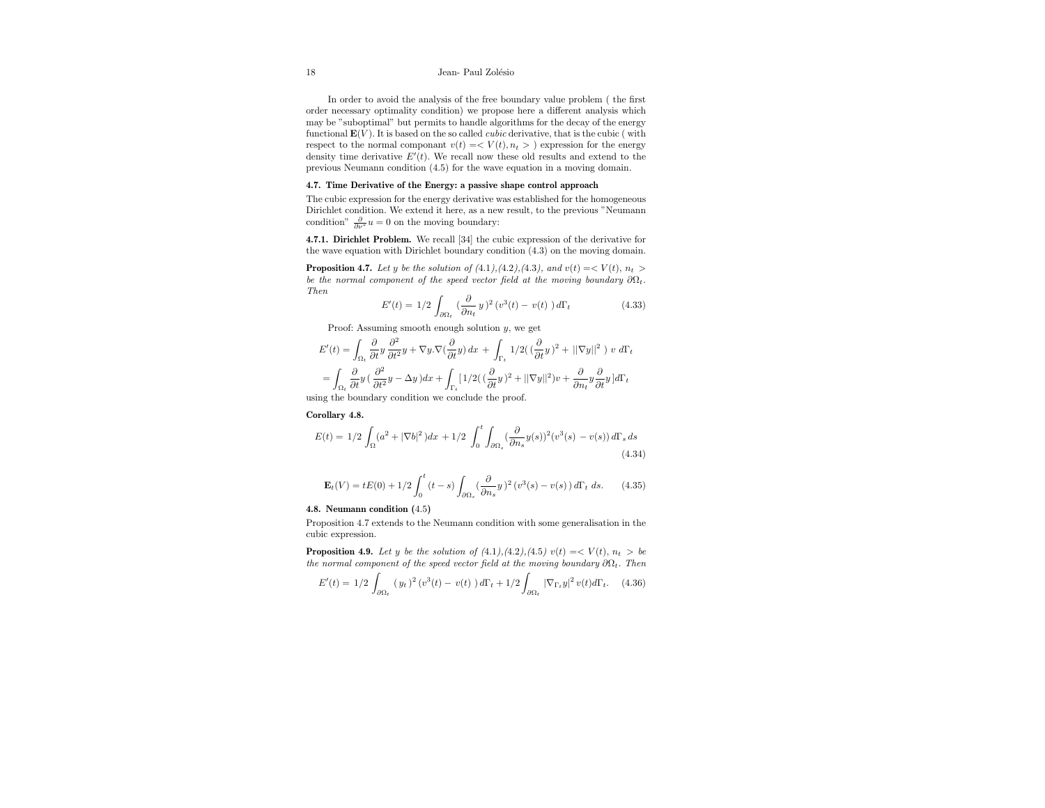In order to avoid the analysis of the free boundary value problem ( the first order necessary optimality condition) we propose here a different analysis which may be "suboptimal" but permits to handle algorithms for the decay of the energy functional $\mathbf{E}(V)$. It is based on the so called *cubic* derivative, that is the cubic ( with respect to the normal componant $v(t) =< V(t), n_t >$ ) expression for the energy density time derivative $E'(t)$. We recall now these old results and extend to the previous Neumann condition (4.5) for the wave equation in a moving domain.

### 4.7. Time Derivative of the Energy: a passive shape control approach

The cubic expression for the energy derivative was established for the homogeneous Dirichlet condition. We extend it here, as a new result, to the previous "Neumann condition" $\frac{\partial}{\partial \nu^*} u = 0$ on the moving boundary:

**4.7.1. Dirichlet Problem.** We recall [34] the cubic expression of the derivative for the wave equation with Dirichlet boundary condition (4.3) on the moving domain.

**Proposition 4.7.** *Let $y$ be the solution of (4.1),(4.2),(4.3), and $v(t) =< V(t), n_t >$ be the normal component of the speed vector field at the moving boundary $\partial\Omega_t$. Then*

$$E'(t) = 1/2 \int_{\partial\Omega_t} (\frac{\partial}{\partial n_t}\, y\,)^2\, (v^3(t) - \,v(t)\;)\, d\Gamma_t \tag{4.33}$$

Proof: Assuming smooth enough solution $y$, we get

$$E'(t) = \int_{\Omega_t} \frac{\partial}{\partial t} y\, \frac{\partial^2}{\partial t^2} y + \nabla y . \nabla (\frac{\partial}{\partial t} y)\, dx \,+ \int_{\Gamma_t} 1/2(\,(\frac{\partial}{\partial t} y\,)^2 + \,||\nabla y||^2\;)\; v\; d\Gamma_t$$

$$= \int_{\Omega_t} \frac{\partial}{\partial t} y\,(\,\frac{\partial^2}{\partial t^2} y - \Delta y\,) dx + \int_{\Gamma_t} [\,1/2(\,(\frac{\partial}{\partial t} y\,)^2 + ||\nabla y||^2) v + \frac{\partial}{\partial n_t} y \frac{\partial}{\partial t} y\,] d\Gamma_t$$

using the boundary condition we conclude the proof.

**Corollary 4.8.**

$$E(t) = 1/2 \int_{\Omega} (a^2 + |\nabla b|^2\,) dx \,+ 1/2 \,\int_0^t \int_{\partial\Omega_s} (\frac{\partial}{\partial n_s} y(s))^2 (v^3(s) \,- v(s))\, d\Gamma_s\, ds \tag{4.34}$$

$$\mathbf{E}_t(V) = tE(0) + 1/2 \int_0^t (t-s) \int_{\partial\Omega_s} (\frac{\partial}{\partial n_s} y\,)^2\, (v^3(s) - v(s)\,)\, d\Gamma_t\; ds. \tag{4.35}$$

### 4.8. Neumann condition (4.5)

Proposition 4.7 extends to the Neumann condition with some generalisation in the cubic expression.

**Proposition 4.9.** *Let $y$ be the solution of (4.1),(4.2),(4.5) $v(t) =< V(t), n_t >$ be the normal component of the speed vector field at the moving boundary $\partial\Omega_t$. Then*

$$E'(t) = 1/2 \int_{\partial\Omega_t} (\,y_t\,)^2\, (v^3(t) - \,v(t)\;)\, d\Gamma_t + 1/2 \int_{\partial\Omega_t} |\nabla_{\Gamma_t} y|^2\, v(t) d\Gamma_t. \tag{4.36}$$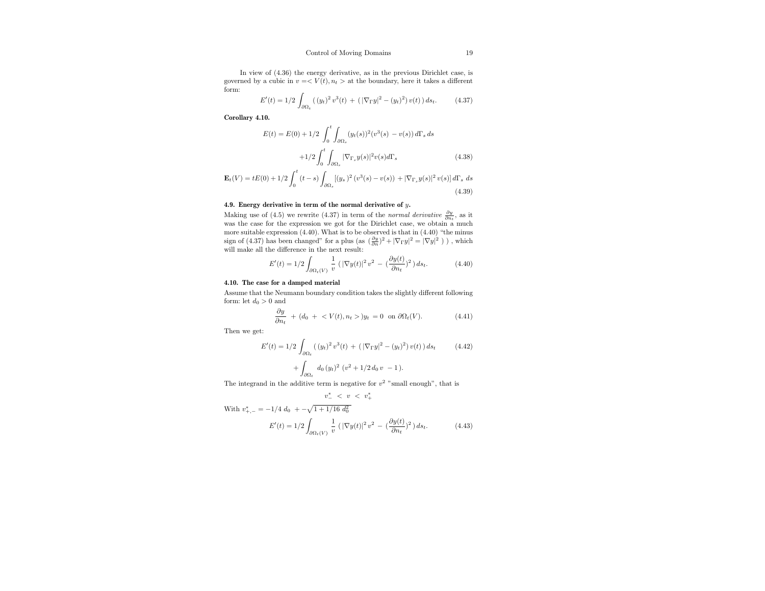In view of (4.36) the energy derivative, as in the previous Dirichlet case, is governed by a cubic in $v = < V(t), n_t >$ at the boundary, here it takes a different form:

$$E'(t) = 1/2 \int_{\partial\Omega_t} (\,(y_t)^2\, v^3(t) \,+\, (\,|\nabla_\Gamma y|^2 - (y_t)^2)\, v(t)\,)\, ds_t. \tag{4.37}$$

**Corollary 4.10.**

$$E(t) = E(0) + 1/2 \int_0^t \int_{\partial\Omega_s} (y_t(s))^2 (v^3(s) \,- v(s))\, d\Gamma_s\, ds$$
$$+1/2 \int_0^t \int_{\partial\Omega_s} |\nabla_{\Gamma_s} y(s)|^2 v(s) d\Gamma_s \tag{4.38}$$

$$\mathbf{E}_t(V) = tE(0) + 1/2 \int_0^t (t-s) \int_{\partial\Omega_s} [(y_s\,)^2\, (v^3(s) - v(s)) + |\nabla_{\Gamma_s} y(s)|^2\, v(s)]\, d\Gamma_s\; ds \tag{4.39}$$

### 4.9. Energy derivative in term of the normal derivative of $y$.

Making use of (4.5) we rewrite (4.37) in term of the *normal derivative* $\frac{\partial y}{\partial n_t}$, as it was the case for the expression we got for the Dirichlet case, we obtain a much more suitable expression (4.40). What is to be observed is that in (4.40) "the minus sign of (4.37) has been changed" for a plus (as $(\frac{\partial y}{\partial n})^2 + |\nabla_\Gamma y|^2 = |\nabla y|^2$ ) ) , which will make all the difference in the next result:

$$E'(t) = 1/2 \int_{\partial\Omega_t(V)} \frac{1}{v}\; (\,|\nabla y(t)|^2\, v^2 \,-\, (\frac{\partial y(t)}{\partial n_t})^2\,)\, ds_t. \tag{4.40}$$

### 4.10. The case for a damped material

Assume that the Neumann boundary condition takes the slightly different following form: let $d_0 > 0$ and

$$\frac{\partial y}{\partial n_t} \;+\; (d_0 \;+\; < V(t), n_t >) y_t \;= 0 \;\; \text{on } \partial\Omega_t(V). \tag{4.41}$$

Then we get:

$$E'(t) = 1/2 \int_{\partial\Omega_t} (\,(y_t)^2\, v^3(t) \,+\, (\,|\nabla_\Gamma y|^2 - (y_t)^2)\, v(t)\,)\, ds_t \tag{4.42}$$
$$+ \int_{\partial\Omega_t} d_0\, (y_t)^2\; (v^2 + 1/2\, d_0\, v \;- 1\,).$$

The integrand in the additive term is negative for $v^2$ "small enough", that is

$$v^*_- \;<\; v \;<\; v^*_+$$

With $v^*_{+,-} = -1/4\; d_0 \;+-\sqrt{1 + 1/16\; d_0^2}$

$$E'(t) = 1/2 \int_{\partial\Omega_t(V)} \frac{1}{v}\; (\,|\nabla y(t)|^2\, v^2 \,-\, (\frac{\partial y(t)}{\partial n_t})^2\,)\, ds_t. \tag{4.43}$$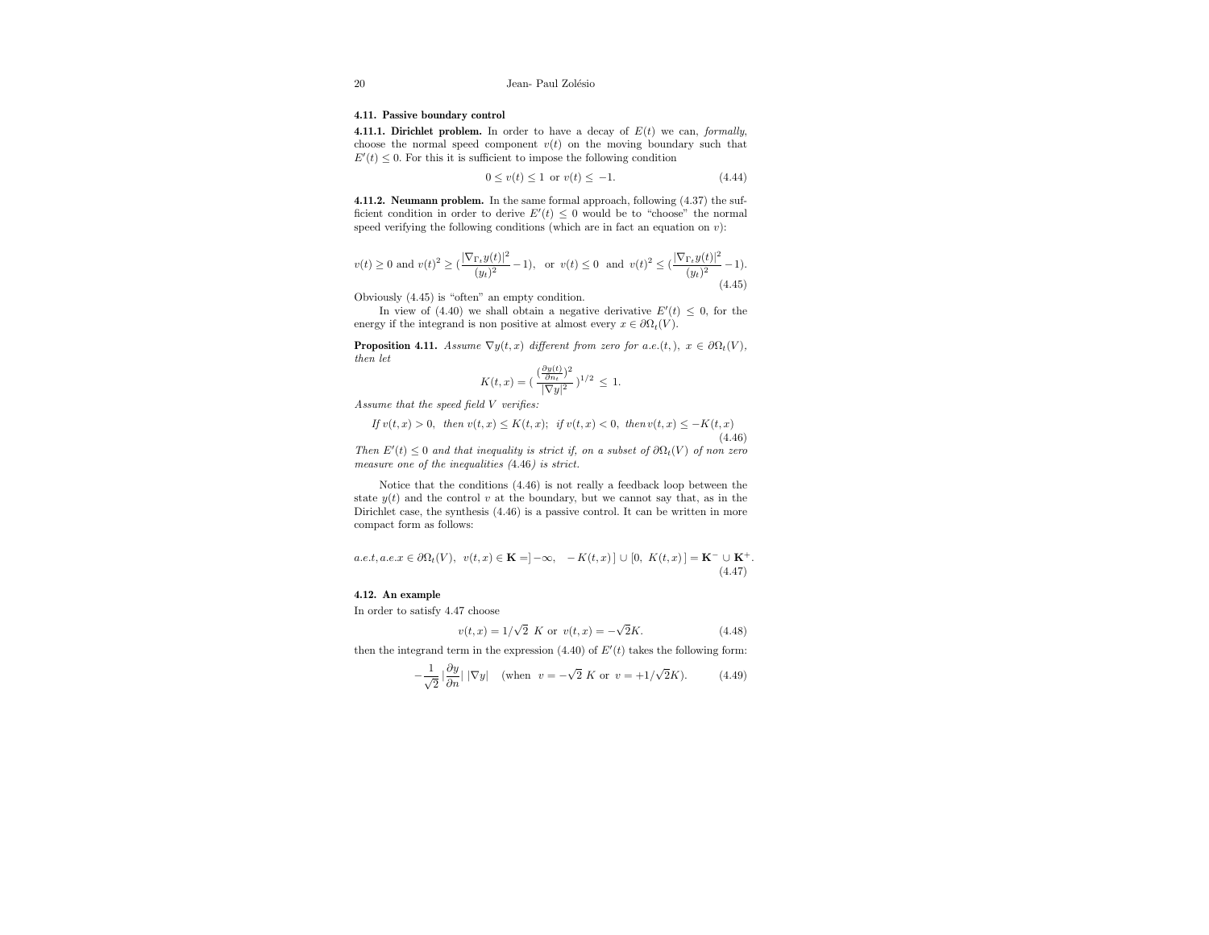### 4.11. Passive boundary control

**4.11.1. Dirichlet problem.** In order to have a decay of $E(t)$ we can, *formally*, choose the normal speed component $v(t)$ on the moving boundary such that $E'(t) \leq 0$. For this it is sufficient to impose the following condition

$$0 \leq v(t) \leq 1 \;\text{ or } v(t) \leq \; -1. \tag{4.44}$$

**4.11.2. Neumann problem.** In the same formal approach, following (4.37) the sufficient condition in order to derive $E'(t) \leq 0$ would be to "choose" the normal speed verifying the following conditions (which are in fact an equation on $v$):

$$v(t) \geq 0 \text{ and } v(t)^2 \geq (\frac{|\nabla_{\Gamma_t} y(t)|^2}{(y_t)^2} - 1), \;\text{ or }\; v(t) \leq 0 \;\text{ and }\; v(t)^2 \leq (\frac{|\nabla_{\Gamma_t} y(t)|^2}{(y_t)^2} - 1). \tag{4.45}$$

Obviously (4.45) is "often" an empty condition.

In view of (4.40) we shall obtain a negative derivative $E'(t) \leq 0$, for the energy if the integrand is non positive at almost every $x \in \partial\Omega_t(V)$.

**Proposition 4.11.** *Assume $\nabla y(t,x)$ different from zero for a.e.(t, ), $x \in \partial\Omega_t(V)$, then let*

$$K(t,x) = (\,\frac{(\frac{\partial y(t)}{\partial n_t})^2}{|\nabla y|^2}\,)^{1/2} \;\leq\; 1.$$

*Assume that the speed field $V$ verifies:*

$$\textit{If } v(t,x) > 0, \;\textit{ then } v(t,x) \leq K(t,x);\;\; \textit{if } v(t,x) < 0, \;\textit{ then } v(t,x) \leq -K(t,x) \tag{4.46}$$

*Then $E'(t) \leq 0$ and that inequality is strict if, on a subset of $\partial\Omega_t(V)$ of non zero measure one of the inequalities (4.46) is strict.*

Notice that the conditions (4.46) is not really a feedback loop between the state $y(t)$ and the control $v$ at the boundary, but we cannot say that, as in the Dirichlet case, the synthesis (4.46) is a passive control. It can be written in more compact form as follows:

$$a.e.t, a.e.x \in \partial\Omega_t(V), \;\; v(t,x) \in \mathbf{K} = ]-\infty, \;\; -K(t,x)\,] \cup [0, \; K(t,x)\,] = \mathbf{K}^- \cup \mathbf{K}^+. \tag{4.47}$$

### 4.12. An example

In order to satisfy 4.47 choose

$$v(t,x) = 1/\sqrt{2}\;\, K \;\text{ or }\; v(t,x) = -\sqrt{2}K. \tag{4.48}$$

then the integrand term in the expression (4.40) of $E'(t)$ takes the following form:

$$-\frac{1}{\sqrt{2}}\,|\frac{\partial y}{\partial n}|\;|\nabla y| \quad (\text{when } \; v = -\sqrt{2}\; K \text{ or } \; v = +1/\sqrt{2}K). \tag{4.49}$$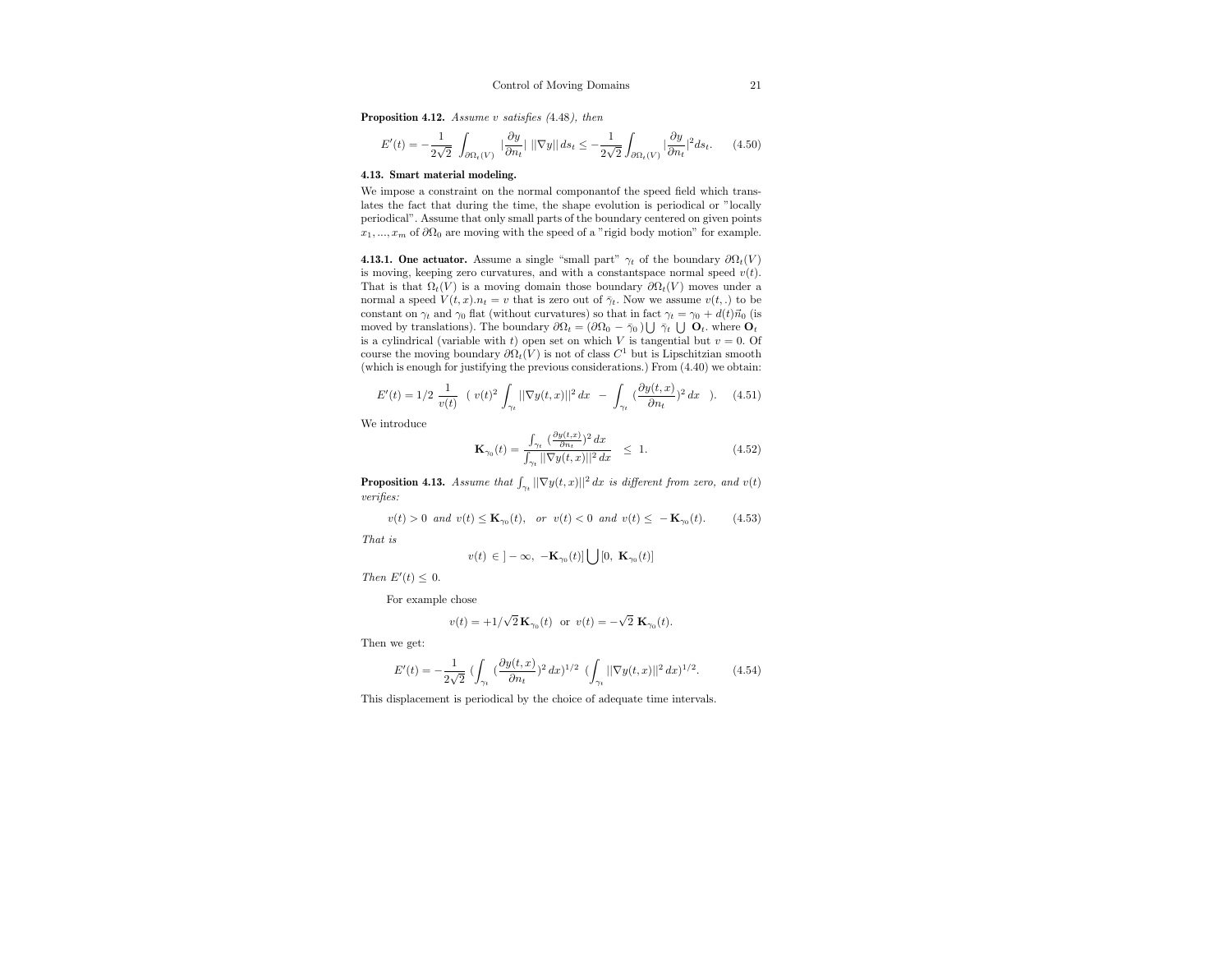**Proposition 4.12.** *Assume $v$ satisfies (4.48), then*

$$E'(t) = -\frac{1}{2\sqrt{2}} \int_{\partial\Omega_t(V)} |\frac{\partial y}{\partial n_t}| \; ||\nabla y|| \, ds_t \leq -\frac{1}{2\sqrt{2}} \int_{\partial\Omega_t(V)} |\frac{\partial y}{\partial n_t}|^2 ds_t. \tag{4.50}$$

### 4.13. Smart material modeling.

We impose a constraint on the normal componantof the speed field which translates the fact that during the time, the shape evolution is periodical or "locally periodical". Assume that only small parts of the boundary centered on given points $x_1, ..., x_m$ of $\partial\Omega_0$ are moving with the speed of a "rigid body motion" for example.

**4.13.1. One actuator.** Assume a single "small part" $\gamma_t$ of the boundary $\partial\Omega_t(V)$ is moving, keeping zero curvatures, and with a constantspace normal speed $v(t)$. That is that $\Omega_t(V)$ is a moving domain those boundary $\partial\Omega_t(V)$ moves under a normal a speed $V(t,x).n_t = v$ that is zero out of $\bar{\gamma}_t$. Now we assume $v(t,.)$ to be constant on $\gamma_t$ and $\gamma_0$ flat (without curvatures) so that in fact $\gamma_t = \gamma_0 + d(t)\vec{n}_0$ (is moved by translations). The boundary $\partial\Omega_t = (\partial\Omega_0 - \bar{\gamma}_0) \bigcup \bar{\gamma}_t \bigcup \mathbf{O}_t$. where $\mathbf{O}_t$ is a cylindrical (variable with $t$) open set on which $V$ is tangential but $v = 0$. Of course the moving boundary $\partial\Omega_t(V)$ is not of class $C^1$ but is Lipschitzian smooth (which is enough for justifying the previous considerations.) From (4.40) we obtain:

$$E'(t) = 1/2 \; \frac{1}{v(t)} \; \left( v(t)^2 \int_{\gamma_t} ||\nabla y(t,x)||^2 \, dx \; - \; \int_{\gamma_t} (\frac{\partial y(t,x)}{\partial n_t})^2 \, dx \; \right). \tag{4.51}$$

We introduce

$$\mathbf{K}_{\gamma_0}(t) = \frac{\int_{\gamma_t} (\frac{\partial y(t,x)}{\partial n_t})^2 \, dx}{\int_{\gamma_t} ||\nabla y(t,x)||^2 \, dx} \quad \leq \; 1. \tag{4.52}$$

**Proposition 4.13.** *Assume that $\int_{\gamma_t} ||\nabla y(t,x)||^2 \, dx$ is different from zero, and $v(t)$ verifies:*

$$v(t) > 0 \;\; and \;\; v(t) \leq \mathbf{K}_{\gamma_0}(t), \quad or \;\; v(t) < 0 \;\; and \;\; v(t) \leq \; -\mathbf{K}_{\gamma_0}(t). \tag{4.53}$$

*That is*

$$v(t) \in \, ]-\infty, \; -\mathbf{K}_{\gamma_0}(t)] \bigcup \, [0, \; \mathbf{K}_{\gamma_0}(t)]$$

*Then $E'(t) \leq 0$.*

For example chose

$$v(t) = +1/\sqrt{2}\,\mathbf{K}_{\gamma_0}(t) \;\; \text{or} \;\; v(t) = -\sqrt{2}\;\mathbf{K}_{\gamma_0}(t).$$

Then we get:

$$E'(t) = -\frac{1}{2\sqrt{2}} \left( \int_{\gamma_t} (\frac{\partial y(t,x)}{\partial n_t})^2 \, dx \right)^{1/2} \left( \int_{\gamma_t} ||\nabla y(t,x)||^2 \, dx \right)^{1/2}. \tag{4.54}$$

This displacement is periodical by the choice of adequate time intervals.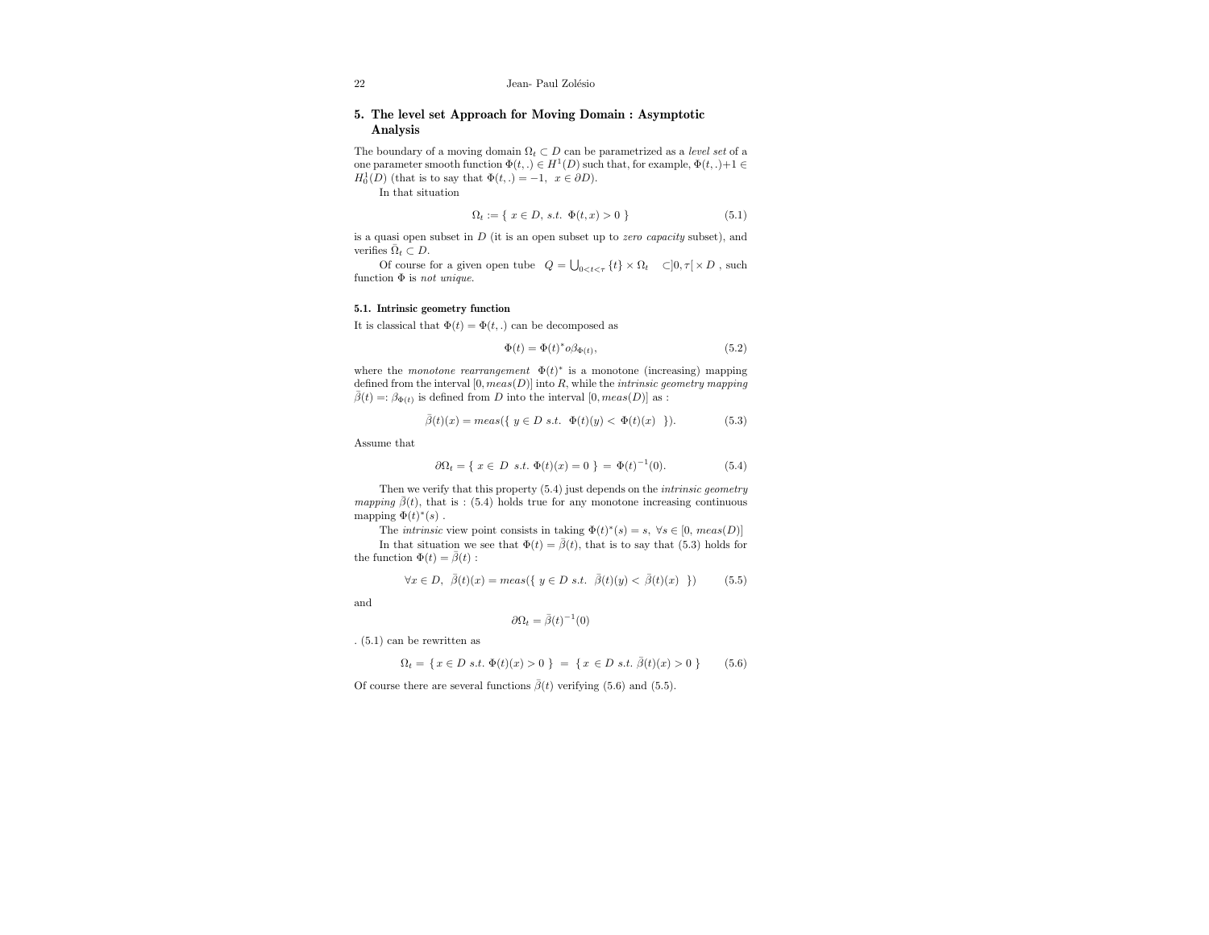## 5. The level set Approach for Moving Domain : Asymptotic Analysis

The boundary of a moving domain $\Omega_t \subset D$ can be parametrized as a *level set* of a one parameter smooth function $\Phi(t,.) \in H^1(D)$ such that, for example, $\Phi(t,.)+1 \in H_0^1(D)$ (that is to say that $\Phi(t,.) = -1,\ x \in \partial D$).

In that situation

$$\Omega_t := \{\ x \in D,\ s.t.\ \Phi(t,x) > 0\ \} \tag{5.1}$$

is a quasi open subset in $D$ (it is an open subset up to *zero capacity* subset), and verifies $\bar{\Omega}_t \subset D$.

Of course for a given open tube $Q = \bigcup_{0<t<\tau} \{t\} \times \Omega_t \quad \subset ]0,\tau[ \times D$ , such function $\Phi$ is *not unique*.

### 5.1. Intrinsic geometry function

It is classical that $\Phi(t) = \Phi(t,.)$ can be decomposed as

$$\Phi(t) = \Phi(t)^* o \beta_{\Phi(t)}, \tag{5.2}$$

where the *monotone rearrangement* $\Phi(t)^*$ is a monotone (increasing) mapping defined from the interval $[0, meas(D)]$ into $R$, while the *intrinsic geometry mapping* $\bar{\beta}(t) =: \beta_{\Phi(t)}$ is defined from $D$ into the interval $[0, meas(D)]$ as :

$$\bar{\beta}(t)(x) = meas(\{\ y \in D\ s.t.\ \ \Phi(t)(y) < \ \Phi(t)(x)\ \ \}). \tag{5.3}$$

Assume that

$$\partial\Omega_t = \{\ x \in\ D\ \ s.t.\ \Phi(t)(x) = 0\ \}\ =\ \Phi(t)^{-1}(0). \tag{5.4}$$

Then we verify that this property (5.4) just depends on the *intrinsic geometry mapping* $\bar{\beta}(t)$, that is : (5.4) holds true for any monotone increasing continuous mapping $\Phi(t)^*(s)$ .

The *intrinsic* view point consists in taking $\Phi(t)^*(s) = s,\ \forall s \in [0,\ meas(D)]$

In that situation we see that $\Phi(t) = \bar{\beta}(t)$, that is to say that (5.3) holds for the function $\Phi(t) = \bar{\beta}(t)$ :

$$\forall x \in D,\ \ \bar{\beta}(t)(x) = meas(\{\ y \in D\ s.t.\ \ \bar{\beta}(t)(y) < \ \bar{\beta}(t)(x)\ \ \}) \tag{5.5}$$

and

$$\partial\Omega_t = \bar{\beta}(t)^{-1}(0)$$

. (5.1) can be rewritten as

$$\Omega_t = \{ x \in D\ s.t.\ \Phi(t)(x) > 0\ \}\ =\ \{\ x \in D\ s.t.\ \bar{\beta}(t)(x) > 0\ \} \tag{5.6}$$

Of course there are several functions $\bar{\beta}(t)$ verifying (5.6) and (5.5).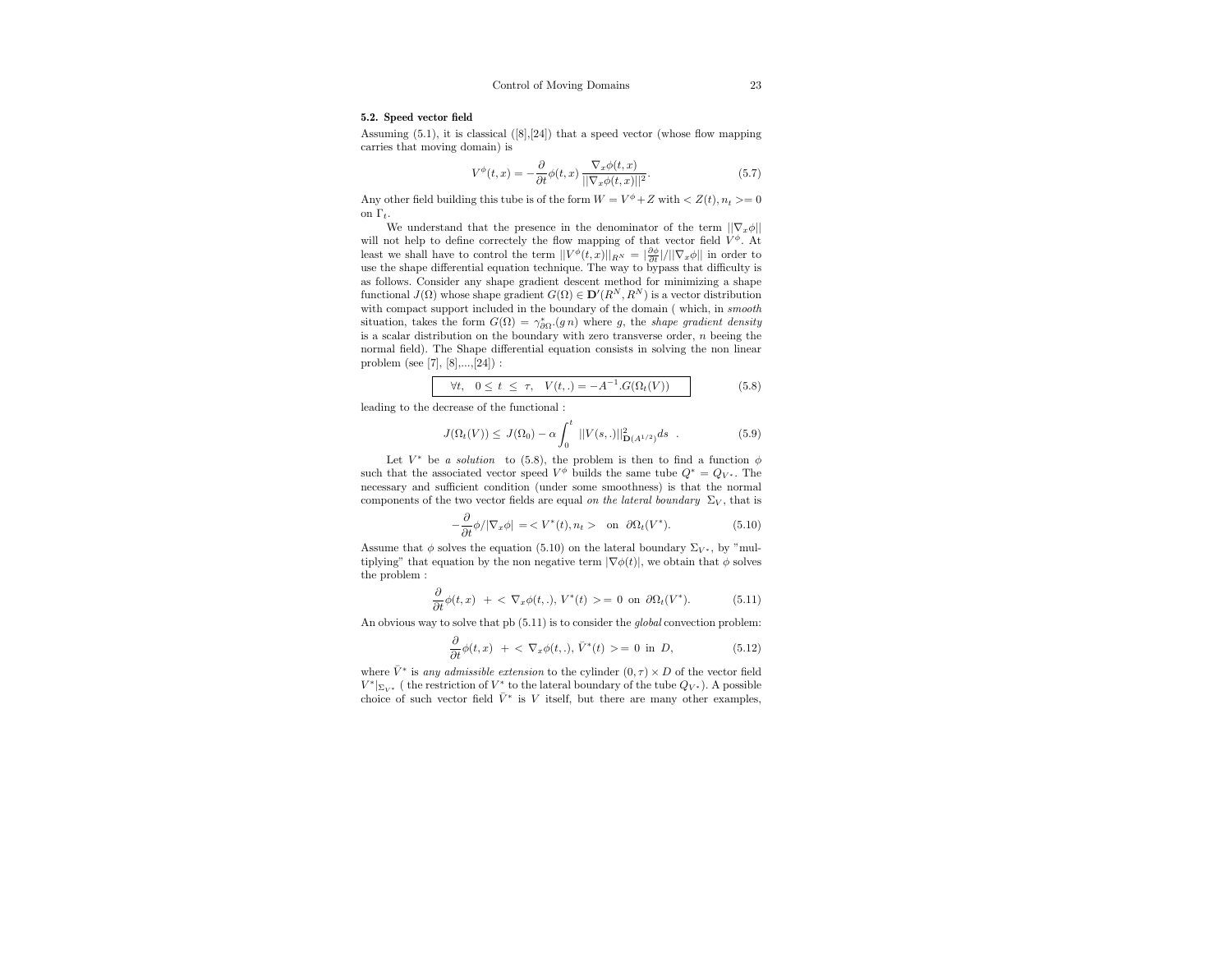#### 5.2. Speed vector field

Assuming (5.1), it is classical ([8],[24]) that a speed vector (whose flow mapping carries that moving domain) is

$$V^{\phi}(t,x) = -\frac{\partial}{\partial t}\phi(t,x)\,\frac{\nabla_x \phi(t,x)}{||\nabla_x \phi(t,x)||^2}. \tag{5.7}$$

Any other field building this tube is of the form $W = V^{\phi} + Z$ with $< Z(t), n_t >= 0$ on $\Gamma_t$.

We understand that the presence in the denominator of the term $||\nabla_x \phi||$ will not help to define correctely the flow mapping of that vector field $V^{\phi}$. At least we shall have to control the term $||V^{\phi}(t,x)||_{R^N} = |\frac{\partial \phi}{\partial t}|/||\nabla_x \phi||$ in order to use the shape differential equation technique. The way to bypass that difficulty is as follows. Consider any shape gradient descent method for minimizing a shape functional $J(\Omega)$ whose shape gradient $G(\Omega) \in \mathbf{D}'(R^N, R^N)$ is a vector distribution with compact support included in the boundary of the domain ( which, in *smooth* situation, takes the form $G(\Omega) = \gamma^*_{\partial\Omega}.(g\, n)$ where $g$, the *shape gradient density* is a scalar distribution on the boundary with zero transverse order, $n$ beeing the normal field). The Shape differential equation consists in solving the non linear problem (see [7], [8],...,[24]) :

$$\boxed{\forall t, \quad 0 \le t \le \tau, \quad V(t,.) = -A^{-1}.G(\Omega_t(V))} \tag{5.8}$$

leading to the decrease of the functional :

$$J(\Omega_t(V)) \le J(\Omega_0) - \alpha \int_0^t ||V(s,.)||^2_{\mathbf{D}(A^{1/2})} ds \ . \tag{5.9}$$

Let $V^*$ be *a solution* to (5.8), the problem is then to find a function $\phi$ such that the associated vector speed $V^{\phi}$ builds the same tube $Q^* = Q_{V^*}$. The necessary and sufficient condition (under some smoothness) is that the normal components of the two vector fields are equal *on the lateral boundary* $\Sigma_V$, that is

$$-\frac{\partial}{\partial t}\phi/|\nabla_x \phi| = < V^*(t), n_t > \quad \text{on} \ \ \partial\Omega_t(V^*). \tag{5.10}$$

Assume that $\phi$ solves the equation (5.10) on the lateral boundary $\Sigma_{V^*}$, by "multiplying" that equation by the non negative term $|\nabla \phi(t)|$, we obtain that $\phi$ solves the problem :

$$\frac{\partial}{\partial t}\phi(t,x) \ + < \nabla_x \phi(t,.), \, V^*(t) >= 0 \ \text{ on } \ \partial\Omega_t(V^*). \tag{5.11}$$

An obvious way to solve that pb (5.11) is to consider the *global* convection problem:

$$\frac{\partial}{\partial t}\phi(t,x) \ + < \nabla_x \phi(t,.), \, \bar{V}^*(t) >= 0 \ \text{ in } \ D, \tag{5.12}$$

where $\bar{V}^*$ is *any admissible extension* to the cylinder $(0,\tau) \times D$ of the vector field $V^*|_{\Sigma_{V^*}}$ ( the restriction of $V^*$ to the lateral boundary of the tube $Q_{V^*}$). A possible choice of such vector field $\bar{V}^*$ is $V$ itself, but there are many other examples,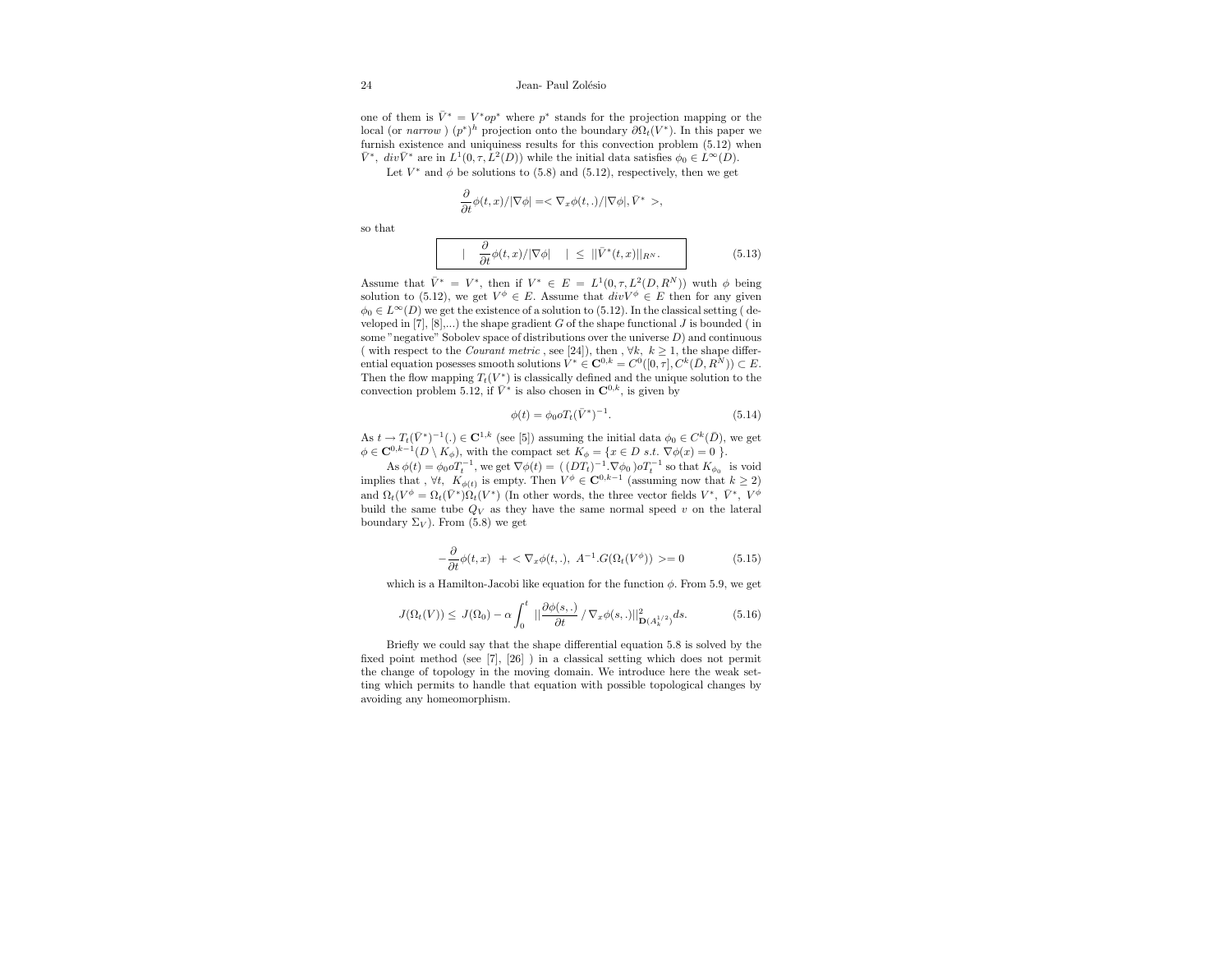one of them is $\bar{V}^* = V^* o p^*$ where $p^*$ stands for the projection mapping or the local (or *narrow* ) $(p^*)^h$ projection onto the boundary $\partial\Omega_t(V^*)$. In this paper we furnish existence and uniquiness results for this convection problem (5.12) when $\bar{V}^*,\ div\bar{V}^*$ are in $L^1(0,\tau,L^2(D))$ while the initial data satisfies $\phi_0 \in L^\infty(D)$.

Let $V^*$ and $\phi$ be solutions to (5.8) and (5.12), respectively, then we get

$$\frac{\partial}{\partial t}\phi(t,x)/|\nabla\phi| =< \nabla_x\phi(t,.)/|\nabla\phi|, \bar{V}^* >,$$

so that

$$\left| \quad \frac{\partial}{\partial t}\phi(t,x)/|\nabla\phi| \quad \right| \ \leq\ ||\bar{V}^*(t,x)||_{R^N}. \tag{5.13}$$

Assume that $\bar{V}^* = V^*$, then if $V^* \in E = L^1(0,\tau,L^2(D,R^N))$ wuth $\phi$ being solution to (5.12), we get $V^\phi \in E$. Assume that $divV^\phi \in E$ then for any given $\phi_0 \in L^\infty(D)$ we get the existence of a solution to (5.12). In the classical setting ( developed in [7], [8],...) the shape gradient $G$ of the shape functional $J$ is bounded ( in some "negative" Sobolev space of distributions over the universe $D$) and continuous ( with respect to the *Courant metric* , see [24]), then , $\forall k,\ k \geq 1$, the shape differential equation posesses smooth solutions $V^* \in \mathbf{C}^{0,k} = C^0([0,\tau], C^k(\bar{D}, R^N)) \subset E$. Then the flow mapping $T_t(V^*)$ is classically defined and the unique solution to the convection problem 5.12, if $\bar{V}^*$ is also chosen in $\mathbf{C}^{0,k}$, is given by

$$\phi(t) = \phi_0 o T_t(\bar{V}^*)^{-1}. \tag{5.14}$$

As $t \to T_t(\bar{V}^*)^{-1}(.) \in \mathbf{C}^{1,k}$ (see [5]) assuming the initial data $\phi_0 \in C^k(\bar{D})$, we get $\phi \in \mathbf{C}^{0,k-1}(D \setminus K_\phi)$, with the compact set $K_\phi = \{x \in D \ s.t.\ \nabla\phi(x) = 0\ \}$.

As $\phi(t) = \phi_0 o T_t^{-1}$, we get $\nabla\phi(t) = (\,(DT_t)^{-1}.\nabla\phi_0\,)oT_t^{-1}$ so that $K_{\phi_0}$ is void implies that , $\forall t,\ K_{\phi(t)}$ is empty. Then $V^\phi \in \mathbf{C}^{0,k-1}$ (assuming now that $k \geq 2$) and $\Omega_t(V^\phi = \Omega_t(\bar{V}^*)\Omega_t(V^*)$ (In other words, the three vector fields $V^*,\ \bar{V}^*,\ V^\phi$ build the same tube $Q_V$ as they have the same normal speed $v$ on the lateral boundary $\Sigma_V$). From (5.8) we get

$$-\frac{\partial}{\partial t}\phi(t,x)\ \ + < \nabla_x\phi(t,.),\ A^{-1}.G(\Omega_t(V^\phi))\ >= 0 \tag{5.15}$$

which is a Hamilton-Jacobi like equation for the function $\phi$. From 5.9, we get

$$J(\Omega_t(V)) \leq\ J(\Omega_0) - \alpha\int_0^t\ ||\frac{\partial\phi(s,.)}{\partial t}\ /\ \nabla_x\phi(s,.)||^2_{\mathbf{D}(A_k^{1/2})}ds. \tag{5.16}$$

Briefly we could say that the shape differential equation 5.8 is solved by the fixed point method (see [7], [26] ) in a classical setting which does not permit the change of topology in the moving domain. We introduce here the weak setting which permits to handle that equation with possible topological changes by avoiding any homeomorphism.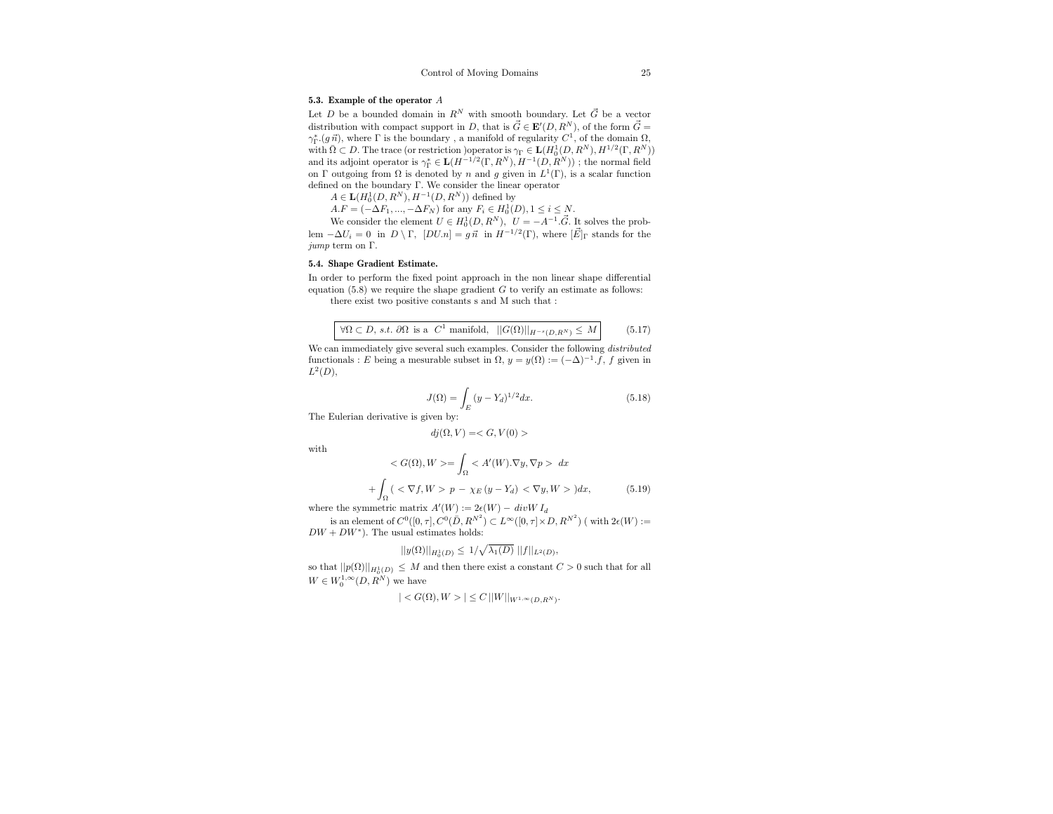### 5.3. Example of the operator $A$

Let $D$ be a bounded domain in $R^N$ with smooth boundary. Let $\vec{G}$ be a vector distribution with compact support in $D$, that is $\vec{G} \in \mathbf{E}'(D, R^N)$, of the form $\vec{G} = \gamma_\Gamma^*.(g\,\vec{n})$, where $\Gamma$ is the boundary , a manifold of regularity $C^1$, of the domain $\Omega$, with $\Omega \subset D$. The trace (or restriction )operator is $\gamma_\Gamma \in \mathbf{L}(H_0^1(D, R^N), H^{1/2}(\Gamma, R^N))$ and its adjoint operator is $\gamma_\Gamma^* \in \mathbf{L}(H^{-1/2}(\Gamma, R^N), H^{-1}(D, R^N))$ ; the normal field on $\Gamma$ outgoing from $\Omega$ is denoted by $n$ and $g$ given in $L^1(\Gamma)$, is a scalar function defined on the boundary $\Gamma$. We consider the linear operator

$A \in \mathbf{L}(H_0^1(D, R^N), H^{-1}(D, R^N))$ defined by

$A.F = (-\Delta F_1, ..., -\Delta F_N)$ for any $F_i \in H_0^1(D), 1 \leq i \leq N$.

We consider the element $U \in H_0^1(D, R^N)$, $U = -A^{-1}.\vec{G}$. It solves the problem $-\Delta U_i = 0$ in $D \setminus \Gamma$, $[DU.n] = g\,\vec{n}$ in $H^{-1/2}(\Gamma)$, where $[\vec{E}]_\Gamma$ stands for the *jump* term on $\Gamma$.

### 5.4. Shape Gradient Estimate.

In order to perform the fixed point approach in the non linear shape differential equation (5.8) we require the shape gradient $G$ to verify an estimate as follows:

there exist two positive constants s and M such that :

$$\boxed{\forall \Omega \subset D,\ s.t.\ \partial\Omega \text{ is a } C^1 \text{ manifold},\ \ ||G(\Omega)||_{H^{-s}(D,R^N)} \leq M} \tag{5.17}$$

We can immediately give several such examples. Consider the following *distributed* functionals : $E$ being a mesurable subset in $\Omega$, $y = y(\Omega) := (-\Delta)^{-1}.f$, $f$ given in $L^2(D)$,

$$J(\Omega) = \int_E (y - Y_d)^{1/2} dx. \tag{5.18}$$

The Eulerian derivative is given by:

$$dj(\Omega, V) = < G, V(0) >$$

with

$$< G(\Omega), W > = \int_\Omega < A'(W).\nabla y, \nabla p > \ dx$$

$$+ \int_\Omega (\ < \nabla f, W > \ p \ - \ \chi_E\,(y - Y_d) \ < \nabla y, W > \ )dx, \tag{5.19}$$

where the symmetric matrix $A'(W) := 2\epsilon(W) - \ divW\ I_d$

is an element of $C^0([0,\tau], C^0(\bar{D}, R^{N^2}) \subset L^\infty([0,\tau] \times D, R^{N^2})$ ( with $2\epsilon(W) := DW + DW^*$). The usual estimates holds:

$$||y(\Omega)||_{H_0^1(D)} \leq \ 1/\sqrt{\lambda_1(D)}\ ||f||_{L^2(D)},$$

so that $||p(\Omega)||_{H_0^1(D)} \leq M$ and then there exist a constant $C > 0$ such that for all $W \in W_0^{1,\infty}(D, R^N)$ we have

$$| < G(\Omega), W > | \leq C\, ||W||_{W^{1,\infty}(D,R^N)}.$$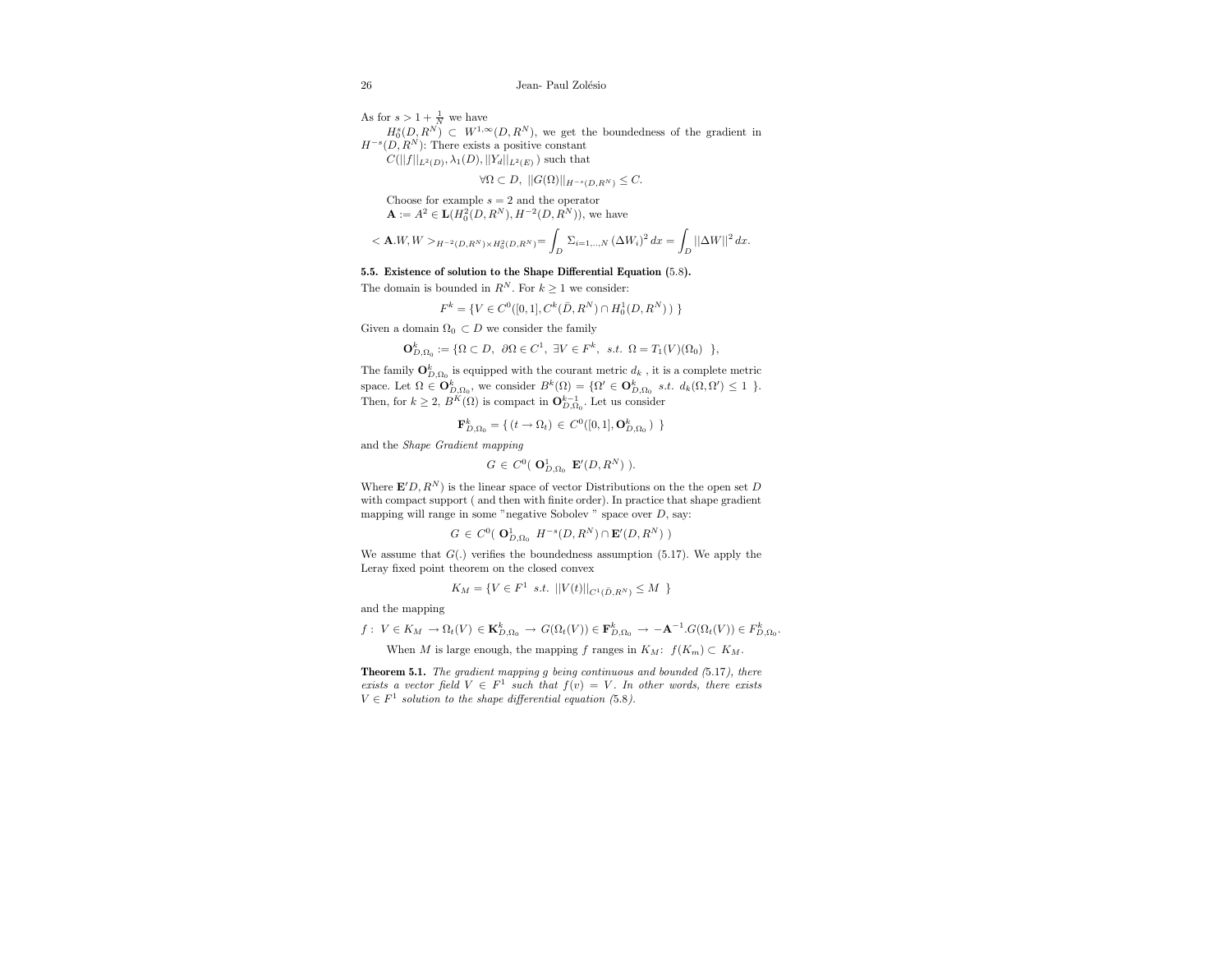As for $s > 1 + \frac{1}{N}$ we have

$H_0^s(D, R^N) \subset W^{1,\infty}(D, R^N)$, we get the boundedness of the gradient in $H^{-s}(D, R^N)$: There exists a positive constant

$C(||f||_{L^2(D)}, \lambda_1(D), ||Y_d||_{L^2(E)})$ such that

$$\forall \Omega \subset D, \; ||G(\Omega)||_{H^{-s}(D,R^N)} \leq C.$$

Choose for example $s = 2$ and the operator

$\mathbf{A} := A^2 \in \mathbf{L}(H_0^2(D, R^N), H^{-2}(D, R^N))$, we have

$$< \mathbf{A}.W, W >_{H^{-2}(D,R^N) \times H_0^2(D,R^N)} = \int_D \Sigma_{i=1,\ldots,N} \, (\Delta W_i)^2 \, dx = \int_D ||\Delta W||^2 \, dx.$$

**5.5. Existence of solution to the Shape Differential Equation (5.8).**

The domain is bounded in $R^N$. For $k \geq 1$ we consider:

$$F^k = \{ V \in C^0([0,1], C^k(\bar{D}, R^N) \cap H_0^1(D, R^N)) \}$$

Given a domain $\Omega_0 \subset D$ we consider the family

$$\mathbf{O}^k_{D,\Omega_0} := \{ \Omega \subset D, \; \partial\Omega \in C^1, \; \exists V \in F^k, \; s.t. \; \Omega = T_1(V)(\Omega_0) \; \},$$

The family $\mathbf{O}^k_{D,\Omega_0}$ is equipped with the courant metric $d_k$ , it is a complete metric space. Let $\Omega \in \mathbf{O}^k_{D,\Omega_0}$, we consider $B^k(\Omega) = \{ \Omega' \in \mathbf{O}^k_{D,\Omega_0} \; s.t. \; d_k(\Omega, \Omega') \leq 1 \; \}$. Then, for $k \geq 2$, $B^K(\Omega)$ is compact in $\mathbf{O}^{k-1}_{D,\Omega_0}$. Let us consider

$$\mathbf{F}^k_{D,\Omega_0} = \{ \, (t \to \Omega_t) \, \in \, C^0([0,1], \mathbf{O}^k_{D,\Omega_0}) \; \}$$

and the *Shape Gradient mapping*

$$G \, \in \, C^0( \, \mathbf{O}^1_{D,\Omega_0} \; \mathbf{E}'(D, R^N) \; ).$$

Where $\mathbf{E}'D, R^N)$ is the linear space of vector Distributions on the the open set $D$ with compact support ( and then with finite order). In practice that shape gradient mapping will range in some "negative Sobolev " space over $D$, say:

$$G \, \in \, C^0( \, \mathbf{O}^1_{D,\Omega_0} \; H^{-s}(D, R^N) \cap \mathbf{E}'(D, R^N) \; )$$

We assume that $G(.)$ verifies the boundedness assumption (5.17). We apply the Leray fixed point theorem on the closed convex

$$K_M = \{ V \in F^1 \; s.t. \; ||V(t)||_{C^1(\bar{D},R^N)} \leq M \; \}$$

and the mapping

$$f : \; V \in K_M \; \to \Omega_t(V) \in \mathbf{K}^k_{D,\Omega_0} \; \to \; G(\Omega_t(V)) \in \mathbf{F}^k_{D,\Omega_0} \; \to \; -\mathbf{A}^{-1}.G(\Omega_t(V)) \in F^k_{D,\Omega_0}.$$

When $M$ is large enough, the mapping $f$ ranges in $K_M$: $f(K_m) \subset K_M$.

**Theorem 5.1.** *The gradient mapping $g$ being continuous and bounded (5.17), there exists a vector field $V \in F^1$ such that $f(v) = V$. In other words, there exists $V \in F^1$ solution to the shape differential equation (5.8).*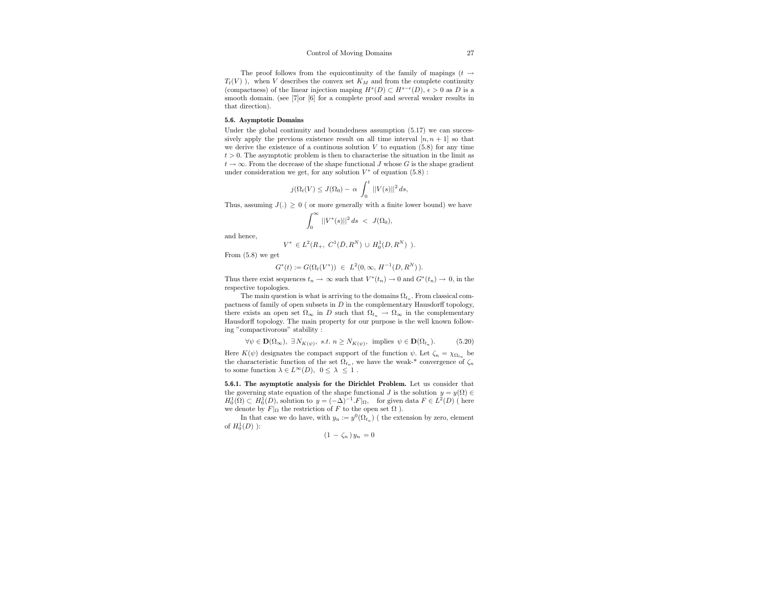The proof follows from the equicontinuity of the family of mapings ($t \to T_t(V)$ ), when $V$ describes the convex set $K_M$ and from the complete continuity (compactness) of the linear injection maping $H^s(D) \subset H^{s-\epsilon}(D)$, $\epsilon > 0$ as $D$ is a smooth domain. (see [7]or [6] for a complete proof and several weaker results in that direction).

### 5.6. Asymptotic Domains

Under the global continuity and boundedness assumption (5.17) we can succesively apply the previous existence result on all time interval $[n, n+1]$ so that we derive the existence of a continous solution $V$ to equation (5.8) for any time $t > 0$. The asymptotic problem is then to characterise the situation in the limit as $t \to \infty$. From the decrease of the shape functional $J$ whose $G$ is the shape gradient under consideration we get, for any solution $V^*$ of equation (5.8) :

$$j(\Omega_t(V) \leq J(\Omega_0) - \alpha \int_0^t ||V(s)||^2 \, ds,$$

Thus, assuming $J(.) \geq 0$ ( or more generally with a finite lower bound) we have

$$\int_0^\infty ||V^*(s)||^2 \, ds \;<\; J(\Omega_0),$$

and hence,

$$V^* \in L^2(R_+,\; C^1(\bar{D}, R^N) \cup H_0^1(D, R^N)\;).$$

From (5.8) we get

$$G^*(t) := G(\Omega_t(V^*)) \;\in\; L^2(0, \infty,\, H^{-1}(D, R^N)\,).$$

Thus there exist sequences $t_n \to \infty$ such that $V^*(t_n) \to 0$ and $G^*(t_n) \to 0$, in the respective topologies.

The main question is what is arriving to the domains $\Omega_{t_n}$. From classical compactness of family of open subsets in $D$ in the complementary Hausdorff topology, there exists an open set $\Omega_\infty$ in $D$ such that $\Omega_{t_n} \to \Omega_\infty$ in the complementary Hausdorff topology. The main property for our purpose is the well known following "compactivorous" stability :

$$\forall \psi \in \mathbf{D}(\Omega_\infty),\; \exists N_{K(\psi)},\; s.t.\; n \geq N_{K(\psi)},\; \text{implies}\; \psi \in \mathbf{D}(\Omega_{t_n}). \tag{5.20}$$

Here $K(\psi)$ designates the compact support of the function $\psi$. Let $\zeta_n = \chi_{\Omega_{t_n}}$ be the characteristic function of the set $\Omega_{t_n}$, we have the weak-* convergence of $\zeta_n$ to some function $\lambda \in L^\infty(D)$, $0 \leq \lambda \leq 1$ .

**5.6.1. The asymptotic analysis for the Dirichlet Problem.** Let us consider that the governing state equation of the shape functional $J$ is the solution $y = y(\Omega) \in H_0^1(\Omega) \subset H_0^1(D)$, solution to $y = (-\Delta)^{-1}.F|_\Omega$, for given data $F \in L^2(D)$ ( here we denote by $F|_\Omega$ the restriction of $F$ to the open set $\Omega$ ).

In that case we do have, with $y_n := y^0(\Omega_{t_n})$ ( the extension by zero, element of $H_0^1(D)$ ):

$$(1 - \zeta_n\,)\, y_n \,= 0$$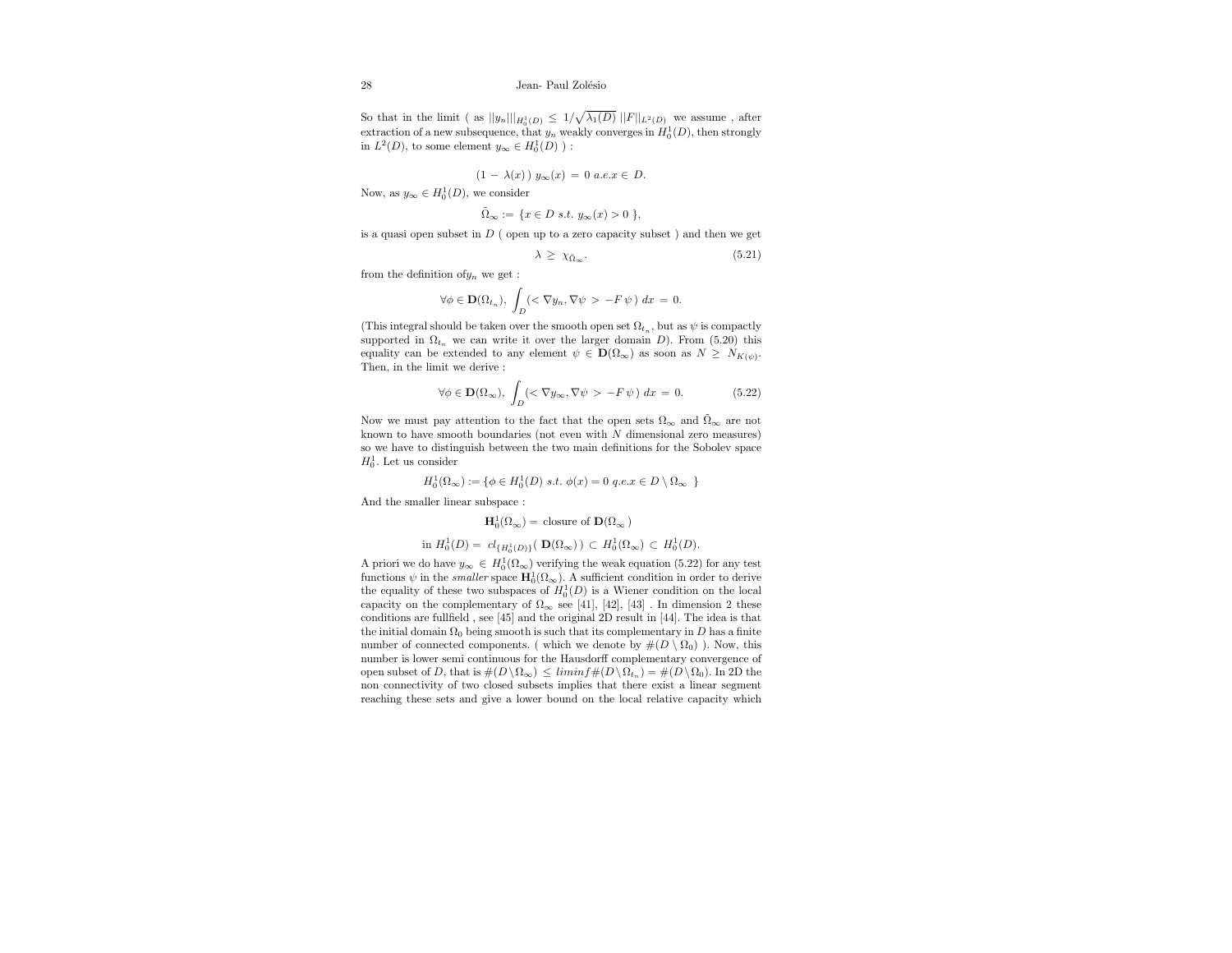So that in the limit ( as $||y_n|||_{H_0^1(D)} \leq 1/\sqrt{\lambda_1(D)}\ ||F||_{L^2(D)}$ we assume , after extraction of a new subsequence, that $y_n$ weakly converges in $H_0^1(D)$, then strongly in $L^2(D)$, to some element $y_\infty \in H_0^1(D)$ ) :

$$(1 - \lambda(x)\,)\ y_\infty(x) = 0\ a.e.x \in D.$$

Now, as $y_\infty \in H_0^1(D)$, we consider

$$\bar{\Omega}_\infty := \{x \in D\ s.t.\ y_\infty(x) > 0\ \},$$

is a quasi open subset in $D$ ( open up to a zero capacity subset ) and then we get

$$\lambda \geq \chi_{\bar{\Omega}_\infty}. \tag{5.21}$$

from the definition of$y_n$ we get :

$$\forall \phi \in \mathbf{D}(\Omega_{t_n}),\ \int_D (< \nabla y_n, \nabla \psi > - F\,\psi\,)\ dx = 0.$$

(This integral should be taken over the smooth open set $\Omega_{t_n}$, but as $\psi$ is compactly supported in $\Omega_{t_n}$ we can write it over the larger domain $D$). From (5.20) this equality can be extended to any element $\psi \in \mathbf{D}(\Omega_\infty)$ as soon as $N \geq N_{K(\psi)}$. Then, in the limit we derive :

$$\forall \phi \in \mathbf{D}(\Omega_\infty),\ \int_D (< \nabla y_\infty, \nabla \psi > - F\,\psi\,)\ dx = 0. \tag{5.22}$$

Now we must pay attention to the fact that the open sets $\Omega_\infty$ and $\bar{\Omega}_\infty$ are not known to have smooth boundaries (not even with $N$ dimensional zero measures) so we have to distinguish between the two main definitions for the Sobolev space $H_0^1$. Let us consider

$$H_0^1(\Omega_\infty) := \{\phi \in H_0^1(D)\ s.t.\ \phi(x) = 0\ q.e.x \in D \setminus \Omega_\infty\ \}$$

And the smaller linear subspace :

$$\mathbf{H}_0^1(\Omega_\infty) = \text{closure of } \mathbf{D}(\Omega_\infty\,)$$

$$\text{in } H_0^1(D) = \ cl_{\{H_0^1(D)\}}(\ \mathbf{D}(\Omega_\infty)\,) \subset H_0^1(\Omega_\infty) \subset H_0^1(D).$$

A priori we do have $y_\infty \in H_0^1(\Omega_\infty)$ verifying the weak equation (5.22) for any test functions $\psi$ in the *smaller* space $\mathbf{H}_0^1(\Omega_\infty)$. A sufficient condition in order to derive the equality of these two subspaces of $H_0^1(D)$ is a Wiener condition on the local capacity on the complementary of $\Omega_\infty$ see [41], [42], [43] . In dimension 2 these conditions are fullfield , see [45] and the original 2D result in [44]. The idea is that the initial domain $\Omega_0$ being smooth is such that its complementary in $D$ has a finite number of connected components. ( which we denote by $\#(D \setminus \Omega_0)$ ). Now, this number is lower semi continuous for the Hausdorff complementary convergence of open subset of $D$, that is $\#(D\setminus\Omega_\infty) \leq liminf\,\#(D\setminus\Omega_{t_n}) = \#(D\setminus\Omega_0)$. In 2D the non connectivity of two closed subsets implies that there exist a linear segment reaching these sets and give a lower bound on the local relative capacity which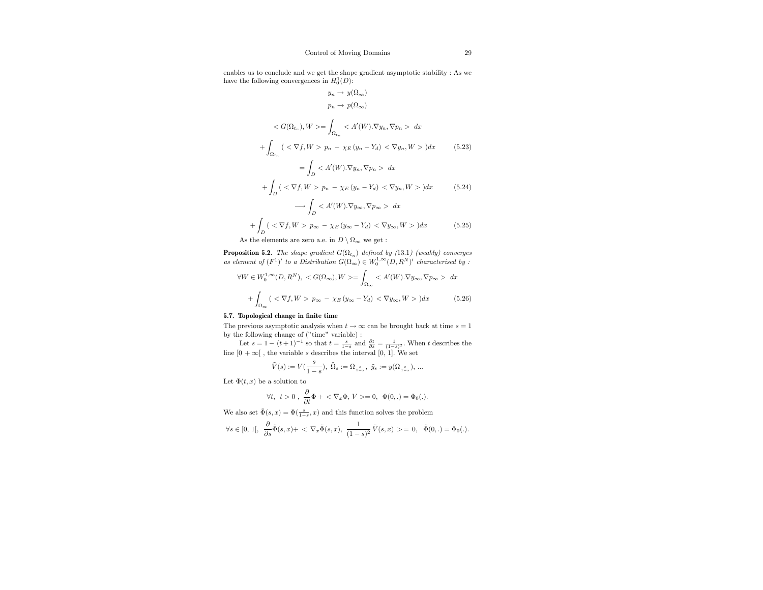enables us to conclude and we get the shape gradient asymptotic stability : As we have the following convergences in $H_0^1(D)$:

$$y_n \rightarrow y(\Omega_\infty)$$

$$p_n \rightarrow p(\Omega_\infty)$$

$$< G(\Omega_{t_n}), W >= \int_{\Omega_{t_n}} < A'(W).\nabla y_n, \nabla p_n > \, dx$$

$$+ \int_{\Omega_{t_n}} ( < \nabla f, W > p_n \, - \, \chi_E \,(y_n - Y_d) \, < \nabla y_n, W > )dx \qquad (5.23)$$

$$= \int_D < A'(W).\nabla y_n, \nabla p_n > \, dx$$

$$+ \int_D ( < \nabla f, W > p_n \, - \, \chi_E \,(y_n - Y_d) \, < \nabla y_n, W > )dx \qquad (5.24)$$

$$\longrightarrow \int_D < A'(W).\nabla y_\infty, \nabla p_\infty > \, dx$$

$$+ \int_D ( < \nabla f, W > p_\infty \, - \, \chi_E \,(y_\infty - Y_d) \, < \nabla y_\infty, W > )dx \qquad (5.25)$$

As the elements are zero a.e. in $D \setminus \Omega_\infty$ we get :

**Proposition 5.2.** *The shape gradient $G(\Omega_{t_n})$ defined by (13.1) (weakly) converges as element of $(F^1)'$ to a Distribution $G(\Omega_\infty) \in W_0^{1,\infty}(D, R^N)'$ characterised by :*

$$\forall W \in W_0^{1,\infty}(D, R^N), \; < G(\Omega_\infty), W >= \int_{\Omega_\infty} < A'(W).\nabla y_\infty, \nabla p_\infty > \, dx$$

$$+ \int_{\Omega_\infty} ( < \nabla f, W > p_\infty \, - \, \chi_E \,(y_\infty - Y_d) \, < \nabla y_\infty, W > )dx \qquad (5.26)$$

### 5.7. Topological change in finite time

The previous asymptotic analysis when $t \rightarrow \infty$ can be brought back at time $s = 1$ by the following change of ("time" variable) :

Let $s = 1 - \, (t+1)^{-1}$ so that $t = \frac{s}{1-s}$ and $\frac{\partial t}{\partial s} = \frac{1}{(1-s)^2}$. When $t$ describes the line $[0 + \infty[$ , the variable $s$ describes the interval $[0, 1]$. We set

$$\tilde{V}(s) := V(\frac{s}{1-s}), \; \tilde{\Omega}_s := \Omega_{\frac{s}{1-s}}, \; \tilde{y}_s := y(\Omega_{\frac{s}{1-s}}), \, ...$$

Let $\Phi(t, x)$ be a solution to

$$\forall t, \; t > 0 \; , \; \frac{\partial}{\partial t}\Phi + < \nabla_x \Phi, \, V >= 0, \; \; \Phi(0, .) = \Phi_0(.).$$

We also set $\tilde{\Phi}(s, x) = \Phi(\frac{s}{1-s}, x)$ and this function solves the problem

$$\forall s \in [0, \, 1[, \; \frac{\partial}{\partial s}\tilde{\Phi}(s, x) + \, < \nabla_x \tilde{\Phi}(s, x), \; \frac{1}{(1-s)^2} \, \tilde{V}(s, x) \; >= 0, \; \; \tilde{\Phi}(0, .) = \Phi_0(.).$$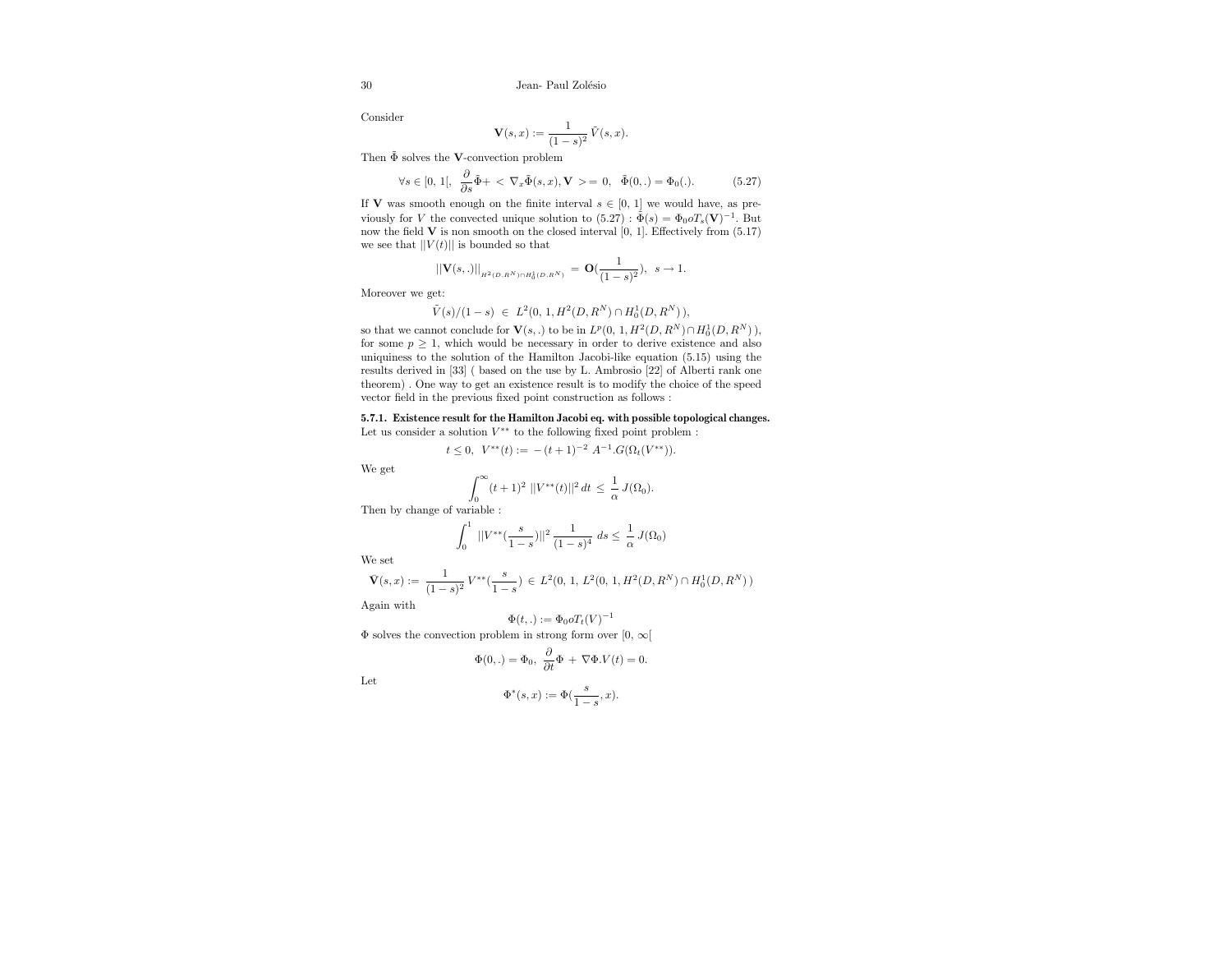Consider

$$\mathbf{V}(s,x) := \frac{1}{(1-s)^2}\,\tilde{V}(s,x).$$

Then $\tilde{\Phi}$ solves the $\mathbf{V}$-convection problem

$$\forall s \in [0,\,1[,\;\; \frac{\partial}{\partial s}\tilde{\Phi} + <\nabla_x \tilde{\Phi}(s,x), \mathbf{V}> = 0,\;\; \tilde{\Phi}(0,.) = \Phi_0(.). \tag{5.27}$$

If $\mathbf{V}$ was smooth enough on the finite interval $s \in [0,\,1]$ we would have, as previously for $V$ the convected unique solution to (5.27) : $\tilde{\Phi}(s) = \Phi_0 o T_s(\mathbf{V})^{-1}$. But now the field $\mathbf{V}$ is non smooth on the closed interval $[0,\,1]$. Effectively from (5.17) we see that $||V(t)||$ is bounded so that

$$||\mathbf{V}(s,.)||_{H^2(D,R^N)\cap H^1_0(D,R^N)} \;=\; \mathbf{O}(\frac{1}{(1-s)^2}),\;\; s \to 1.$$

Moreover we get:

$$\tilde{V}(s)/(1-s) \;\in\; L^2(0,\,1, H^2(D,R^N)\cap H^1_0(D,R^N)\,),$$

so that we cannot conclude for $\mathbf{V}(s,.)$ to be in $L^p(0,\,1, H^2(D,R^N)\cap H^1_0(D,R^N)\,)$, for some $p \geq 1$, which would be necessary in order to derive existence and also uniquiness to the solution of the Hamilton Jacobi-like equation (5.15) using the results derived in [33] ( based on the use by L. Ambrosio [22] of Alberti rank one theorem) . One way to get an existence result is to modify the choice of the speed vector field in the previous fixed point construction as follows :

**5.7.1. Existence result for the Hamilton Jacobi eq. with possible topological changes.** Let us consider a solution $V^{**}$ to the following fixed point problem :

$$t \leq 0,\;\; V^{**}(t) := \,-\,(t+1)^{-2}\;A^{-1}.G(\Omega_t(V^{**})).$$

We get

$$\int_0^{\infty} (t+1)^2\;||V^{**}(t)||^2\,dt \;\leq\; \frac{1}{\alpha}\;J(\Omega_0).$$

Then by change of variable :

$$\int_0^1\;||V^{**}(\frac{s}{1-s})||^2\,\frac{1}{(1-s)^4}\;ds \leq \frac{1}{\alpha}\;J(\Omega_0)$$

We set

$$\bar{\mathbf{V}}(s,x) := \;\frac{1}{(1-s)^2}\;V^{**}(\frac{s}{1-s}) \;\in\; L^2(0,\,1,\,L^2(0,\,1, H^2(D,R^N)\cap H^1_0(D,R^N)\,)$$

Again with

$$\Phi(t,.) := \Phi_0 o T_t(V)^{-1}$$

$\Phi$ solves the convection problem in strong form over $[0,\,\infty[$

$$\Phi(0,.) = \Phi_0,\;\frac{\partial}{\partial t}\Phi \;+\;\nabla\Phi.V(t) = 0.$$

Let

$$\Phi^*(s,x) := \Phi(\frac{s}{1-s}, x).$$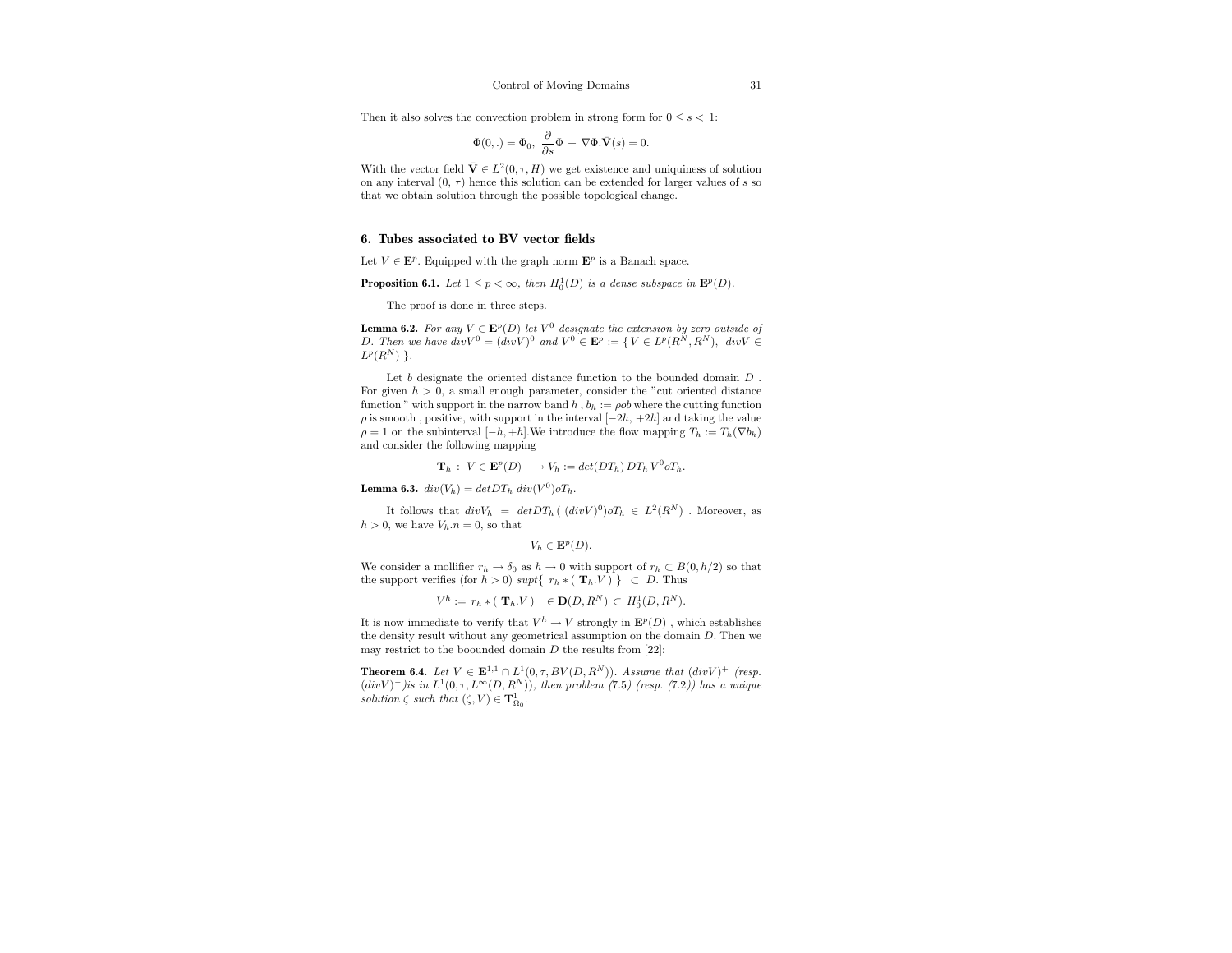Then it also solves the convection problem in strong form for $0 \leq s < 1$:

$$\Phi(0,.) = \Phi_0, \; \frac{\partial}{\partial s}\Phi + \nabla\Phi.\bar{\mathbf{V}}(s) = 0.$$

With the vector field $\bar{\mathbf{V}} \in L^2(0,\tau,H)$ we get existence and uniquiness of solution on any interval $(0,\tau)$ hence this solution can be extended for larger values of $s$ so that we obtain solution through the possible topological change.

## 6. Tubes associated to BV vector fields

Let $V \in \mathbf{E}^p$. Equipped with the graph norm $\mathbf{E}^p$ is a Banach space.

**Proposition 6.1.** *Let $1 \leq p < \infty$, then $H^1_0(D)$ is a dense subspace in $\mathbf{E}^p(D)$.*

The proof is done in three steps.

**Lemma 6.2.** *For any $V \in \mathbf{E}^p(D)$ let $V^0$ designate the extension by zero outside of $D$. Then we have $divV^0 = (divV)^0$ and $V^0 \in \mathbf{E}^p := \{\, V \in L^p(R^N, R^N),\; divV \in L^p(R^N)\,\}$.*

Let $b$ designate the oriented distance function to the bounded domain $D$. For given $h > 0$, a small enough parameter, consider the "cut oriented distance function" with support in the narrow band $h$, $b_h := \rho o b$ where the cutting function $\rho$ is smooth, positive, with support in the interval $[-2h, +2h]$ and taking the value $\rho = 1$ on the subinterval $[-h, +h]$. We introduce the flow mapping $T_h := T_h(\nabla b_h)$ and consider the following mapping

$$\mathbf{T}_h \, : \, V \in \mathbf{E}^p(D) \longrightarrow V_h := det(DT_h)\, DT_h\, V^0 o T_h.$$

**Lemma 6.3.** *$div(V_h) = detDT_h \; div(V^0) o T_h$.*

It follows that $divV_h = detDT_h \,(\, (divV)^0) o T_h \in L^2(R^N)$. Moreover, as $h > 0$, we have $V_h.n = 0$, so that

$$V_h \in \mathbf{E}^p(D).$$

We consider a mollifier $r_h \rightarrow \delta_0$ as $h \rightarrow 0$ with support of $r_h \subset B(0, h/2)$ so that the support verifies (for $h > 0$) $supt\{\; r_h * (\,\mathbf{T}_h.V\,)\;\} \;\subset\; D$. Thus

$$V^h := r_h * (\,\mathbf{T}_h.V\,) \quad \in \mathbf{D}(D, R^N) \subset H^1_0(D, R^N).$$

It is now immediate to verify that $V^h \rightarrow V$ strongly in $\mathbf{E}^p(D)$, which establishes the density result without any geometrical assumption on the domain $D$. Then we may restrict to the boounded domain $D$ the results from [22]:

**Theorem 6.4.** *Let $V \in \mathbf{E}^{1,1} \cap L^1(0,\tau, BV(D, R^N))$. Assume that $(divV)^+$ (resp. $(divV)^-$) is in $L^1(0,\tau, L^\infty(D, R^N))$, then problem (7.5) (resp. (7.2)) has a unique solution $\zeta$ such that $(\zeta, V) \in \mathbf{T}^1_{\Omega_0}$.*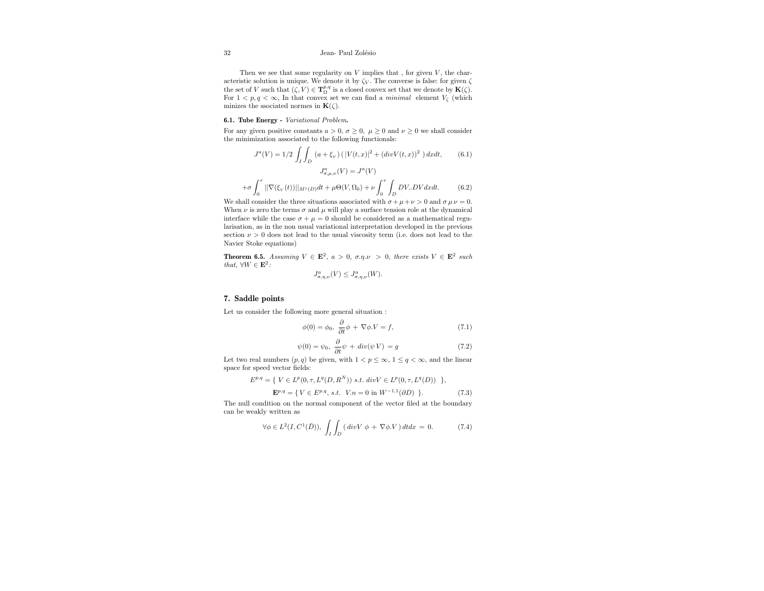Then we see that some regularity on $V$ implies that , for given $V$, the characteristic solution is unique. We denote it by $\zeta_V$. The converse is false: for given $\zeta$ the set of $V$ such that $(\zeta, V) \in \mathbf{T}_\Omega^{p,q}$ is a closed convex set that we denote by $\mathbf{K}(\zeta)$. For $1 < p, q < \infty$, In that convex set we can find a *minimal* element $V_\zeta$ (which minizes the ssociated normes in $\mathbf{K}(\zeta)$.

### 6.1. Tube Energy - *Variational Problem*.

For any given positive constants $a > 0$, $\sigma \geq 0$, $\mu \geq 0$ and $\nu \geq 0$ we shall consider the minimization associated to the following functionals:

$$J^a(V) = 1/2 \int_I \int_D (a + \xi_V)\,(\,|V(t,x)|^2 + (divV(t,x))^2\,)\,dxdt, \tag{6.1}$$

$$J^a_{\sigma,\mu,\nu}(V) = J^a(V)$$

$$+\sigma \int_0^\tau ||\nabla(\xi_V(t))||_{M^1(D)} dt + \mu\Theta(V,\Omega_0) + \nu \int_0^\tau \int_D DV..DV\,dxdt. \tag{6.2}$$

We shall consider the three situations associated with $\sigma + \mu + \nu > 0$ and $\sigma\,\mu\,\nu = 0$. When $\nu$ is zero the terms $\sigma$ and $\mu$ will play a surface tension role at the dynamical interface while the case $\sigma + \mu = 0$ should be considered as a mathematical regularisation, as in the non usual variational interpretation developed in the previous section $\nu > 0$ does not lead to the usual viscosity term (i.e. does not lead to the Navier Stoke equations)

**Theorem 6.5.** *Assuming $V \in \mathbf{E}^2$, $a > 0$, $\sigma.\eta.\nu > 0$, there exists $V \in \mathbf{E}^2$ such that, $\forall W \in \mathbf{E}^2$:*

$$J^a_{\sigma,\eta,\nu}(V) \leq J^a_{\sigma,\eta,\nu}(W).$$

## 7. Saddle points

Let us consider the following more general situation :

$$\phi(0) = \phi_0,\ \frac{\partial}{\partial t}\phi + \nabla\phi.V = f, \tag{7.1}$$

$$\psi(0) = \psi_0,\ \frac{\partial}{\partial t}\psi + div(\psi\,V) = g \tag{7.2}$$

Let two real numbers $(p, q)$ be given, with $1 < p \leq \infty$, $1 \leq q < \infty$, and the linear space for speed vector fields:

$$E^{p,q} = \{\ V \in L^p(0, \tau, L^q(D, R^N))\ s.t.\ divV \in L^p(0, \tau, L^q(D))\ \},$$

$$\mathbf{E}^{p,q} = \{\,V \in E^{p,q},\ s.t.\ V.n = 0 \text{ in } W^{-1,1}(\partial D)\ \}. \tag{7.3}$$

The null condition on the normal component of the vector filed at the boundary can be weakly written as

$$\forall\phi \in L^2(I, C^1(\bar{D})),\ \int_I \int_D (\,divV\ \phi + \nabla\phi.V\,)\,dtdx = 0. \tag{7.4}$$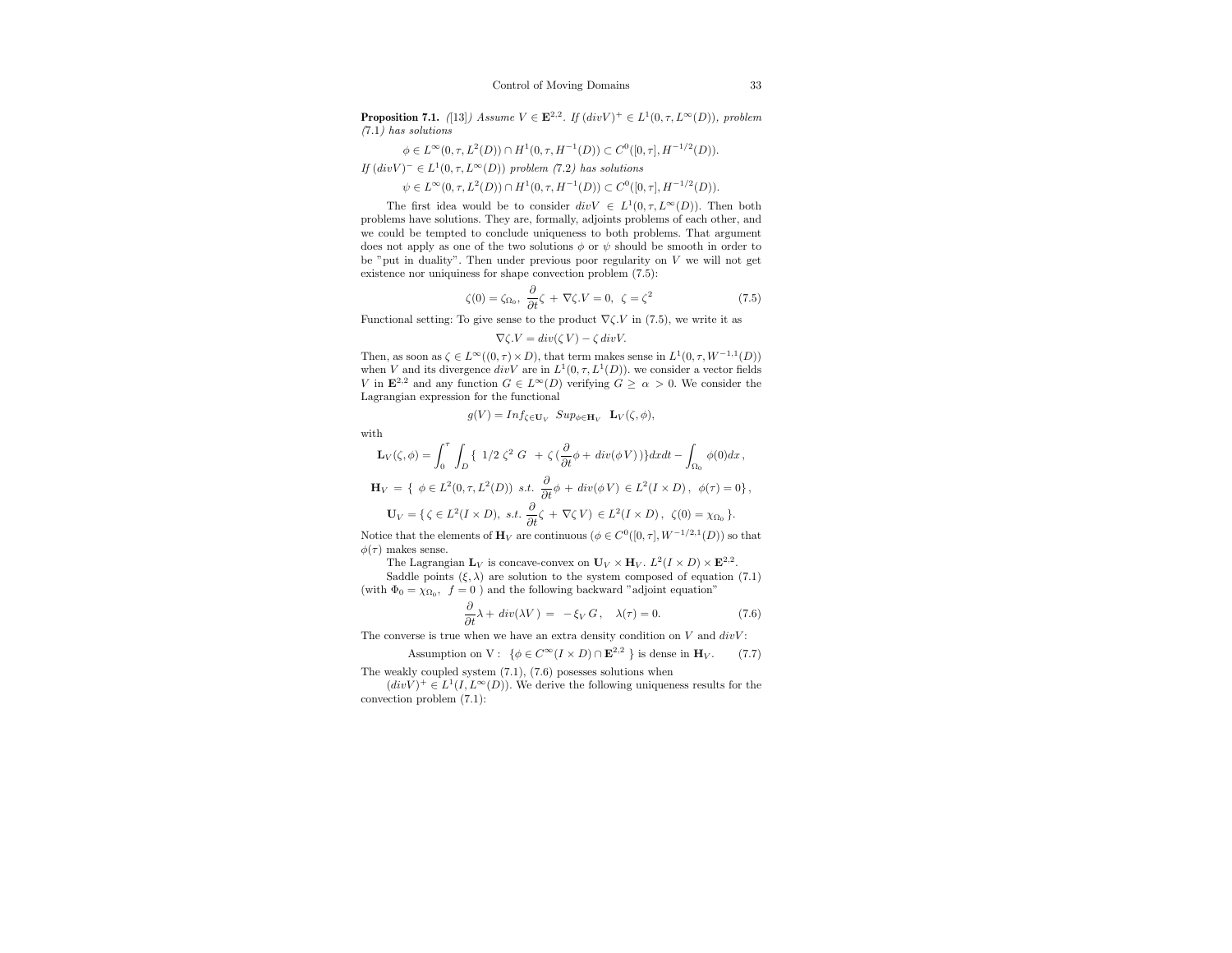**Proposition 7.1.** *([13]) Assume $V \in \mathbf{E}^{2,2}$. If $(divV)^+ \in L^1(0,\tau, L^\infty(D))$, problem (7.1) has solutions*

$$\phi \in L^\infty(0,\tau, L^2(D)) \cap H^1(0,\tau, H^{-1}(D)) \subset C^0([0,\tau], H^{-1/2}(D)).$$

*If $(divV)^- \in L^1(0,\tau, L^\infty(D))$ problem (7.2) has solutions*

$$\psi \in L^\infty(0,\tau, L^2(D)) \cap H^1(0,\tau, H^{-1}(D)) \subset C^0([0,\tau], H^{-1/2}(D)).$$

The first idea would be to consider $divV \in L^1(0,\tau, L^\infty(D))$. Then both problems have solutions. They are, formally, adjoints problems of each other, and we could be tempted to conclude uniqueness to both problems. That argument does not apply as one of the two solutions $\phi$ or $\psi$ should be smooth in order to be "put in duality". Then under previous poor regularity on $V$ we will not get existence nor uniquiness for shape convection problem (7.5):

$$\zeta(0) = \zeta_{\Omega_0},\ \frac{\partial}{\partial t}\zeta + \nabla\zeta.V = 0,\ \ \zeta = \zeta^2 \tag{7.5}$$

Functional setting: To give sense to the product $\nabla\zeta.V$ in (7.5), we write it as

$$\nabla\zeta.V = div(\zeta\, V) - \zeta\, divV.$$

Then, as soon as $\zeta \in L^\infty((0,\tau)\times D)$, that term makes sense in $L^1(0,\tau, W^{-1,1}(D))$ when $V$ and its divergence $divV$ are in $L^1(0,\tau, L^1(D))$. we consider a vector fields $V$ in $\mathbf{E}^{2,2}$ and any function $G \in L^\infty(D)$ verifying $G \geq \alpha > 0$. We consider the Lagrangian expression for the functional

$$g(V) = Inf_{\zeta\in \mathbf{U}_V}\ \ Sup_{\phi\in \mathbf{H}_V}\ \ \mathbf{L}_V(\zeta,\phi),$$

with

$$\mathbf{L}_V(\zeta,\phi) = \int_0^\tau \int_D \{\ 1/2\ \zeta^2\ G\ \ + \zeta\,(\frac{\partial}{\partial t}\phi + \, div(\phi\, V\,))\}dxdt - \int_{\Omega_0} \phi(0)dx\,,$$

$$\mathbf{H}_V\ =\ \{\ \phi \in L^2(0,\tau, L^2(D))\ \ s.t.\ \ \frac{\partial}{\partial t}\phi \,+\, div(\phi\, V) \in L^2(I\times D)\,,\ \ \phi(\tau) = 0\}\,,$$

$$\mathbf{U}_V = \{\,\zeta \in L^2(I\times D),\ s.t.\ \frac{\partial}{\partial t}\zeta \,+\, \nabla\zeta\, V) \in L^2(I\times D)\,,\ \ \zeta(0) = \chi_{\Omega_0}\,\}.$$

Notice that the elements of $\mathbf{H}_V$ are continuous ($\phi \in C^0([0,\tau], W^{-1/2,1}(D))$ so that $\phi(\tau)$ makes sense.

The Lagrangian $\mathbf{L}_V$ is concave-convex on $\mathbf{U}_V \times \mathbf{H}_V$. $L^2(I\times D)\times \mathbf{E}^{2,2}$.

Saddle points $(\xi,\lambda)$ are solution to the system composed of equation (7.1) (with $\Phi_0 = \chi_{\Omega_0},\ \ f = 0$ ) and the following backward "adjoint equation"

$$\frac{\partial}{\partial t}\lambda +\, div(\lambda V\,)\ =\ -\,\xi_V\, G\,,\quad \lambda(\tau) = 0. \tag{7.6}$$

The converse is true when we have an extra density condition on $V$ and $divV$:

$$\text{Assumption on V}:\ \ \{\phi \in C^\infty(I\times D) \cap \mathbf{E}^{2,2}\ \}\text{ is dense in }\mathbf{H}_V. \tag{7.7}$$

The weakly coupled system (7.1), (7.6) posesses solutions when

$(divV)^+ \in L^1(I, L^\infty(D))$. We derive the following uniqueness results for the convection problem (7.1):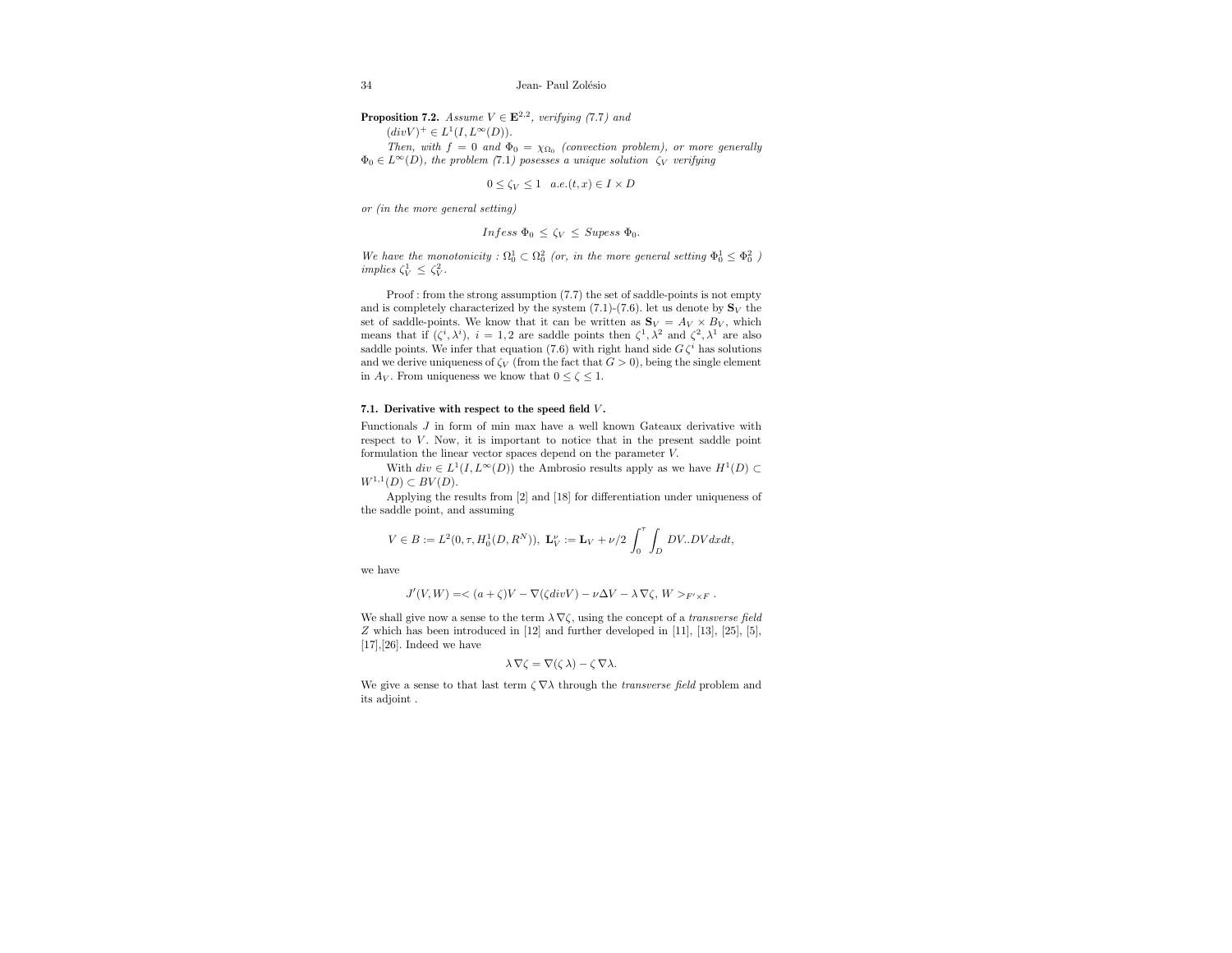**Proposition 7.2.** *Assume $V \in \mathbf{E}^{2,2}$, verifying (7.7) and $(divV)^+ \in L^1(I, L^\infty(D))$.*

*Then, with $f = 0$ and $\Phi_0 = \chi_{\Omega_0}$ (convection problem), or more generally $\Phi_0 \in L^\infty(D)$, the problem (7.1) posesses a unique solution $\zeta_V$ verifying*

$$0 \leq \zeta_V \leq 1 \quad a.e.(t,x) \in I \times D$$

*or (in the more general setting)*

$$Infess\ \Phi_0\ \leq\ \zeta_V\ \leq\ Supess\ \Phi_0.$$

*We have the monotonicity : $\Omega_0^1 \subset \Omega_0^2$ (or, in the more general setting $\Phi_0^1 \leq \Phi_0^2$ ) implies $\zeta_V^1\ \leq\ \zeta_V^2$.*

Proof : from the strong assumption (7.7) the set of saddle-points is not empty and is completely characterized by the system (7.1)-(7.6). let us denote by $\mathbf{S}_V$ the set of saddle-points. We know that it can be written as $\mathbf{S}_V = A_V \times B_V$, which means that if $(\zeta^i, \lambda^i)$, $i = 1, 2$ are saddle points then $\zeta^1, \lambda^2$ and $\zeta^2, \lambda^1$ are also saddle points. We infer that equation (7.6) with right hand side $G\,\zeta^i$ has solutions and we derive uniqueness of $\zeta_V$ (from the fact that $G > 0$), being the single element in $A_V$. From uniqueness we know that $0 \leq \zeta \leq 1$.

### 7.1. Derivative with respect to the speed field $V$.

Functionals $J$ in form of min max have a well known Gateaux derivative with respect to $V$. Now, it is important to notice that in the present saddle point formulation the linear vector spaces depend on the parameter $V$.

With $div \in L^1(I, L^\infty(D))$ the Ambrosio results apply as we have $H^1(D) \subset W^{1,1}(D) \subset BV(D)$.

Applying the results from [2] and [18] for differentiation under uniqueness of the saddle point, and assuming

$$V \in B := L^2(0, \tau, H_0^1(D, R^N)),\ \mathbf{L}_V^\nu := \mathbf{L}_V + \nu/2 \int_0^\tau \int_D DV..DV\, dxdt,$$

we have

$$J'(V, W) =< (a + \zeta)V - \nabla(\zeta divV) - \nu\Delta V - \lambda\,\nabla\zeta,\, W >_{F'\times F}\ .$$

We shall give now a sense to the term $\lambda\,\nabla\zeta$, using the concept of a *transverse field* $Z$ which has been introduced in [12] and further developed in [11], [13], [25], [5], [17],[26]. Indeed we have

$$\lambda\,\nabla\zeta = \nabla(\zeta\,\lambda) - \zeta\,\nabla\lambda.$$

We give a sense to that last term $\zeta\,\nabla\lambda$ through the *transverse field* problem and its adjoint .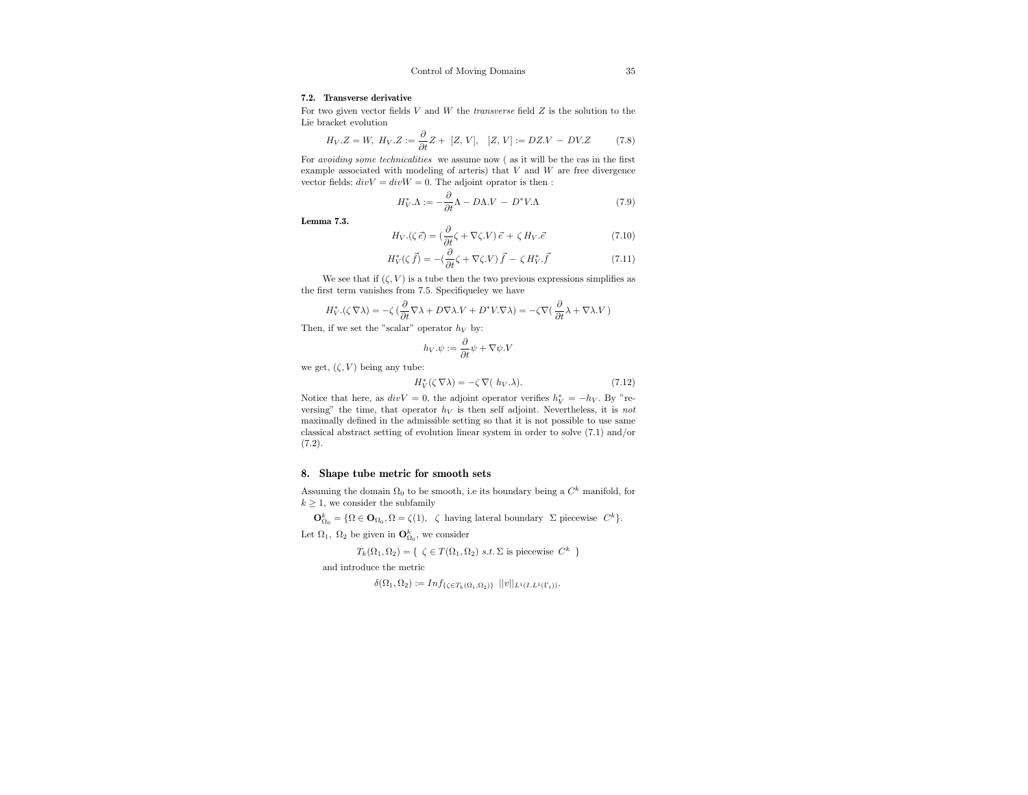### 7.2. Transverse derivative

For two given vector fields $V$ and $W$ the *transverse* field $Z$ is the solution to the Lie bracket evolution

$$H_V.Z = W,\ H_V.Z := \frac{\partial}{\partial t}Z + \ [Z, V],\quad [Z, V] := DZ.V \ - \ DV.Z \tag{7.8}$$

For *avoiding some technicalities* we assume now ( as it will be the cas in the first example associated with modeling of arteris) that $V$ and $W$ are free divergence vector fields: $divV = divW = 0$. The adjoint oprator is then :

$$H_V^*.\Lambda := -\frac{\partial}{\partial t}\Lambda - D\Lambda.V \ - \ D^*V.\Lambda \tag{7.9}$$

**Lemma 7.3.**

$$H_V.(\zeta\,\vec{e}) = (\frac{\partial}{\partial t}\zeta + \nabla\zeta.V)\,\vec{e} + \zeta\,H_V.\vec{e} \tag{7.10}$$

$$H_V^*(\zeta\,\vec{f}) = -(\frac{\partial}{\partial t}\zeta + \nabla\zeta.V)\,\vec{f} - \zeta\,H_V^*.\vec{f} \tag{7.11}$$

We see that if $(\zeta, V)$ is a tube then the two previous expressions simplifies as the first term vanishes from 7.5. Specifiqueley we have

$$H_V^*.(\zeta\,\nabla\lambda) = -\zeta\,(\frac{\partial}{\partial t}\nabla\lambda + D\nabla\lambda.V + D^*V.\nabla\lambda) = -\zeta\nabla(\,\frac{\partial}{\partial t}\lambda + \nabla\lambda.V\,)$$

Then, if we set the "scalar" operator $h_V$ by:

$$h_V.\psi := \frac{\partial}{\partial t}\psi + \nabla\psi.V$$

we get, $(\zeta, V)$ being any tube:

$$H_V^*(\zeta\,\nabla\lambda) = -\zeta\,\nabla(\ h_V.\lambda). \tag{7.12}$$

Notice that here, as $divV = 0$, the adjoint operator verifies $h_V^* = -h_V$. By "reversing" the time, that operator $h_V$ is then self adjoint. Nevertheless, it is *not* maximally defined in the admissible setting so that it is not possible to use same classical abstract setting of evolution linear system in order to solve (7.1) and/or (7.2).

## 8. Shape tube metric for smooth sets

Assuming the domain $\Omega_0$ to be smooth, i.e its boundary being a $C^k$ manifold, for $k \geq 1$, we consider the subfamily

$$\mathbf{O}^k_{\Omega_0} = \{\Omega \in \mathbf{O}_{\Omega_0}, \Omega = \zeta(1),\ \ \zeta \text{ having lateral boundary } \ \Sigma \text{ piecewise } \ C^k\}.$$

Let $\Omega_1,\ \Omega_2$ be given in $\mathbf{O}^k_{\Omega_0}$, we consider

$$T_k(\Omega_1, \Omega_2) = \{\ \zeta \in T(\Omega_1, \Omega_2)\ s.t.\, \Sigma \text{ is piecewise } \ C^k\ \}$$

and introduce the metric

$$\delta(\Omega_1, \Omega_2) := Inf_{\{\zeta \in T_k(\Omega_1,\Omega_2)\}}\ ||v||_{L^1(I,L^1(\Gamma_t))}.$$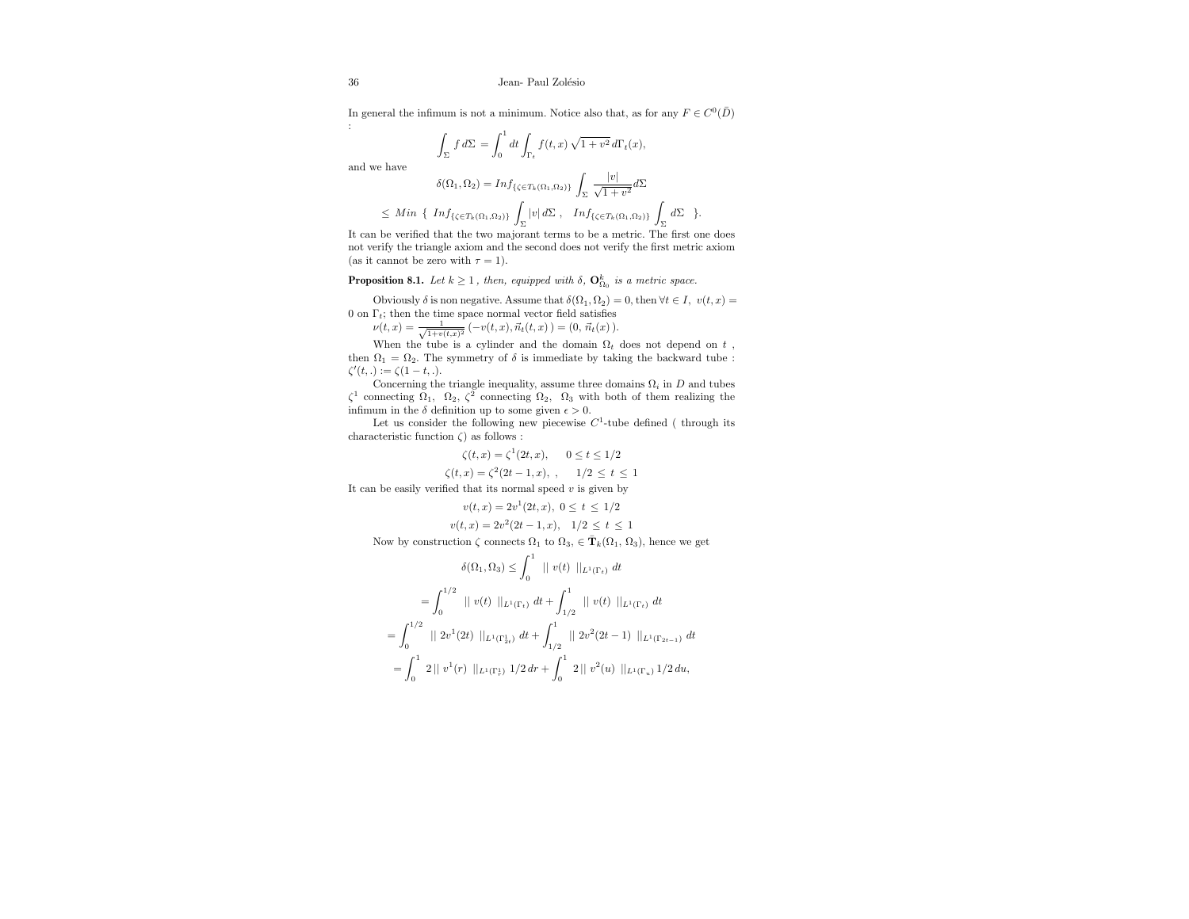In general the infimum is not a minimum. Notice also that, as for any $F \in C^0(\bar{D})$ :

$$\int_\Sigma f \, d\Sigma = \int_0^1 dt \int_{\Gamma_t} f(t,x) \sqrt{1+v^2} \, d\Gamma_t(x),$$

and we have

$$\delta(\Omega_1, \Omega_2) = Inf_{\{\zeta \in T_k(\Omega_1,\Omega_2)\}} \int_\Sigma \frac{|v|}{\sqrt{1+v^2}} d\Sigma$$

$$\leq \; Min \; \{ \; Inf_{\{\zeta \in T_k(\Omega_1,\Omega_2)\}} \int_\Sigma |v| \, d\Sigma \; , \quad Inf_{\{\zeta \in T_k(\Omega_1,\Omega_2)\}} \int_\Sigma d\Sigma \quad \}.$$

It can be verified that the two majorant terms to be a metric. The first one does not verify the triangle axiom and the second does not verify the first metric axiom (as it cannot be zero with $\tau = 1$).

**Proposition 8.1.** *Let $k \geq 1$ , then, equipped with $\delta$, $\mathbf{O}^k_{\Omega_0}$ is a metric space.*

Obviously $\delta$ is non negative. Assume that $\delta(\Omega_1, \Omega_2) = 0$, then $\forall t \in I, \; v(t,x) = 0$ on $\Gamma_t$; then the time space normal vector field satisfies $\nu(t,x) = \frac{1}{\sqrt{1+v(t,x)^2}} \left(-v(t,x), \vec{n}_t(t,x)\right) = (0, \vec{n}_t(x))$.

When the tube is a cylinder and the domain $\Omega_t$ does not depend on $t$ , then $\Omega_1 = \Omega_2$. The symmetry of $\delta$ is immediate by taking the backward tube : $\zeta'(t,.) := \zeta(1-t,.)$.

Concerning the triangle inequality, assume three domains $\Omega_i$ in $D$ and tubes $\zeta^1$ connecting $\Omega_1, \; \Omega_2$, $\zeta^2$ connecting $\Omega_2, \; \Omega_3$ with both of them realizing the infimum in the $\delta$ definition up to some given $\epsilon > 0$.

Let us consider the following new piecewise $C^1$-tube defined ( through its characteristic function $\zeta$) as follows :

$$\zeta(t,x) = \zeta^1(2t,x), \qquad 0 \leq t \leq 1/2$$

$$\zeta(t,x) = \zeta^2(2t-1,x), \; , \qquad 1/2 \; \leq \; t \; \leq \; 1$$

It can be easily verified that its normal speed $v$ is given by

$$v(t,x) = 2v^1(2t,x), \; 0 \leq \; t \; \leq \; 1/2$$

$$v(t,x) = 2v^2(2t-1,x), \quad 1/2 \; \leq \; t \; \leq \; 1$$

Now by construction $\zeta$ connects $\Omega_1$ to $\Omega_3$, $\in \bar{\mathbf{T}}_k(\Omega_1, \Omega_3)$, hence we get

$$\delta(\Omega_1, \Omega_3) \leq \int_0^1 \; || \; v(t) \; ||_{L^1(\Gamma_t)} \; dt$$

$$= \int_0^{1/2} \; || \; v(t) \; ||_{L^1(\Gamma_t)} \; dt + \int_{1/2}^1 \; || \; v(t) \; ||_{L^1(\Gamma_t)} \; dt$$

$$= \int_0^{1/2} \; || \; 2v^1(2t) \; ||_{L^1(\Gamma^1_{2t})} \; dt + \int_{1/2}^1 \; || \; 2v^2(2t-1) \; ||_{L^1(\Gamma_{2t-1})} \; dt$$

$$= \int_0^1 \; 2 \, || \; v^1(r) \; ||_{L^1(\Gamma^1_r)} \; 1/2 \, dr + \int_0^1 \; 2 \, || \; v^2(u) \; ||_{L^1(\Gamma_u)} \, 1/2 \, du,$$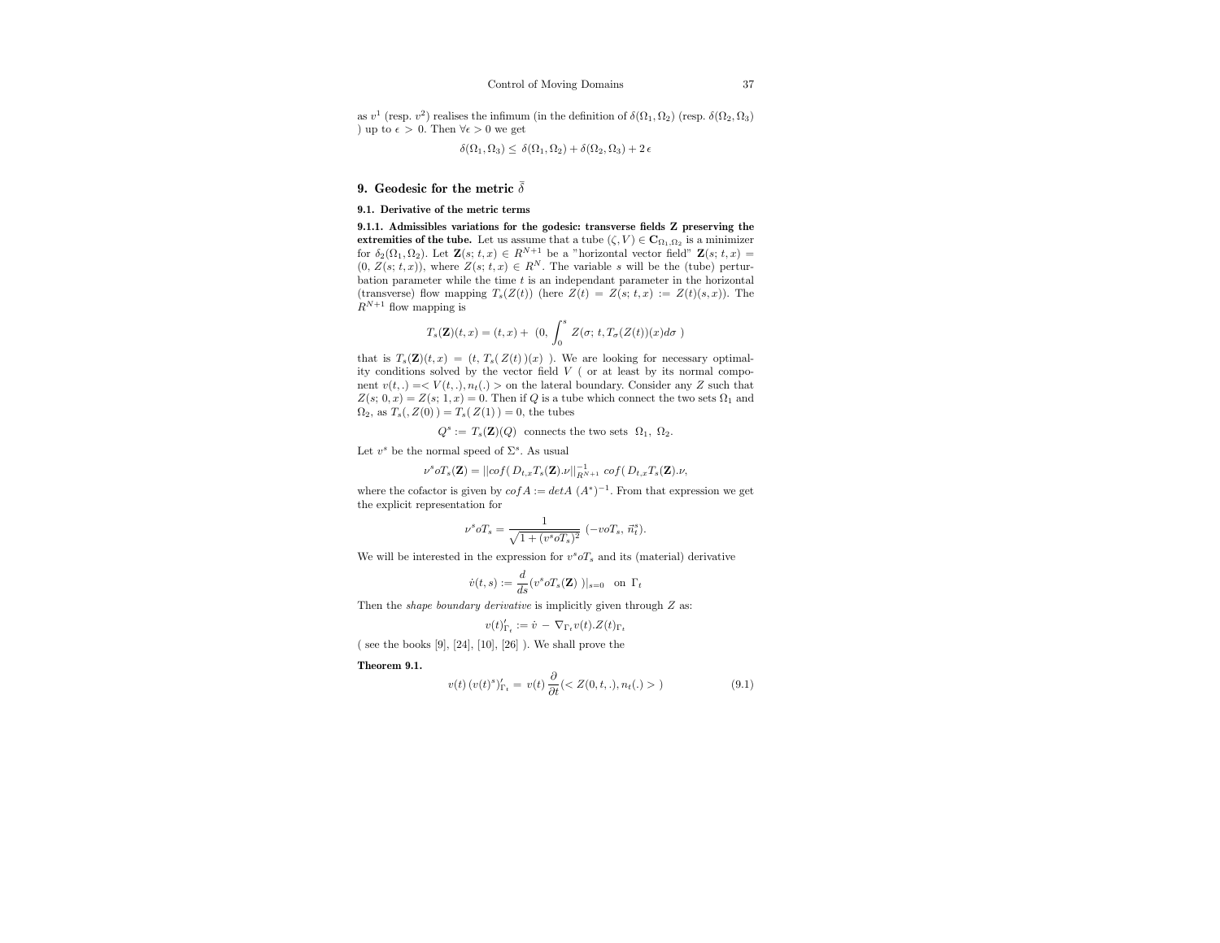as $v^1$ (resp. $v^2$) realises the infimum (in the definition of $\delta(\Omega_1, \Omega_2)$ (resp. $\delta(\Omega_2, \Omega_3)$ ) up to $\epsilon > 0$. Then $\forall \epsilon > 0$ we get

$$\delta(\Omega_1, \Omega_3) \leq \delta(\Omega_1, \Omega_2) + \delta(\Omega_2, \Omega_3) + 2\,\epsilon$$

## 9. Geodesic for the metric $\bar{\bar{\delta}}$

### 9.1. Derivative of the metric terms

**9.1.1. Admissibles variations for the godesic: transverse fields Z preserving the extremities of the tube.** Let us assume that a tube $(\zeta, V) \in \mathbf{C}_{\Omega_1,\Omega_2}$ is a minimizer for $\delta_2(\Omega_1, \Omega_2)$. Let $\mathbf{Z}(s; t, x) \in R^{N+1}$ be a "horizontal vector field" $\mathbf{Z}(s; t, x) = (0,\, Z(s; t, x))$, where $Z(s; t, x) \in R^N$. The variable $s$ will be the (tube) perturbation parameter while the time $t$ is an independant parameter in the horizontal (transverse) flow mapping $T_s(Z(t))$ (here $Z(t) = Z(s; t, x) := Z(t)(s, x)$). The $R^{N+1}$ flow mapping is

$$T_s(\mathbf{Z})(t, x) = (t, x) + \left(0, \int_0^s Z(\sigma; t, T_\sigma(Z(t))(x) d\sigma \right)$$

that is $T_s(\mathbf{Z})(t, x) = (t,\, T_s(\, Z(t)\,)(x)\,)$. We are looking for necessary optimality conditions solved by the vector field $V$ ( or at least by its normal component $v(t, .) =< V(t, .), n_t(.) >$ on the lateral boundary. Consider any $Z$ such that $Z(s; 0, x) = Z(s; 1, x) = 0$. Then if $Q$ is a tube which connect the two sets $\Omega_1$ and $\Omega_2$, as $T_s(, Z(0)\,) = T_s(\, Z(1)\,) = 0$, the tubes

$$Q^s := T_s(\mathbf{Z})(Q) \text{ connects the two sets } \Omega_1,\ \Omega_2.$$

Let $v^s$ be the normal speed of $\Sigma^s$. As usual

$$\nu^s o T_s(\mathbf{Z}) = ||cof(\, D_{t,x} T_s(\mathbf{Z}).\nu||^{-1}_{R^{N+1}}\ cof(\, D_{t,x} T_s(\mathbf{Z}).\nu,$$

where the cofactor is given by $cof A := det A\ (A^*)^{-1}$. From that expression we get the explicit representation for

$$\nu^s o T_s = \frac{1}{\sqrt{1 + (v^s o T_s)^2}}\ (-v o T_s,\, \vec{n}^s_t).$$

We will be interested in the expression for $v^s o T_s$ and its (material) derivative

$$\dot{v}(t, s) := \frac{d}{ds}(v^s o T_s(\mathbf{Z})\,)|_{s=0} \quad \text{on } \Gamma_t$$

Then the *shape boundary derivative* is implicitly given through $Z$ as:

$$v(t)'_{\Gamma_t} := \dot{v}\ -\ \nabla_{\Gamma_t} v(t).Z(t)_{\Gamma_t}$$

( see the books [9], [24], [10], [26] ). We shall prove the

**Theorem 9.1.**

$$v(t)\,(v(t)^s)'_{\Gamma_t} = v(t)\,\frac{\partial}{\partial t}(< Z(0, t, .), n_t(.) >\,) \tag{9.1}$$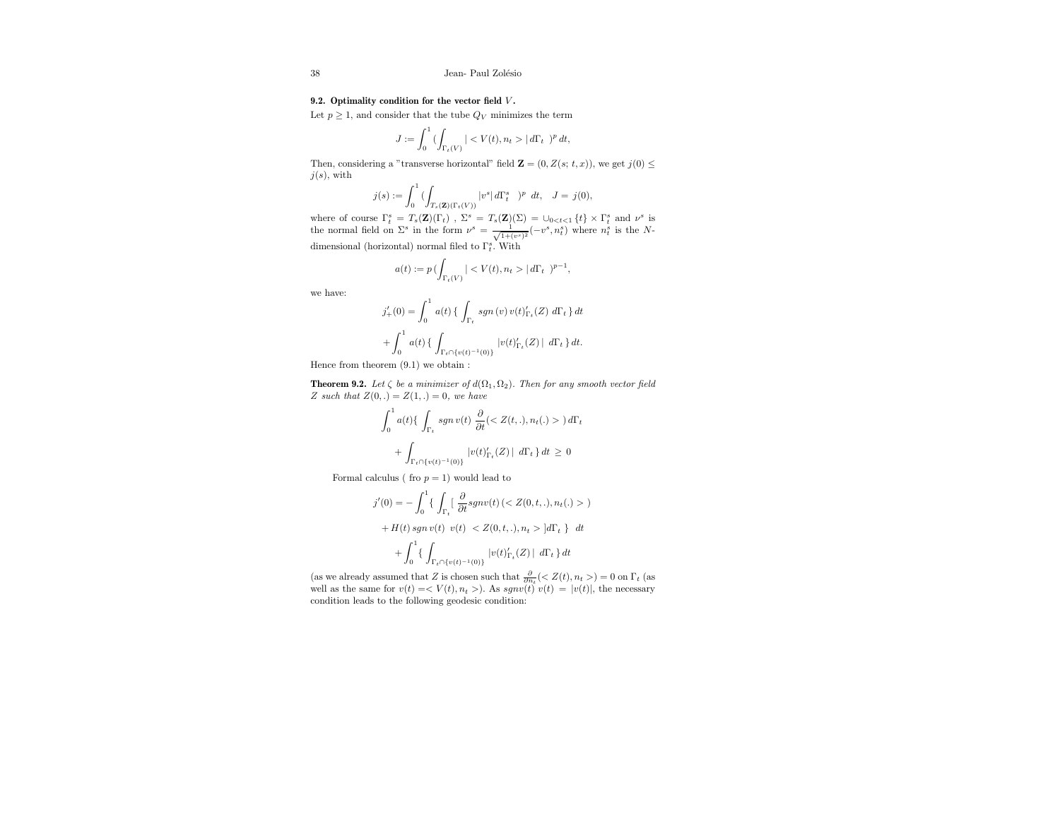**9.2. Optimality condition for the vector field $V$.**

Let $p \geq 1$, and consider that the tube $Q_V$ minimizes the term

$$J := \int_0^1 \Big( \int_{\Gamma_t(V)} | < V(t), n_t > | \, d\Gamma_t \ \Big)^p \, dt,$$

Then, considering a "transverse horizontal" field $\mathbf{Z} = (0, Z(s;t,x))$, we get $j(0) \leq j(s)$, with

$$j(s) := \int_0^1 \Big( \int_{T_s(\mathbf{Z})(\Gamma_t(V))} |v^s| \, d\Gamma_t^s \ \Big)^p \ dt, \quad J = j(0),$$

where of course $\Gamma_t^s = T_s(\mathbf{Z})(\Gamma_t)$ , $\Sigma^s = T_s(\mathbf{Z})(\Sigma) = \cup_{0<t<1} \{t\} \times \Gamma_t^s$ and $\nu^s$ is the normal field on $\Sigma^s$ in the form $\nu^s = \frac{1}{\sqrt{1+(v^s)^2}}(-v^s, n_t^s)$ where $n_t^s$ is the $N$-dimensional (horizontal) normal filed to $\Gamma_t^s$. With

$$a(t) := p \, \Big( \int_{\Gamma_t(V)} | < V(t), n_t > | \, d\Gamma_t \ \Big)^{p-1},$$

we have:

$$j'_+(0) = \int_0^1 a(t) \, \{ \int_{\Gamma_t} sgn \, (v) \, v(t)'_{\Gamma_t}(Z) \ d\Gamma_t \, \} \, dt$$

$$+ \int_0^1 a(t) \, \{ \int_{\Gamma_t \cap \{v(t)^{-1}(0)\}} |v(t)'_{\Gamma_t}(Z) \, | \ d\Gamma_t \, \} \, dt.$$

Hence from theorem (9.1) we obtain :

**Theorem 9.2.** *Let $\zeta$ be a minimizer of $d(\Omega_1, \Omega_2)$. Then for any smooth vector field $Z$ such that $Z(0,.) = Z(1,.) = 0$, we have*

$$\int_0^1 a(t) \{ \int_{\Gamma_t} sgn \, v(t) \ \frac{\partial}{\partial t}( < Z(t,.), n_t(.) > \ ) \, d\Gamma_t$$

$$+ \int_{\Gamma_t \cap \{v(t)^{-1}(0)\}} |v(t)'_{\Gamma_t}(Z) \, | \ d\Gamma_t \, \} \, dt \ \geq \ 0$$

Formal calculus ( fro $p = 1$) would lead to

$$j'(0) = - \int_0^1 \{ \int_{\Gamma_t} [ \ \frac{\partial}{\partial t} sgn v(t) \, ( < Z(0,t,.), n_t(.) > \ )$$

$$+ H(t) \, sgn \, v(t) \ \ v(t) \ \ < Z(0,t,.), n_t > \, ] d\Gamma_t \ \} \ \ dt$$

$$+ \int_0^1 \{ \int_{\Gamma_t \cap \{v(t)^{-1}(0)\}} |v(t)'_{\Gamma_t}(Z) \, | \ d\Gamma_t \, \} \, dt$$

(as we already assumed that $Z$ is chosen such that $\frac{\partial}{\partial n_t}( < Z(t), n_t > ) = 0$ on $\Gamma_t$ (as well as the same for $v(t) = < V(t), n_t >$). As $sgnv(t) \ v(t) = |v(t)|$, the necessary condition leads to the following geodesic condition: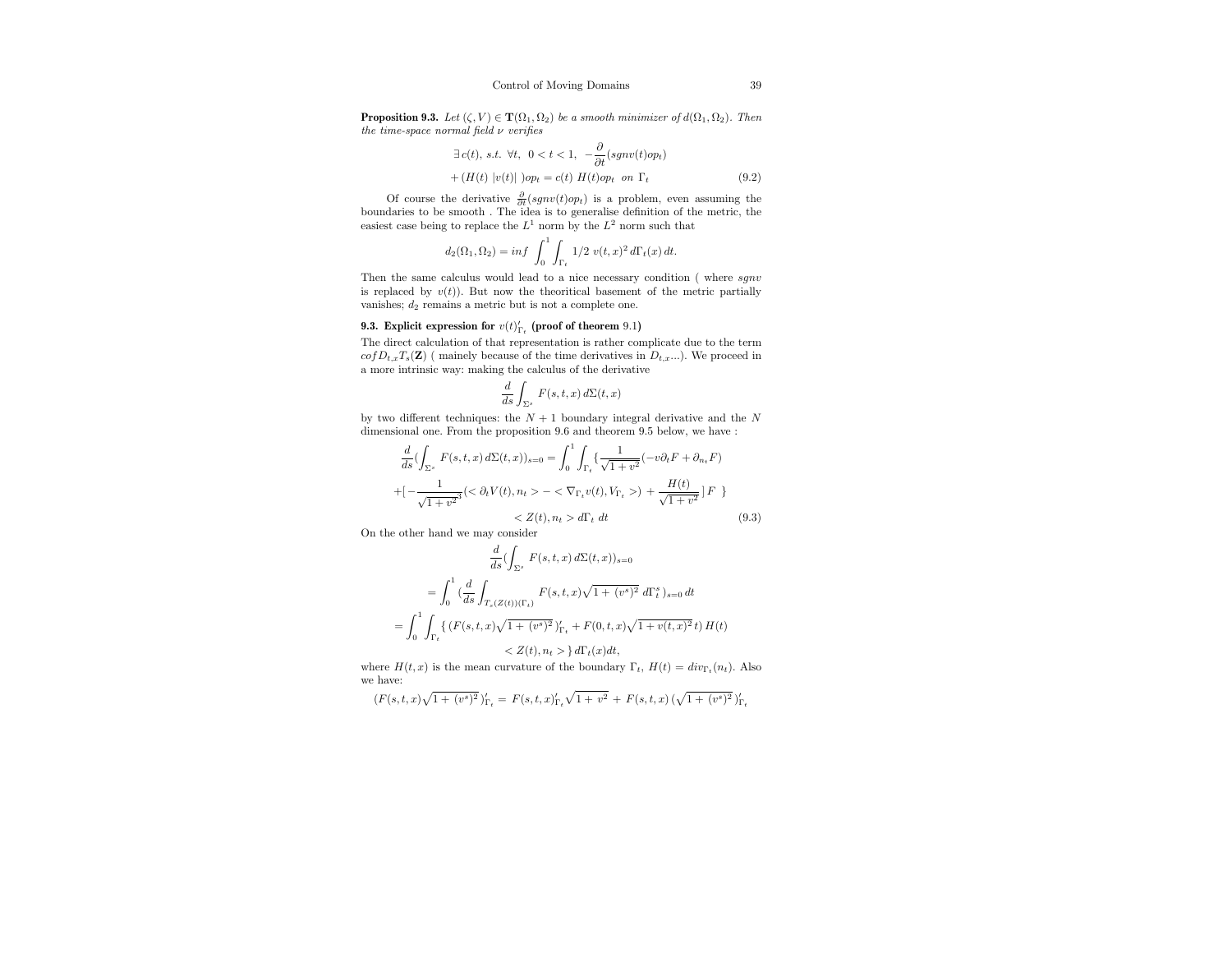**Proposition 9.3.** *Let $(\zeta, V) \in \mathbf{T}(\Omega_1, \Omega_2)$ be a smooth minimizer of $d(\Omega_1, \Omega_2)$. Then the time-space normal field $\nu$ verifies*

$$\exists\, c(t),\ s.t.\ \forall t,\ \ 0 < t < 1,\ \ -\frac{\partial}{\partial t}(sgnv(t)op_t)$$
$$+ (H(t)\ |v(t)|\ )op_t = c(t)\ H(t)op_t \ \ on\ \Gamma_t \tag{9.2}$$

Of course the derivative $\frac{\partial}{\partial t}(sgnv(t)op_t)$ is a problem, even assuming the boundaries to be smooth . The idea is to generalise definition of the metric, the easiest case being to replace the $L^1$ norm by the $L^2$ norm such that

$$d_2(\Omega_1, \Omega_2) = inf\ \int_0^1 \int_{\Gamma_t} 1/2\ v(t,x)^2\, d\Gamma_t(x)\, dt.$$

Then the same calculus would lead to a nice necessary condition ( where $sgnv$ is replaced by $v(t)$). But now the theoritical basement of the metric partially vanishes; $d_2$ remains a metric but is not a complete one.

### 9.3. Explicit expression for $v(t)'_{\Gamma_t}$ (proof of theorem 9.1)

The direct calculation of that representation is rather complicate due to the term $cof D_{t,x} T_s(\mathbf{Z})$ ( mainely because of the time derivatives in $D_{t,x}...$). We proceed in a more intrinsic way: making the calculus of the derivative

$$\frac{d}{ds}\int_{\Sigma^s} F(s,t,x)\, d\Sigma(t,x)$$

by two different techniques: the $N+1$ boundary integral derivative and the $N$ dimensional one. From the proposition 9.6 and theorem 9.5 below, we have :

$$\frac{d}{ds}(\int_{\Sigma^s} F(s,t,x)\, d\Sigma(t,x))_{s=0} = \int_0^1 \int_{\Gamma_t} \{ \frac{1}{\sqrt{1+v^2}}(-v\partial_t F + \partial_{n_t} F)$$
$$+ [ -\frac{1}{\sqrt{1+v^2}^3}(< \partial_t V(t), n_t > - < \nabla_{\Gamma_t} v(t), V_{\Gamma_t} >) + \frac{H(t)}{\sqrt{1+v^2}} ] F\ \ \}$$
$$< Z(t), n_t > d\Gamma_t\ dt \tag{9.3}$$

On the other hand we may consider

$$\frac{d}{ds}(\int_{\Sigma^s} F(s,t,x)\, d\Sigma(t,x))_{s=0}$$
$$= \int_0^1 (\frac{d}{ds}\int_{T_s(Z(t))(\Gamma_t)} F(s,t,x)\sqrt{1+(v^s)^2}\ d\Gamma_t^s)_{s=0}\, dt$$
$$= \int_0^1 \int_{\Gamma_t} \{ (F(s,t,x)\sqrt{1+(v^s)^2})'_{\Gamma_t} + F(0,t,x)\sqrt{1+v(t,x)^2}\,t)\, H(t)$$
$$< Z(t), n_t > \} \, d\Gamma_t(x) dt,$$

where $H(t,x)$ is the mean curvature of the boundary $\Gamma_t$, $H(t) = div_{\Gamma_t}(n_t)$. Also we have:

$$(F(s,t,x)\sqrt{1+(v^s)^2})'_{\Gamma_t} = F(s,t,x)'_{\Gamma_t}\sqrt{1+v^2} + F(s,t,x)\,(\sqrt{1+(v^s)^2})'_{\Gamma_t}$$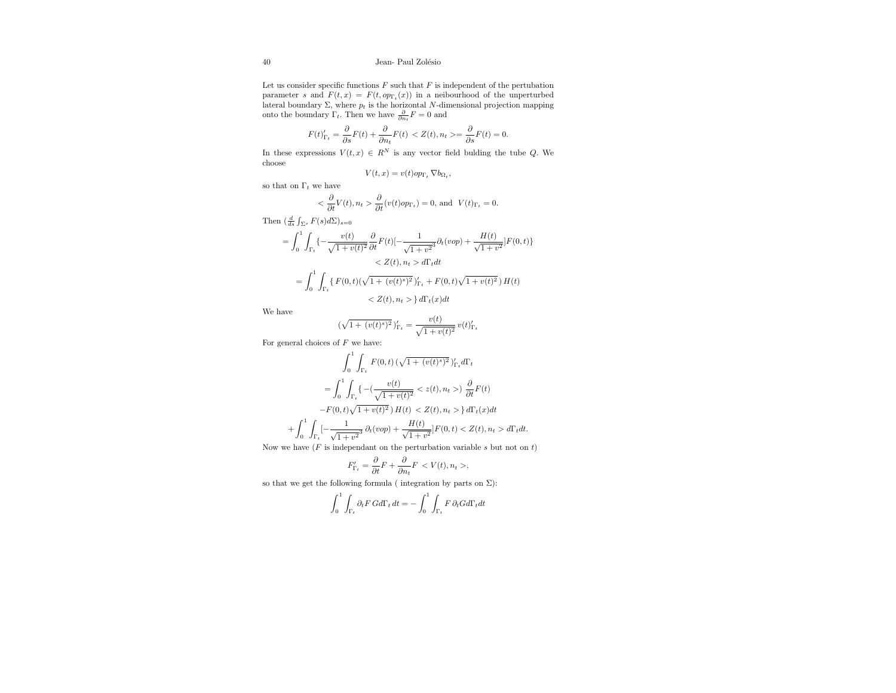Let us consider specific functions $F$ such that $F$ is independent of the pertubation parameter $s$ and $F(t,x) = F(t, op_{\Gamma_t}(x))$ in a neibourhood of the unperturbed lateral boundary $\Sigma$, where $p_t$ is the horizontal $N$-dimensional projection mapping onto the boundary $\Gamma_t$. Then we have $\frac{\partial}{\partial n_t}F = 0$ and

$$F(t)'_{\Gamma_t} = \frac{\partial}{\partial s}F(t) + \frac{\partial}{\partial n_t}F(t) < Z(t), n_t >= \frac{\partial}{\partial s}F(t) = 0.$$

In these expressions $V(t,x) \in R^N$ is any vector field bulding the tube $Q$. We choose

$$V(t,x) = v(t) op_{\Gamma_t} \nabla b_{\Omega_t},$$

so that on $\Gamma_t$ we have

$$< \frac{\partial}{\partial t}V(t), n_t > \frac{\partial}{\partial t}(v(t) op_{\Gamma_t}) = 0, \text{ and } \; V(t)_{\Gamma_t} = 0.$$

Then $(\frac{d}{ds}\int_{\Sigma^s} F(s) d\Sigma)_{s=0}$

$$= \int_0^1 \int_{\Gamma_t} \{ -\frac{v(t)}{\sqrt{1+v(t)^2}} \frac{\partial}{\partial t}F(t) [ -\frac{1}{\sqrt{1+v^2}^3} \partial_t(vop) + \frac{H(t)}{\sqrt{1+v^2}} ] F(0,t) \}$$
$$< Z(t), n_t > d\Gamma_t dt$$

$$= \int_0^1 \int_{\Gamma_t} \{ \, F(0,t) (\sqrt{1+(v(t)^s)^2}\,)'_{\Gamma_t} + F(0,t)\sqrt{1+v(t)^2}\,) \, H(t)$$
$$< Z(t), n_t > \} \, d\Gamma_t(x) dt$$

We have

$$(\sqrt{1+\,(v(t)^s)^2}\,)'_{\Gamma_t} = \frac{v(t)}{\sqrt{1+v(t)^2}} \, v(t)'_{\Gamma_t}$$

For general choices of $F$ we have:

$$\int_0^1 \int_{\Gamma_t} F(0,t) \, (\sqrt{1+\,(v(t)^s)^2}\,)'_{\Gamma_t} d\Gamma_t$$

$$= \int_0^1 \int_{\Gamma_t} \{ -( \frac{v(t)}{\sqrt{1+v(t)^2}} < z(t), n_t > ) \; \frac{\partial}{\partial t}F(t)$$
$$-F(0,t)\sqrt{1+v(t)^2}\,) \, H(t) \, < Z(t), n_t > \} \, d\Gamma_t(x) dt$$
$$+ \int_0^1 \int_{\Gamma_t} [ -\frac{1}{\sqrt{1+v^2}^3} \, \partial_t(vop) + \frac{H(t)}{\sqrt{1+v^2}} ] F(0,t) < Z(t), n_t > d\Gamma_t dt.$$

Now we have ($F$ is independant on the perturbation variable $s$ but not on $t$)

$$F'_{\Gamma_t} = \frac{\partial}{\partial t}F + \frac{\partial}{\partial n_t}F \, < V(t), n_t >,$$

so that we get the following formula ( integration by parts on $\Sigma$):

$$\int_0^1 \int_{\Gamma_t} \partial_t F \, G d\Gamma_t \, dt = -\int_0^1 \int_{\Gamma_t} F \, \partial_t G d\Gamma_t dt$$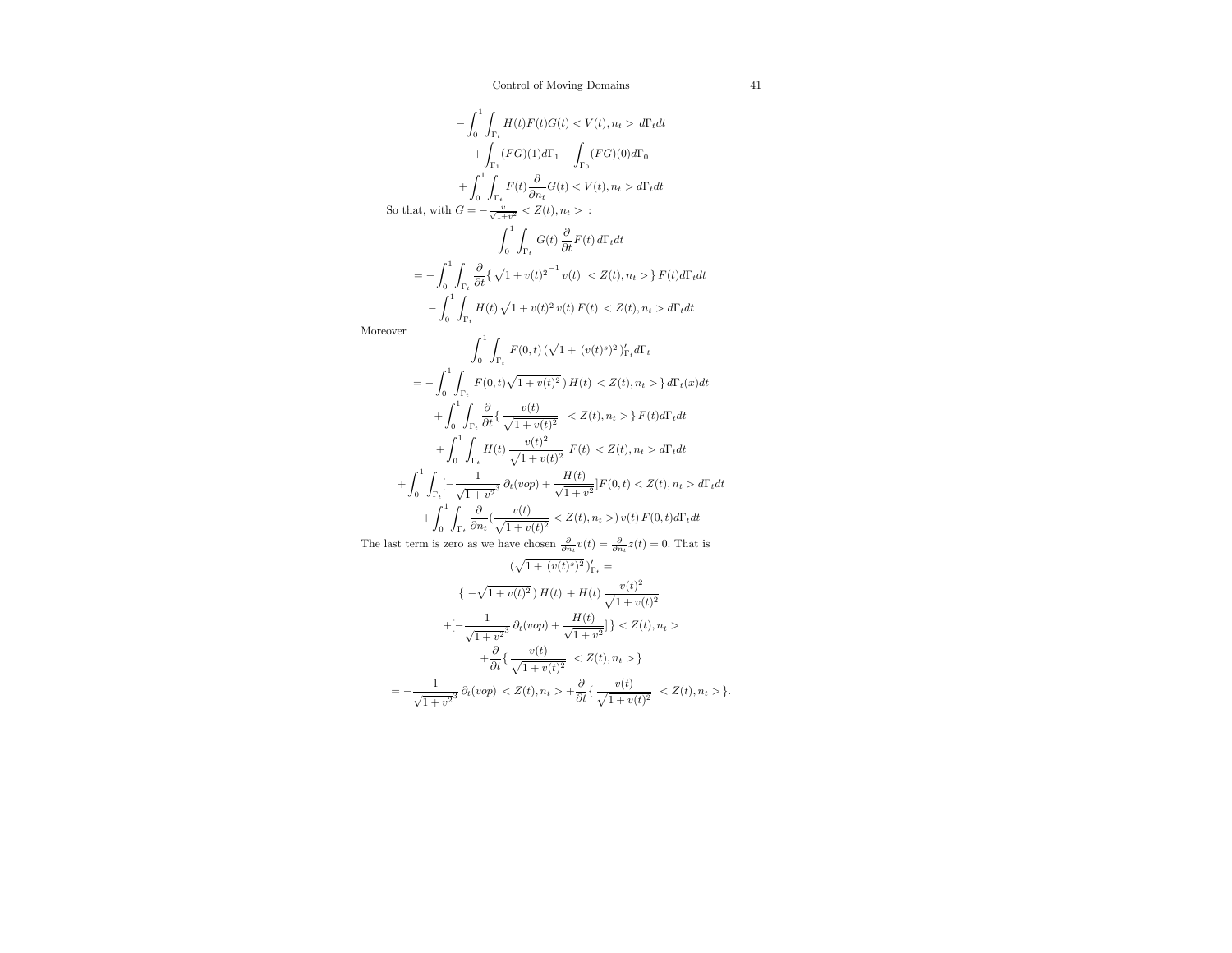$$-\int_0^1\int_{\Gamma_t} H(t)F(t)G(t) < V(t), n_t > \, d\Gamma_t dt$$

$$+\int_{\Gamma_1}(FG)(1)d\Gamma_1 - \int_{\Gamma_0}(FG)(0)d\Gamma_0$$

$$+\int_0^1\int_{\Gamma_t} F(t)\frac{\partial}{\partial n_t}G(t) < V(t), n_t > d\Gamma_t dt$$

So that, with $G = -\frac{v}{\sqrt{1+v^2}} < Z(t), n_t >$ :

$$\int_0^1\int_{\Gamma_t} G(t)\,\frac{\partial}{\partial t}F(t)\,d\Gamma_t dt$$

$$= -\int_0^1\int_{\Gamma_t}\frac{\partial}{\partial t}\{\,\sqrt{1+v(t)^2}^{\,-1}\,v(t)\ < Z(t), n_t >\}\,F(t)d\Gamma_t dt$$

$$-\int_0^1\int_{\Gamma_t} H(t)\,\sqrt{1+v(t)^2}\,v(t)\,F(t)\ < Z(t), n_t > d\Gamma_t dt$$

Moreover

$$\int_0^1\int_{\Gamma_t} F(0,t)\,(\sqrt{1+\,(v(t)^s)^2}\,)'_{\Gamma_t}d\Gamma_t$$

$$= -\int_0^1\int_{\Gamma_t} F(0,t)\sqrt{1+v(t)^2}\,)\,H(t)\ < Z(t), n_t >\}\,d\Gamma_t(x)dt$$

$$+\int_0^1\int_{\Gamma_t}\frac{\partial}{\partial t}\{\,\frac{v(t)}{\sqrt{1+v(t)^2}}\ \ < Z(t), n_t >\}\,F(t)d\Gamma_t dt$$

$$+\int_0^1\int_{\Gamma_t} H(t)\,\frac{v(t)^2}{\sqrt{1+v(t)^2}}\ F(t)\ < Z(t), n_t > d\Gamma_t dt$$

$$+\int_0^1\int_{\Gamma_t}[-\frac{1}{\sqrt{1+v^2}^{\,3}}\,\partial_t(vop) + \frac{H(t)}{\sqrt{1+v^2}}]F(0,t) < Z(t), n_t > d\Gamma_t dt$$

$$+\int_0^1\int_{\Gamma_t}\frac{\partial}{\partial n_t}(\frac{v(t)}{\sqrt{1+v(t)^2}} < Z(t), n_t >)\,v(t)\,F(0,t)d\Gamma_t dt$$

The last term is zero as we have chosen $\frac{\partial}{\partial n_t}v(t) = \frac{\partial}{\partial n_t}z(t) = 0$. That is

$$(\sqrt{1+\,(v(t)^s)^2}\,)'_{\Gamma_t} =$$

$$\{\,-\sqrt{1+v(t)^2}\,)\,H(t)\, + H(t)\,\frac{v(t)^2}{\sqrt{1+v(t)^2}}$$

$$+[-\frac{1}{\sqrt{1+v^2}^{\,3}}\,\partial_t(vop) + \frac{H(t)}{\sqrt{1+v^2}}]\,\} < Z(t), n_t >$$

$$+\frac{\partial}{\partial t}\{\,\frac{v(t)}{\sqrt{1+v(t)^2}}\ \ < Z(t), n_t >\}$$

$$= -\frac{1}{\sqrt{1+v^2}^{\,3}}\,\partial_t(vop)\ < Z(t), n_t > +\frac{\partial}{\partial t}\{\,\frac{v(t)}{\sqrt{1+v(t)^2}}\ \ < Z(t), n_t >\}.$$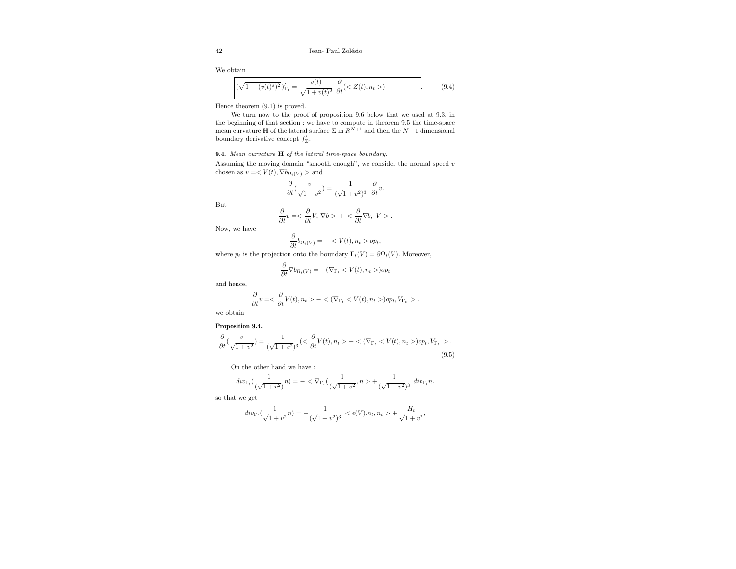We obtain

$$\boxed{(\sqrt{1+(v(t)^s)^2})'_{\Gamma_t} = \frac{v(t)}{\sqrt{1+v(t)^2}}\ \frac{\partial}{\partial t}(<Z(t), n_t>)} \quad . \tag{9.4}$$

Hence theorem (9.1) is proved.

We turn now to the proof of proposition 9.6 below that we used at 9.3, in the beginning of that section : we have to compute in theorem 9.5 the time-space mean curvature $\mathbf{H}$ of the lateral surface $\Sigma$ in $R^{N+1}$ and then the $N+1$ dimensional boundary derivative concept $f'_\Sigma$.

**9.4.** *Mean curvature* $\mathbf{H}$ *of the lateral time-space boundary.*

Assuming the moving domain "smooth enough", we consider the normal speed $v$ chosen as $v = <V(t), \nabla b_{\Omega_t(V)}>$ and

$$\frac{\partial}{\partial t}(\frac{v}{\sqrt{1+v^2}}) = \frac{1}{(\sqrt{1+v^2})^3}\ \frac{\partial}{\partial t}v.$$

But

$$\frac{\partial}{\partial t}v = <\frac{\partial}{\partial t}V, \nabla b> + <\frac{\partial}{\partial t}\nabla b,\ V> .$$

Now, we have

$$\frac{\partial}{\partial t}b_{\Omega_t(V)} = -<V(t), n_t> op_t,$$

where $p_t$ is the projection onto the boundary $\Gamma_t(V) = \partial\Omega_t(V)$. Moreover,

$$\frac{\partial}{\partial t}\nabla b_{\Omega_t(V)} = -(\nabla_{\Gamma_t} <V(t), n_t>) op_t$$

and hence,

$$\frac{\partial}{\partial t}v = <\frac{\partial}{\partial t}V(t), n_t> - <(\nabla_{\Gamma_t} <V(t), n_t>) op_t, V_{\Gamma_t}> .$$

we obtain

**Proposition 9.4.**

$$\frac{\partial}{\partial t}(\frac{v}{\sqrt{1+v^2}}) = \frac{1}{(\sqrt{1+v^2})^3}(<\frac{\partial}{\partial t}V(t), n_t> - <(\nabla_{\Gamma_t} <V(t), n_t>) op_t, V_{\Gamma_t}> . \tag{9.5}$$

On the other hand we have :

$$div_{\Gamma_t}(\frac{1}{(\sqrt{1+v^2})}n) = -<\nabla_{\Gamma_t}(\frac{1}{(\sqrt{1+v^2}}, n> + \frac{1}{(\sqrt{1+v^2})^3}\ div_{\Gamma_t} n.$$

so that we get

$$div_{\Gamma_t}(\frac{1}{\sqrt{1+v^2}}n) = -\frac{1}{(\sqrt{1+v^2})^3}\ <\epsilon(V).n_t, n_t> + \frac{H_t}{\sqrt{1+v^2}},$$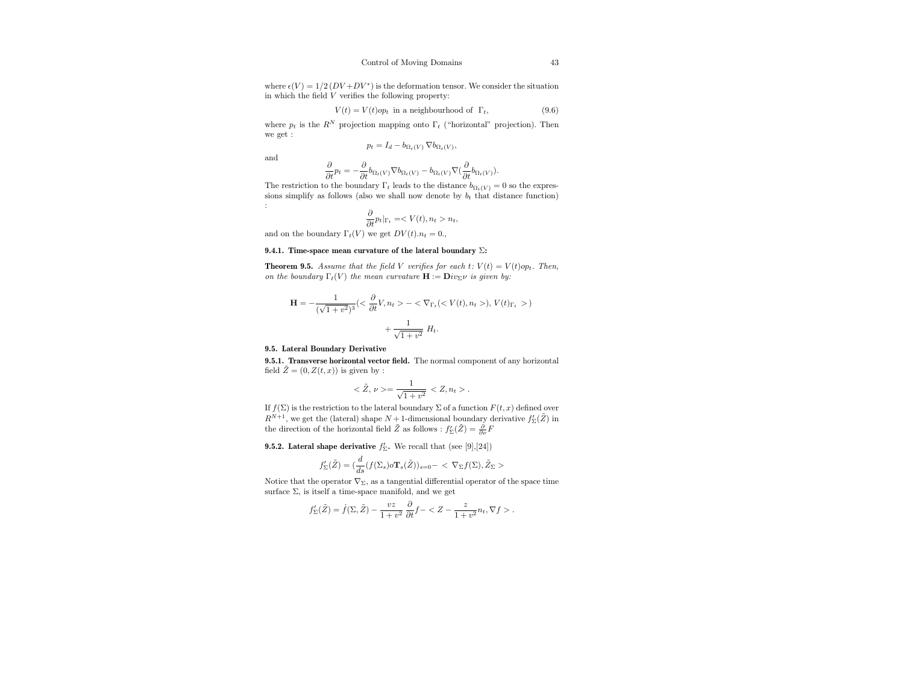where $\epsilon(V) = 1/2\,(DV + DV^*)$ is the deformation tensor. We consider the situation in which the field $V$ verifies the following property:

$$V(t) = V(t) o p_t \text{ in a neighbourhood of } \Gamma_t, \tag{9.6}$$

where $p_t$ is the $R^N$ projection mapping onto $\Gamma_t$ ("horizontal" projection). Then we get :

$$p_t = I_d - b_{\Omega_t(V)}\,\nabla b_{\Omega_t(V)},$$

and

$$\frac{\partial}{\partial t} p_t = -\frac{\partial}{\partial t} b_{\Omega_t(V)} \nabla b_{\Omega_t(V)} - b_{\Omega_t(V)} \nabla(\frac{\partial}{\partial t} b_{\Omega_t(V)}).$$

The restriction to the boundary $\Gamma_t$ leads to the distance $b_{\Omega_t(V)} = 0$ so the expressions simplify as follows (also we shall now denote by $b_t$ that distance function) :

$$\frac{\partial}{\partial t} p_t|_{\Gamma_t} = < V(t), n_t > n_t,$$

and on the boundary $\Gamma_t(V)$ we get $DV(t).n_t = 0.$,

### 9.4.1. Time-space mean curvature of the lateral boundary $\Sigma$:

**Theorem 9.5.** *Assume that the field $V$ verifies for each $t$: $V(t) = V(t) o p_t$. Then, on the boundary $\Gamma_t(V)$ the mean curvature $\mathbf{H} := \mathbf{D}iv_\Sigma \nu$ is given by:*

$$\mathbf{H} = -\frac{1}{(\sqrt{1+v^2})^3}(< \frac{\partial}{\partial t} V, n_t > - < \nabla_{\Gamma_t}(< V(t), n_t >), V(t)_{\Gamma_t} >)$$

$$+ \frac{1}{\sqrt{1+v^2}}\; H_t.$$

## 9.5. Lateral Boundary Derivative

**9.5.1. Transverse horizontal vector field.** The normal component of any horizontal field $\tilde{Z} = (0, Z(t,x))$ is given by :

$$< \tilde{Z}, \nu >= \frac{1}{\sqrt{1+v^2}} < Z, n_t > .$$

If $f(\Sigma)$ is the restriction to the lateral boundary $\Sigma$ of a function $F(t,x)$ defined over $R^{N+1}$, we get the (lateral) shape $N+1$-dimensional boundary derivative $f'_\Sigma(\tilde{Z})$ in the direction of the horizontal field $\tilde{Z}$ as follows : $f'_\Sigma(\tilde{Z}) = \frac{\partial}{\partial \nu} F$

**9.5.2. Lateral shape derivative $f'_\Sigma$.** We recall that (see [9],[24])

$$f'_\Sigma(\tilde{Z}) = (\frac{d}{ds}(f(\Sigma_s) o \mathbf{T}_s(\tilde{Z}))_{s=0} - < \nabla_\Sigma f(\Sigma), \tilde{Z}_\Sigma >$$

Notice that the operator $\nabla_\Sigma$, as a tangential differential operator of the space time surface $\Sigma$, is itself a time-space manifold, and we get

$$f'_\Sigma(\tilde{Z}) = \dot{f}(\Sigma, \tilde{Z}) - \frac{vz}{1+v^2}\frac{\partial}{\partial t} f - < Z - \frac{z}{1+v^2} n_t, \nabla f > .$$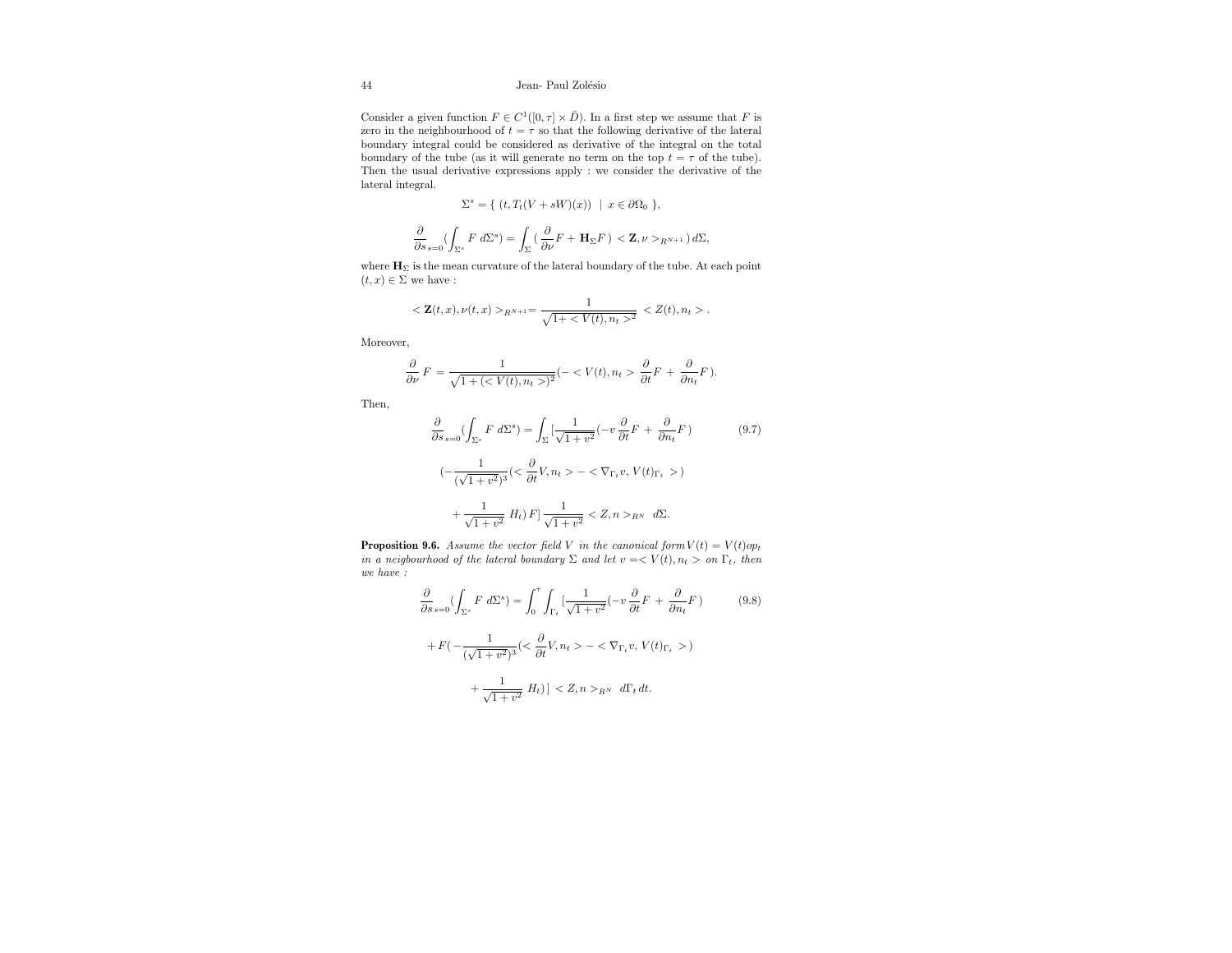Consider a given function $F \in C^1([0,\tau] \times \bar{D})$. In a first step we assume that $F$ is zero in the neighbourhood of $t = \tau$ so that the following derivative of the lateral boundary integral could be considered as derivative of the integral on the total boundary of the tube (as it will generate no term on the top $t = \tau$ of the tube). Then the usual derivative expressions apply : we consider the derivative of the lateral integral.

$$\Sigma^s = \{\ (t, T_t(V + sW)(x)) \ \mid \ x \in \partial\Omega_0 \ \},$$

$$\frac{\partial}{\partial s}_{s=0}(\int_{\Sigma^s} F \ d\Sigma^s) = \int_{\Sigma} (\ \frac{\partial}{\partial \nu} F + \mathbf{H}_\Sigma F\ ) < \mathbf{Z}, \nu >_{R^{N+1}} d\Sigma,$$

where $\mathbf{H}_\Sigma$ is the mean curvature of the lateral boundary of the tube. At each point $(t,x) \in \Sigma$ we have :

$$< \mathbf{Z}(t,x), \nu(t,x) >_{R^{N+1}} = \frac{1}{\sqrt{1 + < V(t), n_t >^2}} < Z(t), n_t > .$$

Moreover,

$$\frac{\partial}{\partial \nu} F = \frac{1}{\sqrt{1 + (< V(t), n_t >)^2}} (- < V(t), n_t > \frac{\partial}{\partial t} F + \frac{\partial}{\partial n_t} F).$$

Then,

$$\frac{\partial}{\partial s}_{s=0}(\int_{\Sigma^s} F \ d\Sigma^s) = \int_{\Sigma} [\frac{1}{\sqrt{1+v^2}}(-v \frac{\partial}{\partial t} F + \frac{\partial}{\partial n_t} F) \tag{9.7}$$

$$(-\frac{1}{(\sqrt{1+v^2})^3}(< \frac{\partial}{\partial t} V, n_t > - < \nabla_{\Gamma_t} v, V(t)_{\Gamma_t} >)$$

$$+ \frac{1}{\sqrt{1+v^2}} \ H_t) F] \frac{1}{\sqrt{1+v^2}} < Z, n >_{R^N} \ d\Sigma.$$

**Proposition 9.6.** *Assume the vector field $V$ in the canonical form $V(t) = V(t)op_t$ in a neigbourhood of the lateral boundary $\Sigma$ and let $v = < V(t), n_t >$ on $\Gamma_t$, then we have :*

$$\frac{\partial}{\partial s}_{s=0}(\int_{\Sigma^s} F \ d\Sigma^s) = \int_0^\tau \int_{\Gamma_t} [\frac{1}{\sqrt{1+v^2}}(-v \frac{\partial}{\partial t} F + \frac{\partial}{\partial n_t} F) \tag{9.8}$$

$$+ F(-\frac{1}{(\sqrt{1+v^2})^3}(< \frac{\partial}{\partial t} V, n_t > - < \nabla_{\Gamma_t} v, V(t)_{\Gamma_t} >)$$

$$+ \frac{1}{\sqrt{1+v^2}} \ H_t)] < Z, n >_{R^N} \ d\Gamma_t \, dt.$$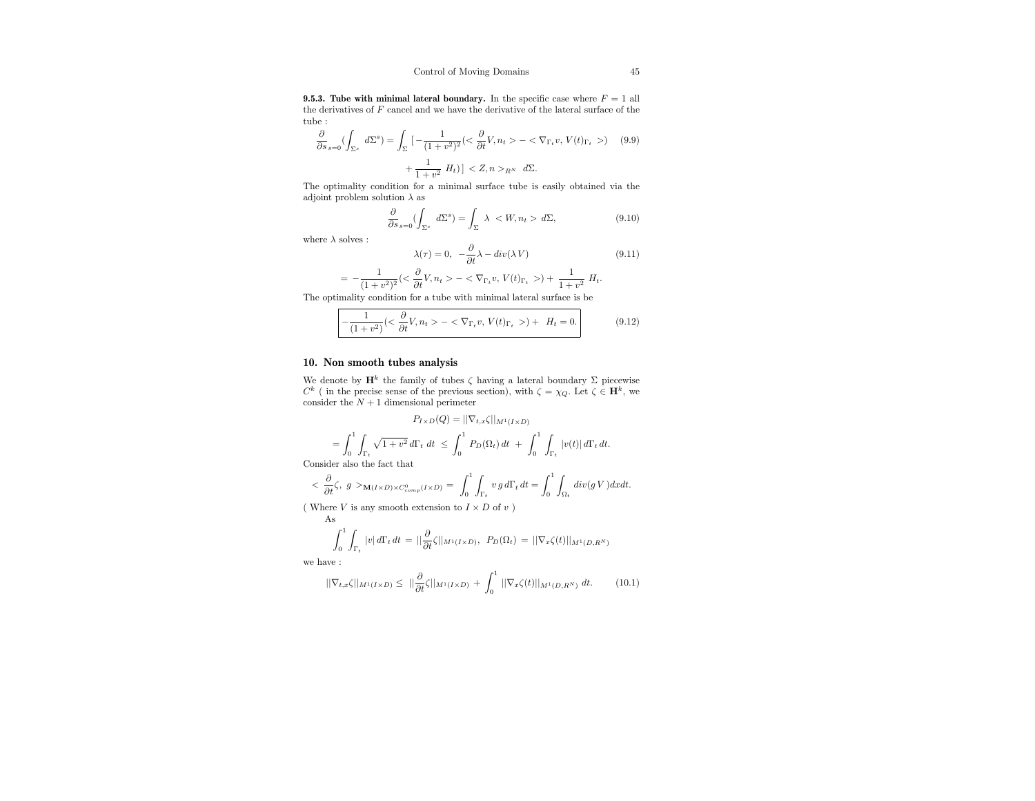**9.5.3. Tube with minimal lateral boundary.** In the specific case where $F = 1$ all the derivatives of $F$ cancel and we have the derivative of the lateral surface of the tube :

$$\frac{\partial}{\partial s}_{s=0}\left(\int_{\Sigma^s} d\Sigma^s\right) = \int_{\Sigma} \left[ -\frac{1}{(1+v^2)^2}\left(< \frac{\partial}{\partial t}V, n_t > - < \nabla_{\Gamma_t} v, V(t)_{\Gamma_t} >\right) \right. \tag{9.9}$$

$$\left. + \frac{1}{1+v^2}\; H_t)\right] \; < Z, n >_{R^N} \; d\Sigma.$$

The optimality condition for a minimal surface tube is easily obtained via the adjoint problem solution $\lambda$ as

$$\frac{\partial}{\partial s}_{s=0}\left(\int_{\Sigma^s} d\Sigma^s\right) = \int_{\Sigma} \lambda \; < W, n_t > \, d\Sigma, \tag{9.10}$$

where $\lambda$ solves :

$$\lambda(\tau) = 0, \;\; -\frac{\partial}{\partial t}\lambda - div(\lambda V) \tag{9.11}$$

$$= -\frac{1}{(1+v^2)^2}\left(< \frac{\partial}{\partial t}V, n_t > - < \nabla_{\Gamma_t} v, V(t)_{\Gamma_t} >\right) + \frac{1}{1+v^2}\; H_t.$$

The optimality condition for a tube with minimal lateral surface is be

$$\boxed{-\frac{1}{(1+v^2)}\left(< \frac{\partial}{\partial t}V, n_t > - < \nabla_{\Gamma_t} v, V(t)_{\Gamma_t} >\right) + \;\; H_t = 0.} \tag{9.12}$$

## 10. Non smooth tubes analysis

We denote by $\mathbf{H}^k$ the family of tubes $\zeta$ having a lateral boundary $\Sigma$ piecewise $C^k$ ( in the precise sense of the previous section), with $\zeta = \chi_Q$. Let $\zeta \in \mathbf{H}^k$, we consider the $N+1$ dimensional perimeter

$$P_{I\times D}(Q) = ||\nabla_{t,x}\zeta||_{M^1(I\times D)}$$

$$= \int_0^1 \int_{\Gamma_t} \sqrt{1+v^2}\, d\Gamma_t \; dt \;\leq\; \int_0^1 P_D(\Omega_t)\, dt \;+\; \int_0^1 \int_{\Gamma_t} |v(t)|\, d\Gamma_t\, dt.$$

Consider also the fact that

$$< \frac{\partial}{\partial t}\zeta, \; g >_{\mathbf{M}(I\times D)\times C^0_{comp}(I\times D)} = \int_0^1 \int_{\Gamma_t} v\, g\, d\Gamma_t\, dt = \int_0^1 \int_{\Omega_t} div(g\, V)\, dx dt.$$

( Where $V$ is any smooth extension to $I \times D$ of $v$ )

As

$$\int_0^1 \int_{\Gamma_t} |v|\, d\Gamma_t\, dt \;=\; ||\frac{\partial}{\partial t}\zeta||_{M^1(I\times D)}, \;\; P_D(\Omega_t) \;=\; ||\nabla_x \zeta(t)||_{M^1(D,R^N)}$$

we have :

$$||\nabla_{t,x}\zeta||_{M^1(I\times D)} \leq \; ||\frac{\partial}{\partial t}\zeta||_{M^1(I\times D)} + \int_0^1 ||\nabla_x \zeta(t)||_{M^1(D,R^N)}\; dt. \tag{10.1}$$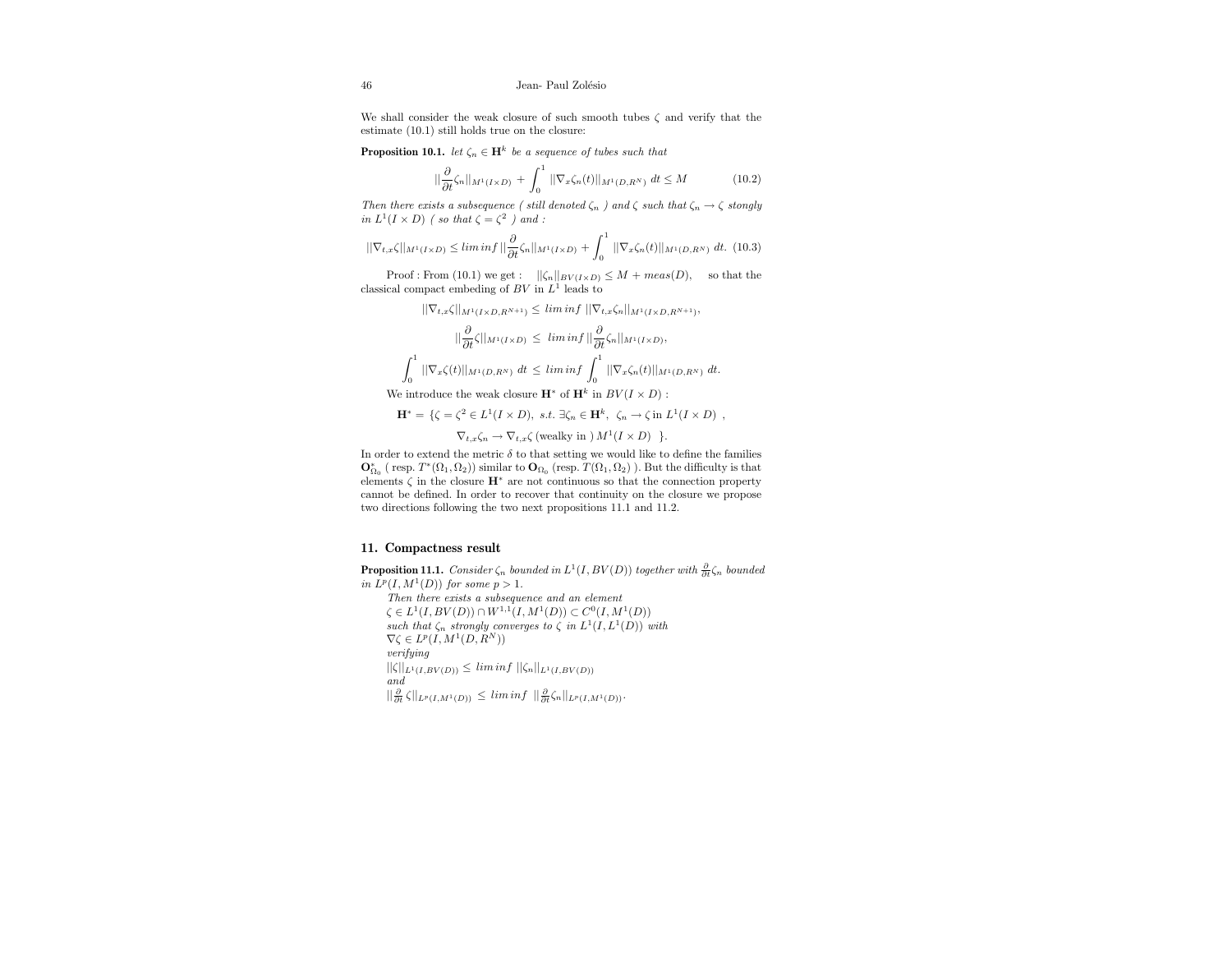We shall consider the weak closure of such smooth tubes $\zeta$ and verify that the estimate (10.1) still holds true on the closure:

**Proposition 10.1.** *let $\zeta_n \in \mathbf{H}^k$ be a sequence of tubes such that*

$$||\frac{\partial}{\partial t}\zeta_n||_{M^1(I\times D)} + \int_0^1 ||\nabla_x \zeta_n(t)||_{M^1(D,R^N)}\, dt \leq M \tag{10.2}$$

*Then there exists a subsequence ( still denoted $\zeta_n$ ) and $\zeta$ such that $\zeta_n \to \zeta$ stongly in $L^1(I\times D)$ ( so that $\zeta = \zeta^2$ ) and :*

$$||\nabla_{t,x}\zeta||_{M^1(I\times D)} \leq lim\,inf\, ||\frac{\partial}{\partial t}\zeta_n||_{M^1(I\times D)} + \int_0^1 ||\nabla_x \zeta_n(t)||_{M^1(D,R^N)}\, dt. \tag{10.3}$$

Proof : From (10.1) we get : $\quad ||\zeta_n||_{BV(I\times D)} \leq M + meas(D)$, $\quad$ so that the classical compact embeding of $BV$ in $L^1$ leads to

$$||\nabla_{t,x}\zeta||_{M^1(I\times D, R^{N+1})} \leq lim\,inf\, ||\nabla_{t,x}\zeta_n||_{M^1(I\times D,R^{N+1})},$$

$$||\frac{\partial}{\partial t}\zeta||_{M^1(I\times D)} \leq \; lim\,inf\, ||\frac{\partial}{\partial t}\zeta_n||_{M^1(I\times D)},$$

$$\int_0^1 ||\nabla_x \zeta(t)||_{M^1(D,R^N)}\, dt \leq lim\,inf \int_0^1 ||\nabla_x \zeta_n(t)||_{M^1(D,R^N)}\, dt.$$

We introduce the weak closure $\mathbf{H}^*$ of $\mathbf{H}^k$ in $BV(I\times D)$ :

$$\mathbf{H}^* = \{\zeta = \zeta^2 \in L^1(I\times D),\; s.t.\; \exists \zeta_n \in \mathbf{H}^k,\; \zeta_n \to \zeta \text{ in } L^1(I\times D)\;,$$

$$\nabla_{t,x}\zeta_n \to \nabla_{t,x}\zeta \text{ (wealky in ) } M^1(I\times D)\;\; \}.$$

In order to extend the metric $\delta$ to that setting we would like to define the families $\mathbf{O}^*_{\Omega_0}$ ( resp. $T^*(\Omega_1,\Omega_2)$) similar to $\mathbf{O}_{\Omega_0}$ (resp. $T(\Omega_1,\Omega_2)$ ). But the difficulty is that elements $\zeta$ in the closure $\mathbf{H}^*$ are not continuous so that the connection property cannot be defined. In order to recover that continuity on the closure we propose two directions following the two next propositions 11.1 and 11.2.

## 11. Compactness result

**Proposition 11.1.** *Consider $\zeta_n$ bounded in $L^1(I,BV(D))$ together with $\frac{\partial}{\partial t}\zeta_n$ bounded in $L^p(I,M^1(D))$ for some $p>1$.*

*Then there exists a subsequence and an element*
*$\zeta \in L^1(I,BV(D)) \cap W^{1,1}(I,M^1(D)) \subset C^0(I,M^1(D))$*
*such that $\zeta_n$ strongly converges to $\zeta$ in $L^1(I,L^1(D))$ with*
*$\nabla\zeta \in L^p(I,M^1(D,R^N))$*
*verifying*
*$||\zeta||_{L^1(I,BV(D))} \leq lim\,inf\, ||\zeta_n||_{L^1(I,BV(D))}$*
*and*
*$||\frac{\partial}{\partial t}\,\zeta||_{L^p(I,M^1(D))} \leq \; lim\,inf\;\; ||\frac{\partial}{\partial t}\zeta_n||_{L^p(I,M^1(D))}$.*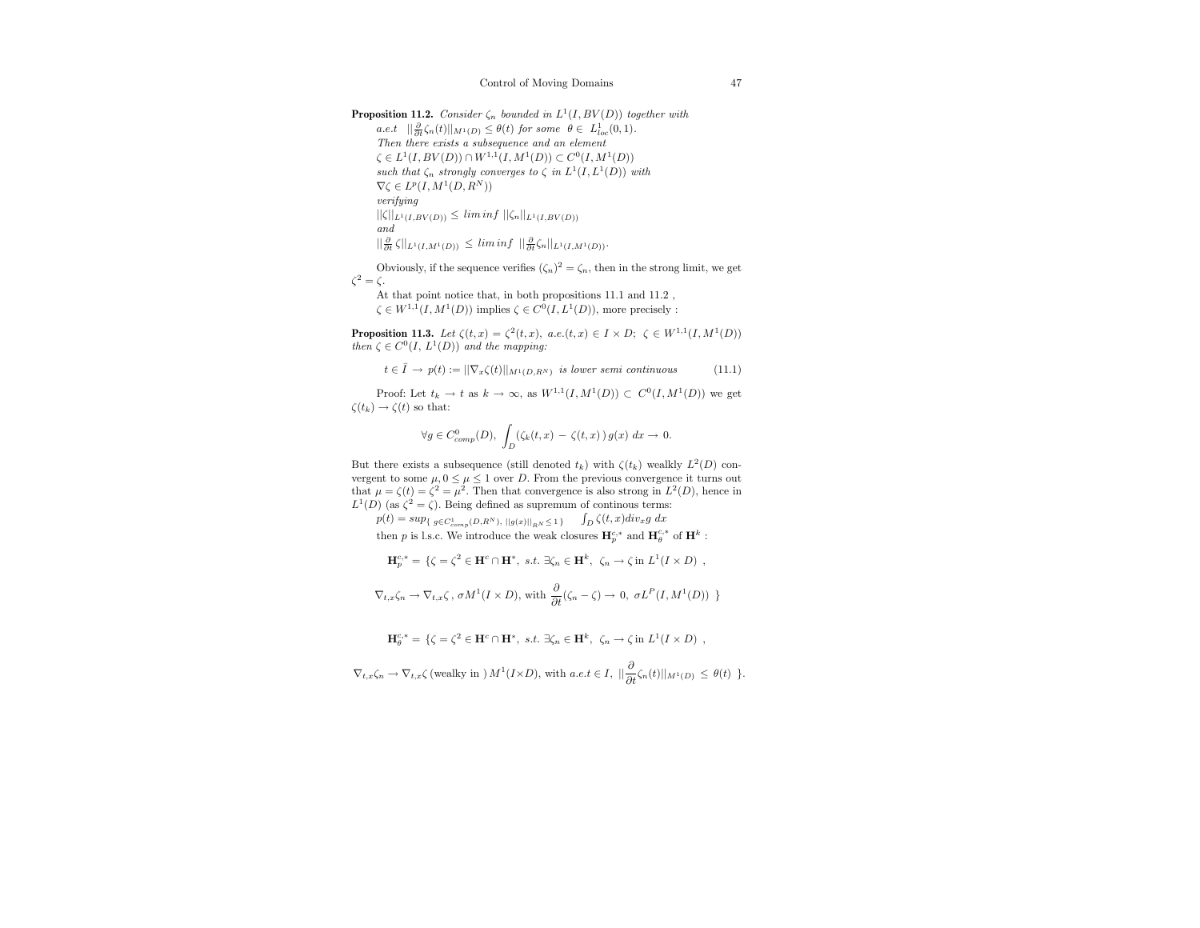**Proposition 11.2.** *Consider $\zeta_n$ bounded in $L^1(I, BV(D))$ together with*
*a.e.t* $||\frac{\partial}{\partial t}\zeta_n(t)||_{M^1(D)} \leq \theta(t)$ *for some* $\theta \in L^1_{loc}(0,1)$.
*Then there exists a subsequence and an element*
$\zeta \in L^1(I, BV(D)) \cap W^{1,1}(I, M^1(D)) \subset C^0(I, M^1(D))$
*such that $\zeta_n$ strongly converges to $\zeta$ in $L^1(I, L^1(D))$ with*
$\nabla\zeta \in L^p(I, M^1(D, R^N))$
*verifying*
$||\zeta||_{L^1(I,BV(D))} \leq lim\,inf\ ||\zeta_n||_{L^1(I,BV(D))}$
*and*
$||\frac{\partial}{\partial t}\zeta||_{L^1(I,M^1(D))} \leq lim\,inf\ ||\frac{\partial}{\partial t}\zeta_n||_{L^1(I,M^1(D))}$.

Obviously, if the sequence verifies $(\zeta_n)^2 = \zeta_n$, then in the strong limit, we get $\zeta^2 = \zeta$.

At that point notice that, in both propositions 11.1 and 11.2 ,
$\zeta \in W^{1,1}(I, M^1(D))$ implies $\zeta \in C^0(I, L^1(D))$, more precisely :

**Proposition 11.3.** *Let $\zeta(t,x) = \zeta^2(t,x)$, a.e.$(t,x) \in I \times D$; $\zeta \in W^{1,1}(I, M^1(D))$ then $\zeta \in C^0(I, L^1(D))$ and the mapping:*

$$t \in \bar{I} \to p(t) := ||\nabla_x\zeta(t)||_{M^1(D,R^N)} \text{ is lower semi continuous} \tag{11.1}$$

Proof: Let $t_k \to t$ as $k \to \infty$, as $W^{1,1}(I, M^1(D)) \subset C^0(I, M^1(D))$ we get $\zeta(t_k) \to \zeta(t)$ so that:

$$\forall g \in C^0_{comp}(D),\ \int_D (\zeta_k(t,x) - \zeta(t,x))\, g(x)\, dx \to 0.$$

But there exists a subsequence (still denoted $t_k$) with $\zeta(t_k)$ weallky $L^2(D)$ convergent to some $\mu, 0 \leq \mu \leq 1$ over $D$. From the previous convergence it turns out that $\mu = \zeta(t) = \zeta^2 = \mu^2$. Then that convergence is also strong in $L^2(D)$, hence in $L^1(D)$ (as $\zeta^2 = \zeta$). Being defined as supremum of continous terms:
$p(t) = sup_{\{\, g \in C^1_{comp}(D,R^N),\ ||g(x)||_{R^N} \leq 1\,\}} \quad \int_D \zeta(t,x) div_x g\ dx$
then $p$ is l.s.c. We introduce the weak closures $\mathbf{H}^{c,*}_p$ and $\mathbf{H}^{c,*}_\theta$ of $\mathbf{H}^k$ :

$$\mathbf{H}^{c,*}_p = \{\zeta = \zeta^2 \in \mathbf{H}^c \cap \mathbf{H}^*,\ s.t.\ \exists \zeta_n \in \mathbf{H}^k,\ \zeta_n \to \zeta \text{ in } L^1(I \times D)\ ,$$

$$\nabla_{t,x}\zeta_n \to \nabla_{t,x}\zeta\,,\ \sigma M^1(I \times D), \text{ with } \frac{\partial}{\partial t}(\zeta_n - \zeta) \to 0,\ \sigma L^P(I, M^1(D))\ \}$$

$$\mathbf{H}^{c,*}_\theta = \{\zeta = \zeta^2 \in \mathbf{H}^c \cap \mathbf{H}^*,\ s.t.\ \exists \zeta_n \in \mathbf{H}^k,\ \zeta_n \to \zeta \text{ in } L^1(I \times D)\ ,$$

$$\nabla_{t,x}\zeta_n \to \nabla_{t,x}\zeta\, (\text{wealky in })\, M^1(I \times D), \text{ with } a.e.t \in I,\ ||\frac{\partial}{\partial t}\zeta_n(t)||_{M^1(D)} \leq \theta(t)\ \}.$$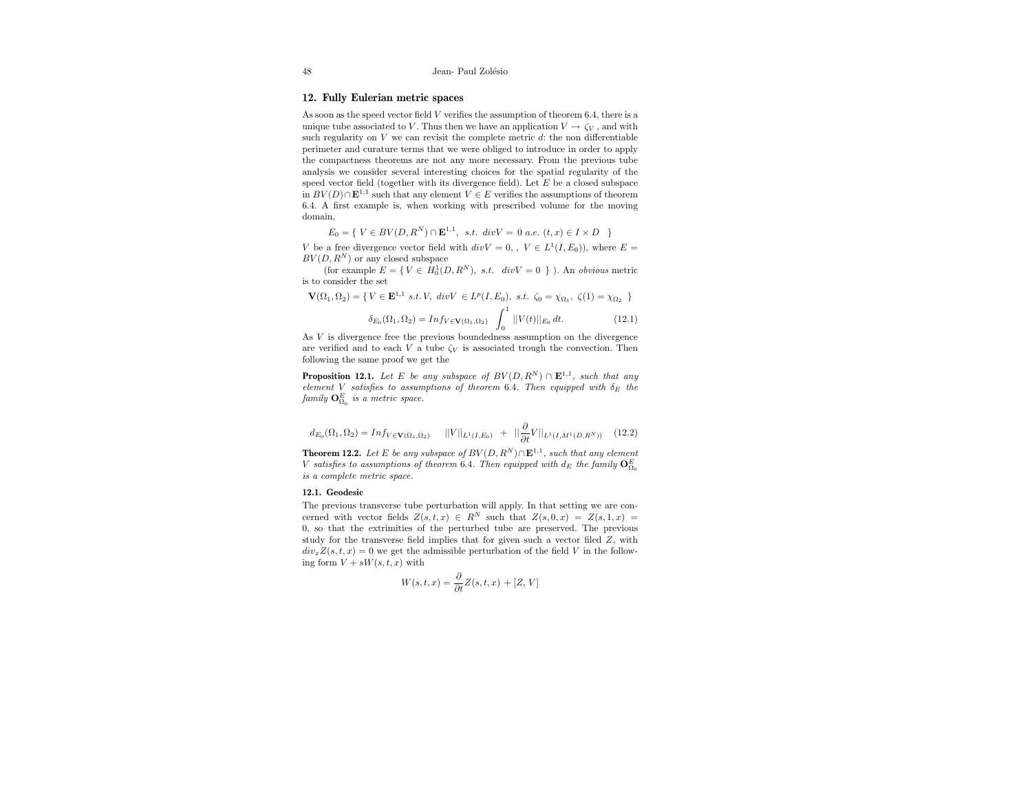## 12. Fully Eulerian metric spaces

As soon as the speed vector field $V$ verifies the assumption of theorem 6.4, there is a unique tube associated to $V$. Thus then we have an application $V \to \zeta_V$ , and with such regularity on $V$ we can revisit the complete metric $d$: the non differentiable perimeter and curature terms that we were obliged to introduce in order to apply the compactness theorems are not any more necessary. From the previous tube analysis we consider several interesting choices for the spatial regularity of the speed vector field (together with its divergence field). Let $E$ be a closed subspace in $BV(D) \cap \mathbf{E}^{1,1}$ such that any element $V \in E$ verifies the assumptions of theorem 6.4. A first example is, when working with prescribed volume for the moving domain,

$$E_0 = \{ \ V \in BV(D, R^N) \cap \mathbf{E}^{1,1}, \ \ s.t. \ \ divV = 0 \ a.e. \ (t,x) \in I \times D \ \ \}$$

$V$ be a free divergence vector field with $divV = 0,\ ,\ V \in L^1(I, E_0))$, where $E = BV(D, R^N)$ or any closed subspace

(for example $E = \{ \ V \in H^1_0(D, R^N), \ s.t. \ \ divV = 0 \ \}$ ). An *obvious* metric is to consider the set

$$\mathbf{V}(\Omega_1, \Omega_2) = \{ \ V \in \mathbf{E}^{1,1} \ s.t. \ V, \ divV \ \in L^p(I, E_0), \ s.t. \ \zeta_0 = \chi_{\Omega_1}, \ \zeta(1) = \chi_{\Omega_2} \ \}$$

$$\delta_{E_0}(\Omega_1, \Omega_2) = Inf_{V \in \mathbf{V}(\Omega_1, \Omega_2)} \ \int_0^1 ||V(t)||_{E_0} \, dt. \tag{12.1}$$

As $V$ is divergence free the previous boundedness assumption on the divergence are verified and to each $V$ a tube $\zeta_V$ is associated trough the convection. Then following the same proof we get the

**Proposition 12.1.** *Let $E$ be any subspace of $BV(D, R^N) \cap \mathbf{E}^{1,1}$, such that any element $V$ satisfies to assumptions of theorem 6.4. Then equipped with $\delta_E$ the family $\mathbf{O}^E_{\Omega_0}$ is a metric space.*

$$d_{E_0}(\Omega_1, \Omega_2) = Inf_{V \in \mathbf{V}(\Omega_1, \Omega_2)} \quad ||V||_{L^1(I, E_0)} \ + \ ||\frac{\partial}{\partial t} V||_{L^1(I, M^1(D, R^N))} \tag{12.2}$$

**Theorem 12.2.** *Let $E$ be any subspace of $BV(D, R^N) \cap \mathbf{E}^{1,1}$, such that any element $V$ satisfies to assumptions of theorem 6.4. Then equipped with $d_E$ the family $\mathbf{O}^E_{\Omega_0}$ is a complete metric space.*

### 12.1. Geodesic

The previous transverse tube perturbation will apply. In that setting we are concerned with vector fields $Z(s,t,x) \in R^N$ such that $Z(s,0,x) = Z(s,1,x) = 0$, so that the extrimities of the perturbed tube are preserved. The previous study for the transverse field implies that for given such a vector filed $Z$, with $div_x Z(s,t,x) = 0$ we get the admissible perturbation of the field $V$ in the following form $V + sW(s,t,x)$ with

$$W(s,t,x) = \frac{\partial}{\partial t} Z(s,t,x) + [Z, V]$$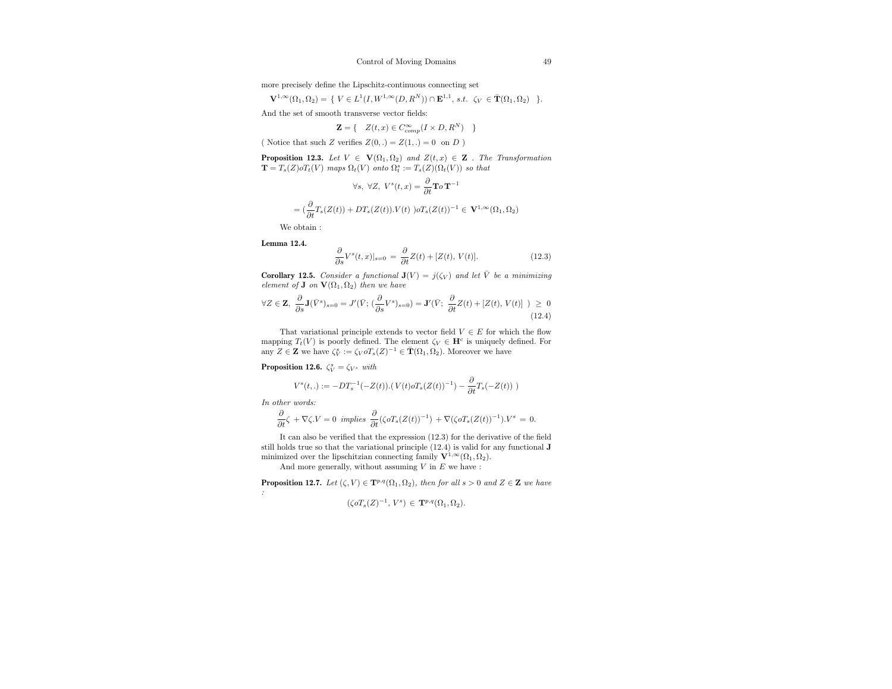more precisely define the Lipschitz-continuous connecting set

$$\mathbf{V}^{1,\infty}(\Omega_1,\Omega_2) = \{\ V \in L^1(I, W^{1,\infty}(D,R^N)) \cap \mathbf{E}^{1,1},\ s.t.\ \ \zeta_V\ \in \bar{\mathbf{T}}(\Omega_1,\Omega_2)\ \ \}.$$

And the set of smooth transverse vector fields:

$$\mathbf{Z} = \{\quad Z(t,x) \in C^{\infty}_{comp}(I \times D, R^N) \quad \}$$

( Notice that such $Z$ verifies $Z(0,.) = Z(1,.) = 0$ on $D$ )

**Proposition 12.3.** *Let $V \in \mathbf{V}(\Omega_1,\Omega_2)$ and $Z(t,x) \in \mathbf{Z}$ . The Transformation $\mathbf{T} = T_s(Z)oT_t(V)$ maps $\Omega_t(V)$ onto $\Omega_t^s := T_s(Z)(\Omega_t(V))$ so that*

$$\forall s,\ \forall Z,\ V^s(t,x) = \frac{\partial}{\partial t}\mathbf{T}o\,\mathbf{T}^{-1}$$

$$= (\frac{\partial}{\partial t}T_s(Z(t)) + DT_s(Z(t)).V(t)\ )oT_s(Z(t))^{-1} \in \mathbf{V}^{1,\infty}(\Omega_1,\Omega_2)$$

We obtain :

**Lemma 12.4.**

$$\frac{\partial}{\partial s}V^s(t,x)|_{s=0} = \frac{\partial}{\partial t}Z(t) + [Z(t),\ V(t)]. \tag{12.3}$$

**Corollary 12.5.** *Consider a functional $\mathbf{J}(V) = j(\zeta_V)$ and let $\bar{V}$ be a minimizing element of $\mathbf{J}$ on $\mathbf{V}(\Omega_1,\Omega_2)$ then we have*

$$\forall Z \in \mathbf{Z},\ \frac{\partial}{\partial s}\mathbf{J}(\bar{V}^s)_{s=0} = J'(\bar{V};\ (\frac{\partial}{\partial s}V^s)_{s=0}) = \mathbf{J}'(\bar{V};\ \frac{\partial}{\partial t}Z(t) + [Z(t),\ V(t)]\ )\ \geq\ 0 \tag{12.4}$$

That variational principle extends to vector field $V \in E$ for which the flow mapping $T_t(V)$ is poorly defined. The element $\zeta_V \in \mathbf{H}^c$ is uniquely defined. For any $Z \in \mathbf{Z}$ we have $\zeta_V^s := \zeta_V oT_s(Z)^{-1} \in \bar{\mathbf{T}}(\Omega_1,\Omega_2)$. Moreover we have

**Proposition 12.6.** *$\zeta_V^s = \zeta_{V^s}$ with*

$$V^s(t,.) := -DT_s^{-1}(-Z(t)).(\,V(t)oT_s(Z(t))^{-1}) - \frac{\partial}{\partial t}T_s(-Z(t))\ )$$

*In other words:*

$$\frac{\partial}{\partial t}\zeta\ + \nabla\zeta.V = 0\ \ implies\ \ \frac{\partial}{\partial t}(\zeta oT_s(Z(t))^{-1}) + \nabla(\zeta oT_s(Z(t))^{-1}).V^s\ =\ 0.$$

It can also be verified that the expression (12.3) for the derivative of the field still holds true so that the variational principle (12.4) is valid for any functional $\mathbf{J}$ minimized over the lipschitzian connecting family $\mathbf{V}^{1,\infty}(\Omega_1,\Omega_2)$.

And more generally, without assuming $V$ in $E$ we have :

**Proposition 12.7.** *Let $(\zeta, V) \in \mathbf{T}^{p,q}(\Omega_1,\Omega_2)$, then for all $s > 0$ and $Z \in \mathbf{Z}$ we have :*

$$(\zeta oT_s(Z)^{-1},\ V^s)\ \in\ \mathbf{T}^{p,q}(\Omega_1,\Omega_2).$$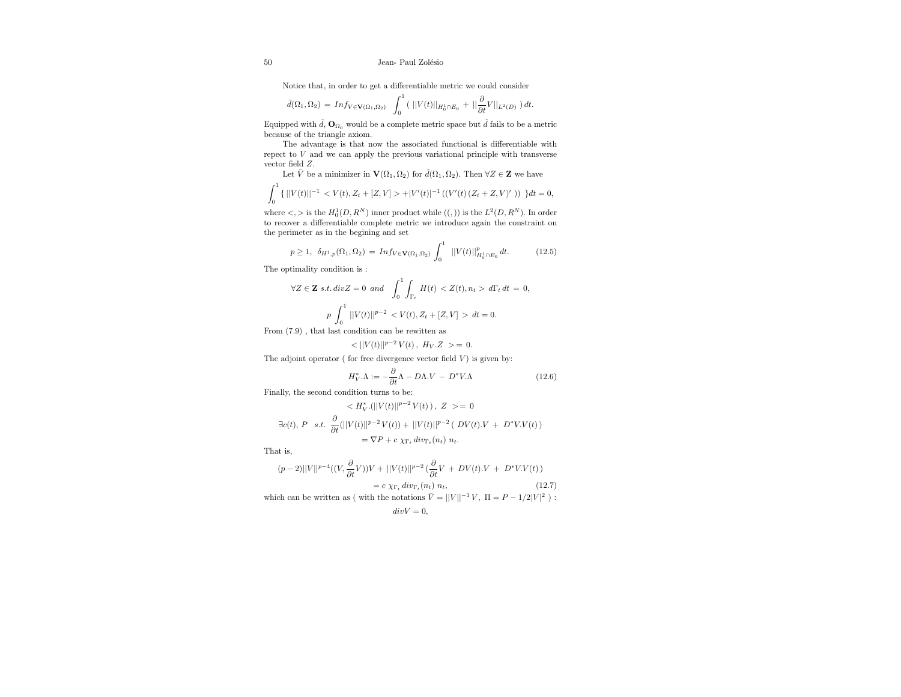Notice that, in order to get a differentiable metric we could consider

$$\bar{d}(\Omega_1, \Omega_2) \, = \, Inf_{V \in \mathbf{V}(\Omega_1, \Omega_2)} \; \int_0^1 ( \; ||V(t)||_{H_0^1 \cap E_0} \, + \, ||\frac{\partial}{\partial t} V||_{L^2(D)} \; ) \, dt.$$

Equipped with $\bar{d}$, $\mathbf{O}_{\Omega_0}$ would be a complete metric space but $\bar{d}$ fails to be a metric because of the triangle axiom.

The advantage is that now the associated functional is differentiable with repect to $V$ and we can apply the previous variational principle with transverse vector field $Z$.

Let $\bar{V}$ be a minimizer in $\mathbf{V}(\Omega_1, \Omega_2)$ for $\bar{d}(\Omega_1, \Omega_2)$. Then $\forall Z \in \mathbf{Z}$ we have

$$\int_0^1 \{ \, ||V(t)||^{-1} < V(t), Z_t + [Z, V] > + |V'(t)|^{-1} \left( (V'(t) \, (Z_t + Z, V)' \, ) \right) \; \} dt = 0,$$

where $<,>$ is the $H_0^1(D, R^N)$ inner product while $((,))$ is the $L^2(D, R^N)$. In order to recover a differentiable complete metric we introduce again the constraint on the perimeter as in the begining and set

$$p \geq 1, \;\; \delta_{H^1, p}(\Omega_1, \Omega_2) \, = \, Inf_{V \in \mathbf{V}(\Omega_1, \Omega_2)} \int_0^1 \;\; ||V(t)||^p_{H_0^1 \cap E_0} \, dt. \tag{12.5}$$

The optimality condition is :

$$\forall Z \in \mathbf{Z} \; s.t. \, div Z = 0 \;\; and \;\;\; \int_0^1 \int_{\Gamma_t} \; H(t) \, < Z(t), n_t > \, d\Gamma_t \, dt \, = \, 0,$$

$$p \int_0^1 \; ||V(t)||^{p-2} \; < V(t), Z_t + [Z, V] \; > \; dt = 0.$$

From (7.9) , that last condition can be rewitten as

$$< ||V(t)||^{p-2} \, V(t) \, , \;\, H_V . Z \;\; > = \, 0.$$

The adjoint operator ( for free divergence vector field $V$) is given by:

$$H_V^* . \Lambda := - \frac{\partial}{\partial t} \Lambda - D\Lambda . V \; - \; D^* V . \Lambda \tag{12.6}$$

Finally, the second condition turns to be:

$$< H_V^* . (||V(t)||^{p-2} \, V(t) \, ) \, , \;\, Z \;\; > = \, 0$$

$$\exists c(t), \, P \;\;\; s.t. \;\; \frac{\partial}{\partial t} (||V(t)||^{p-2} \, V(t)) + \, ||V(t)||^{p-2} \, ( \; DV(t) . V \, + \; D^* V . V(t) \, ) = \nabla P + c \; \chi_{\Gamma_t} \, div_{\Gamma_t}(n_t) \; n_t.$$

That is,

$$(p-2) ||V||^{p-4} ((V, \frac{\partial}{\partial t} V)) V \, + \, ||V(t)||^{p-2} \, ( \frac{\partial}{\partial t} V \, + \, DV(t) . V \, + \; D^* V . V(t) \, ) = c \; \chi_{\Gamma_t} \, div_{\Gamma_t}(n_t) \; n_t, \tag{12.7}$$

which can be written as ( with the notations $\bar{V} = ||V||^{-1} \, V, \; \Pi = P - 1/2 |V|^2$ ) :

$$div V = 0,$$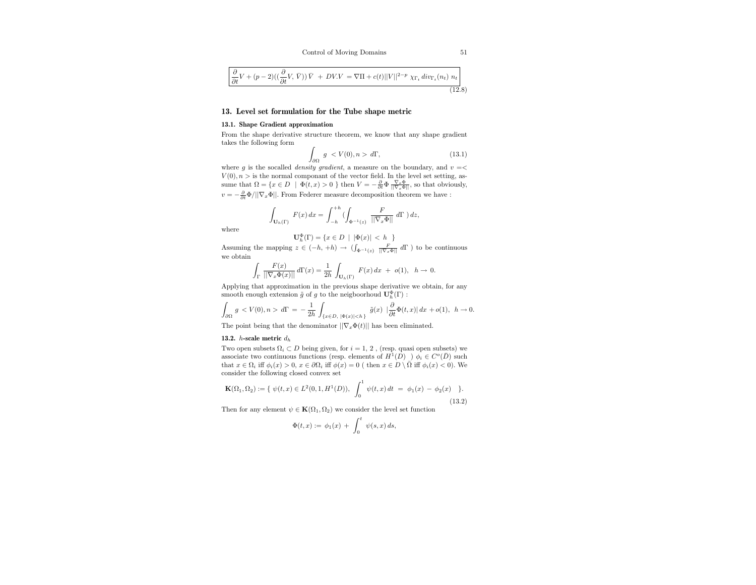$$\boxed{\frac{\partial}{\partial t}V + (p-2)((\frac{\partial}{\partial t}V,\, \bar{V}))\, \bar{V} \ +\ DV.V \ = \nabla \Pi + c(t)||V||^{2-p}\ \chi_{\Gamma_t}\, div_{\Gamma_t}(n_t)\ n_t} \tag{12.8}$$

## 13. Level set formulation for the Tube shape metric

### 13.1. Shape Gradient approximation

From the shape derivative structure theorem, we know that any shape gradient takes the following form

$$\int_{\partial\Omega} g\ < V(0), n >\ d\Gamma, \tag{13.1}$$

where $g$ is the socalled *density gradient*, a measure on the boundary, and $v =< V(0), n >$ is the normal componant of the vector field. In the level set setting, assume that $\Omega = \{x \in D\ \mid\ \Phi(t,x) > 0\ \}$ then $V = -\frac{\partial}{\partial t}\Phi\, \frac{\nabla_x \Phi}{||\nabla_x \Phi||}$, so that obviously, $v = -\frac{\partial}{\partial t}\Phi/||\nabla_x \Phi||$. From Federer measure decomposition theorem we have :

$$\int_{\mathbf{U}_h(\Gamma)} F(x)\, dx = \int_{-h}^{+h} (\int_{\Phi^{-1}(z)} \frac{F}{||\nabla_x \Phi||}\ d\Gamma\ )\, dz,$$

where

$$\mathbf{U}_h^{\Phi}(\Gamma) = \{x \in D\ \mid\ |\Phi(x)|\ <\ h\ \ \}$$

Assuming the mapping $z \in (-h, +h) \to (\int_{\Phi^{-1}(z)} \frac{F}{||\nabla_x \Phi||}\ d\Gamma\ )$ to be continuous we obtain

$$\int_\Gamma \frac{F(x)}{||\nabla_x \Phi(x)||}\, d\Gamma(x) = \frac{1}{2h} \int_{\mathbf{U}_h(\Gamma)} F(x)\, dx\ +\ o(1),\ \ h \to 0.$$

Applying that approximation in the previous shape derivative we obtain, for any smooth enough extension $\tilde{g}$ of $g$ to the neigboorhoud $\mathbf{U}_h^{\Phi}(\Gamma)$ :

$$\int_{\partial\Omega} g\ < V(0), n >\ d\Gamma\ =\ -\frac{1}{2h} \int_{\{x\in D,\ |\Phi(x)|<h\ \}} \tilde{g}(x)\ |\frac{\partial}{\partial t}\Phi(t,x)|\, dx + o(1),\ \ h \to 0.$$

The point being that the denominator $||\nabla_x \Phi(t)||$ has been eliminated.

### 13.2. $h$-scale metric $d_h$

Two open subsets $\Omega_i \subset D$ being given, for $i = 1,\ 2$ , (resp. quasi open subsets) we associate two continuous functions (resp. elements of $H^1(D)$ ) $\phi_i \in C^o(\bar{D})$ such that $x \in \Omega_i$ iff $\phi_i(x) > 0$, $x \in \partial\Omega_i$ iff $\phi(x) = 0$ ( then $x \in D \setminus \bar{\Omega}$ iff $\phi_i(x) < 0$). We consider the following closed convex set

$$\mathbf{K}(\Omega_1, \Omega_2) := \{\ \psi(t,x) \in L^2(0,1,H^1(D)),\ \int_0^1 \psi(t,x)\, dt\ =\ \phi_1(x)\ -\ \phi_2(x)\ \ \ \}. \tag{13.2}$$

Then for any element $\psi \in \mathbf{K}(\Omega_1, \Omega_2)$ we consider the level set function

$$\Phi(t,x) := \phi_1(x)\ +\ \int_0^t \psi(s,x)\, ds,$$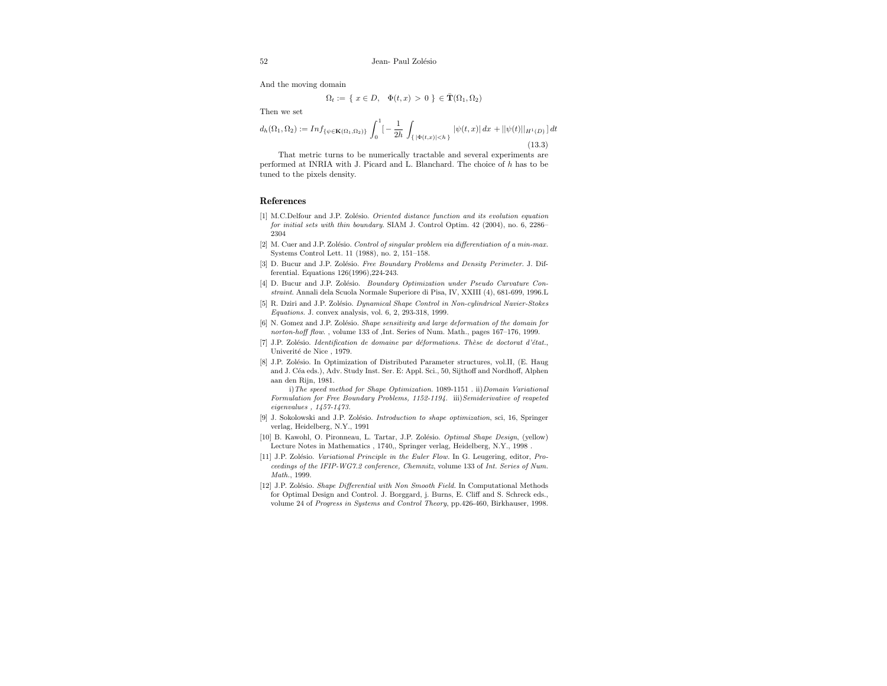And the moving domain

$$\Omega_t := \{ \ x \in D, \quad \Phi(t,x) \ > \ 0 \ \} \in \bar{\mathbf{T}}(\Omega_1, \Omega_2)$$

Then we set

$$d_h(\Omega_1, \Omega_2) := Inf_{\{\psi \in \mathbf{K}(\Omega_1,\Omega_2)\}} \int_0^1 [\, -\frac{1}{2h} \int_{\{\,|\Phi(t,x)|<h\,\}} |\psi(t,x)|\, dx + ||\psi(t)||_{H^1(D)}\,]\, dt \tag{13.3}$$

That metric turns to be numerically tractable and several experiments are performed at INRIA with J. Picard and L. Blanchard. The choice of $h$ has to be tuned to the pixels density.

## References

[1] M.C.Delfour and J.P. Zolésio. *Oriented distance function and its evolution equation for initial sets with thin boundary.* SIAM J. Control Optim. 42 (2004), no. 6, 2286–2304

[2] M. Cuer and J.P. Zolésio. *Control of singular problem via differentiation of a min-max.* Systems Control Lett. 11 (1988), no. 2, 151–158.

[3] D. Bucur and J.P. Zolésio. *Free Boundary Problems and Density Perimeter.* J. Differential. Equations 126(1996),224-243.

[4] D. Bucur and J.P. Zolésio. *Boundary Optimization under Pseudo Curvature Constraint.* Annali dela Scuola Normale Superiore di Pisa, IV, XXIII (4), 681-699, 1996.L

[5] R. Dziri and J.P. Zolésio. *Dynamical Shape Control in Non-cylindrical Navier-Stokes Equations.* J. convex analysis, vol. 6, 2, 293-318, 1999.

[6] N. Gomez and J.P. Zolésio. *Shape sensitivity and large deformation of the domain for norton-hoff flow.* , volume 133 of ,Int. Series of Num. Math., pages 167–176, 1999.

[7] J.P. Zolésio. *Identification de domaine par déformations. Thèse de doctorat d'état.*, Univerité de Nice , 1979.

[8] J.P. Zolésio. In Optimization of Distributed Parameter structures, vol.II, (E. Haug and J. Céa eds.), Adv. Study Inst. Ser. E: Appl. Sci., 50, Sijthoff and Nordhoff, Alphen aan den Rijn, 1981.
i) *The speed method for Shape Optimization.* 1089-1151 . ii) *Domain Variational Formulation for Free Boundary Problems, 1152-1194.* iii) *Semiderivative of reapeted eigenvalues , 1457-1473.*

[9] J. Sokolowski and J.P. Zolésio. *Introduction to shape optimization*, sci, 16, Springer verlag, Heidelberg, N.Y., 1991

[10] B. Kawohl, O. Pironneau, L. Tartar, J.P. Zolésio. *Optimal Shape Design*, (yellow) Lecture Notes in Mathematics , 1740,, Springer verlag, Heidelberg, N.Y., 1998 .

[11] J.P. Zolésio. *Variational Principle in the Euler Flow.* In G. Leugering, editor, *Proceedings of the IFIP-WG7.2 conference, Chemnitz*, volume 133 of *Int. Series of Num. Math.*, 1999.

[12] J.P. Zolésio. *Shape Differential with Non Smooth Field.* In Computational Methods for Optimal Design and Control. J. Borggard, j. Burns, E. Cliff and S. Schreck eds., volume 24 of *Progress in Systems and Control Theory*, pp.426-460, Birkhauser, 1998.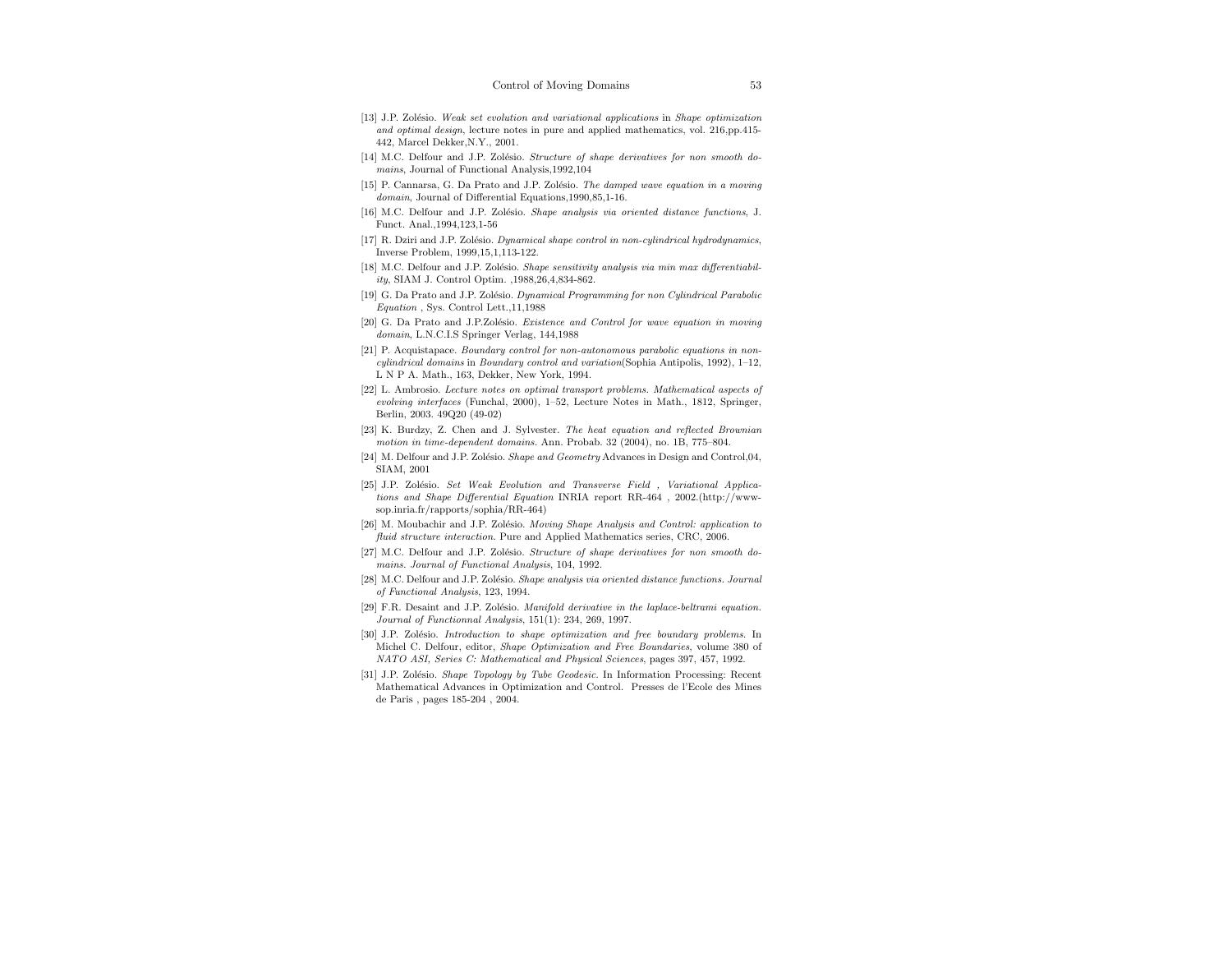[13] J.P. Zolésio. *Weak set evolution and variational applications* in *Shape optimization and optimal design*, lecture notes in pure and applied mathematics, vol. 216,pp.415-442, Marcel Dekker,N.Y., 2001.

[14] M.C. Delfour and J.P. Zolésio. *Structure of shape derivatives for non smooth domains*, Journal of Functional Analysis,1992,104

[15] P. Cannarsa, G. Da Prato and J.P. Zolésio. *The damped wave equation in a moving domain*, Journal of Differential Equations,1990,85,1-16.

[16] M.C. Delfour and J.P. Zolésio. *Shape analysis via oriented distance functions*, J. Funct. Anal.,1994,123,1-56

[17] R. Dziri and J.P. Zolésio. *Dynamical shape control in non-cylindrical hydrodynamics*, Inverse Problem, 1999,15,1,113-122.

[18] M.C. Delfour and J.P. Zolésio. *Shape sensitivity analysis via min max differentiability*, SIAM J. Control Optim. ,1988,26,4,834-862.

[19] G. Da Prato and J.P. Zolésio. *Dynamical Programming for non Cylindrical Parabolic Equation* , Sys. Control Lett.,11,1988

[20] G. Da Prato and J.P.Zolésio. *Existence and Control for wave equation in moving domain*, L.N.C.I.S Springer Verlag, 144,1988

[21] P. Acquistapace. *Boundary control for non-autonomous parabolic equations in non-cylindrical domains* in *Boundary control and variation*(Sophia Antipolis, 1992), 1–12, L N P A. Math., 163, Dekker, New York, 1994.

[22] L. Ambrosio. *Lecture notes on optimal transport problems. Mathematical aspects of evolving interfaces* (Funchal, 2000), 1–52, Lecture Notes in Math., 1812, Springer, Berlin, 2003. 49Q20 (49-02)

[23] K. Burdzy, Z. Chen and J. Sylvester. *The heat equation and reflected Brownian motion in time-dependent domains*. Ann. Probab. 32 (2004), no. 1B, 775–804.

[24] M. Delfour and J.P. Zolésio. *Shape and Geometry* Advances in Design and Control,04, SIAM, 2001

[25] J.P. Zolésio. *Set Weak Evolution and Transverse Field , Variational Applications and Shape Differential Equation* INRIA report RR-464 , 2002.(http://www-sop.inria.fr/rapports/sophia/RR-464)

[26] M. Moubachir and J.P. Zolésio. *Moving Shape Analysis and Control: application to fluid structure interaction*. Pure and Applied Mathematics series, CRC, 2006.

[27] M.C. Delfour and J.P. Zolésio. *Structure of shape derivatives for non smooth domains. Journal of Functional Analysis*, 104, 1992.

[28] M.C. Delfour and J.P. Zolésio. *Shape analysis via oriented distance functions. Journal of Functional Analysis*, 123, 1994.

[29] F.R. Desaint and J.P. Zolésio. *Manifold derivative in the laplace-beltrami equation. Journal of Functionnal Analysis*, 151(1): 234, 269, 1997.

[30] J.P. Zolésio. *Introduction to shape optimization and free boundary problems*. In Michel C. Delfour, editor, *Shape Optimization and Free Boundaries*, volume 380 of *NATO ASI, Series C: Mathematical and Physical Sciences*, pages 397, 457, 1992.

[31] J.P. Zolésio. *Shape Topology by Tube Geodesic*. In Information Processing: Recent Mathematical Advances in Optimization and Control. Presses de l'Ecole des Mines de Paris , pages 185-204 , 2004.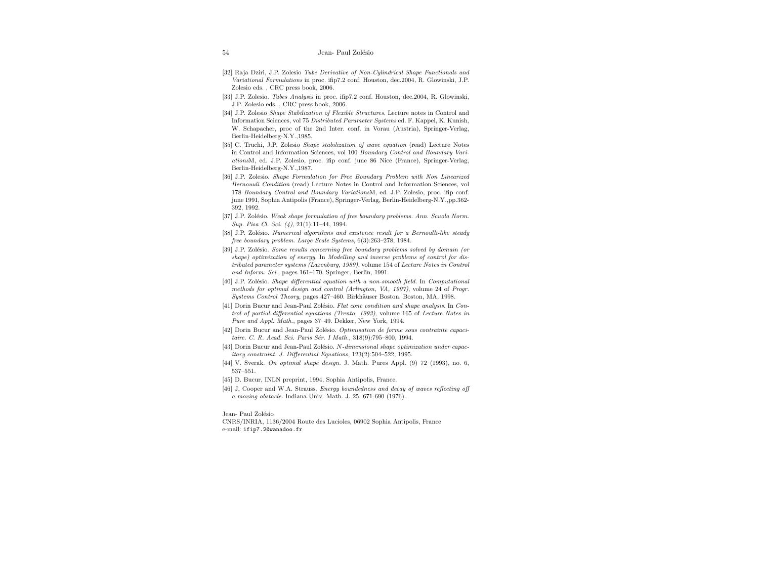[32] Raja Dziri, J.P. Zolesio *Tube Derivative of Non-Cylindrical Shape Functionals and Variational Formulations* in proc. ifip7.2 conf. Houston, dec.2004, R. Glowinski, J.P. Zolesio eds. , CRC press book, 2006.

[33] J.P. Zolesio. *Tubes Analysis* in proc. ifip7.2 conf. Houston, dec.2004, R. Glowinski, J.P. Zolesio eds. , CRC press book, 2006.

[34] J.P. Zolesio *Shape Stabilization of Flexible Structures.* Lecture notes in Control and Information Sciences, vol 75 *Distributed Parameter Systems* ed. F. Kappel, K. Kunish, W. Schapacher, proc of the 2nd Inter. conf. in Vorau (Austria), Springer-Verlag, Berlin-Heidelberg-N.Y.,1985.

[35] C. Truchi, J.P. Zolesio *Shape stabilization of wave equation* (read) Lecture Notes in Control and Information Sciences, vol 100 *Boundary Control and Boundary VariationsM*, ed. J.P. Zolesio, proc. ifip conf. june 86 Nice (France), Springer-Verlag, Berlin-Heidelberg-N.Y.,1987.

[36] J.P. Zolesio. *Shape Formulation for Free Boundary Problem with Non Linearized Bernouuli Condition* (read) Lecture Notes in Control and Information Sciences, vol 178 *Boundary Control and Boundary VariationsM*, ed. J.P. Zolesio, proc. ifip conf. june 1991, Sophia Antipolis (France), Springer-Verlag, Berlin-Heidelberg-N.Y.,pp.362-392, 1992.

[37] J.P. Zolésio. *Weak shape formulation of free boundary problems. Ann. Scuola Norm. Sup. Pisa Cl. Sci. (4)*, 21(1):11–44, 1994.

[38] J.P. Zolésio. *Numerical algorithms and existence result for a Bernoulli-like steady free boundary problem. Large Scale Systems*, 6(3):263–278, 1984.

[39] J.P. Zolésio. *Some results concerning free boundary problems solved by domain (or shape) optimization of energy.* In *Modelling and inverse problems of control for distributed parameter systems (Laxenburg, 1989)*, volume 154 of *Lecture Notes in Control and Inform. Sci.*, pages 161–170. Springer, Berlin, 1991.

[40] J.P. Zolésio. *Shape differential equation with a non-smooth field.* In *Computational methods for optimal design and control (Arlington, VA, 1997)*, volume 24 of *Progr. Systems Control Theory*, pages 427–460. Birkhäuser Boston, Boston, MA, 1998.

[41] Dorin Bucur and Jean-Paul Zolésio. *Flat cone condition and shape analysis.* In *Control of partial differential equations (Trento, 1993)*, volume 165 of *Lecture Notes in Pure and Appl. Math.*, pages 37–49. Dekker, New York, 1994.

[42] Dorin Bucur and Jean-Paul Zolésio. *Optimisation de forme sous contrainte capacitaire. C. R. Acad. Sci. Paris Sér. I Math.*, 318(9):795–800, 1994.

[43] Dorin Bucur and Jean-Paul Zolésio. *N-dimensional shape optimization under capacitary constraint. J. Differential Equations*, 123(2):504–522, 1995.

[44] V. Sverak. *On optimal shape design.* J. Math. Pures Appl. (9) 72 (1993), no. 6, 537–551.

[45] D. Bucur, INLN preprint, 1994, Sophia Antipolis, France.

[46] J. Cooper and W.A. Strauss. *Energy boundedness and decay of waves reflecting off a moving obstacle.* Indiana Univ. Math. J. 25, 671-690 (1976).

Jean- Paul Zolésio
CNRS/INRIA, 1136/2004 Route des Lucioles, 06902 Sophia Antipolis, France
e-mail: `ifip7.2@wanadoo.fr`